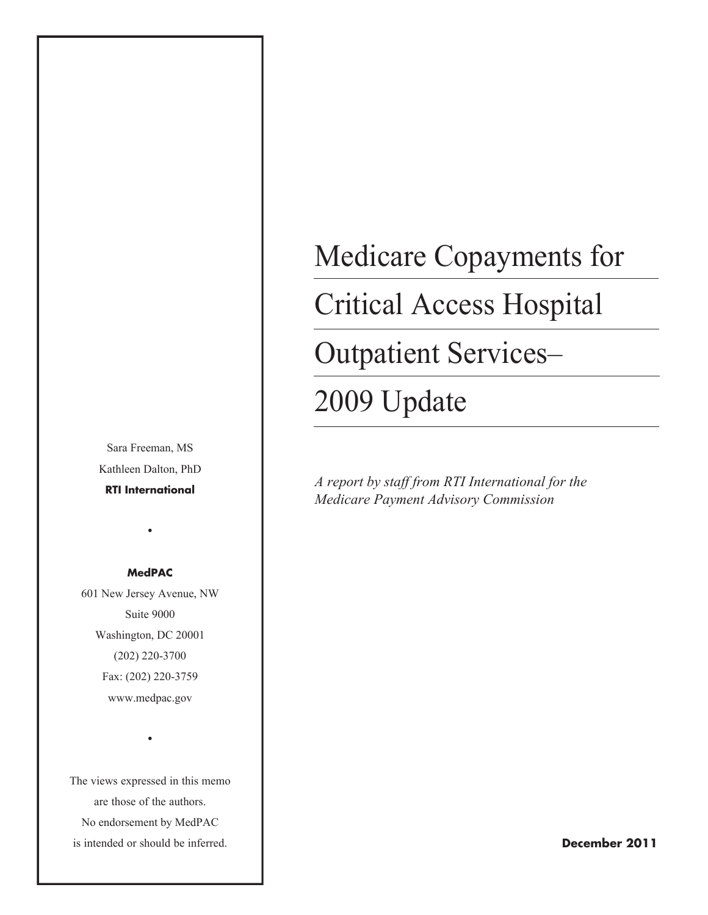# Medicare Copayments for Critical Access Hospital Outpatient Services– 2009 Update

*A report by staff from RTI International for the Medicare Payment Advisory Commission*

Sara Freeman, MS

Kathleen Dalton, PhD

**RTI International**

•

**MedPAC**

601 New Jersey Avenue, NW

Suite 9000

Washington, DC 20001

(202) 220-3700

Fax: (202) 220-3759

www.medpac.gov

•

The views expressed in this memo are those of the authors. No endorsement by MedPAC is intended or should be inferred.

**December 2011**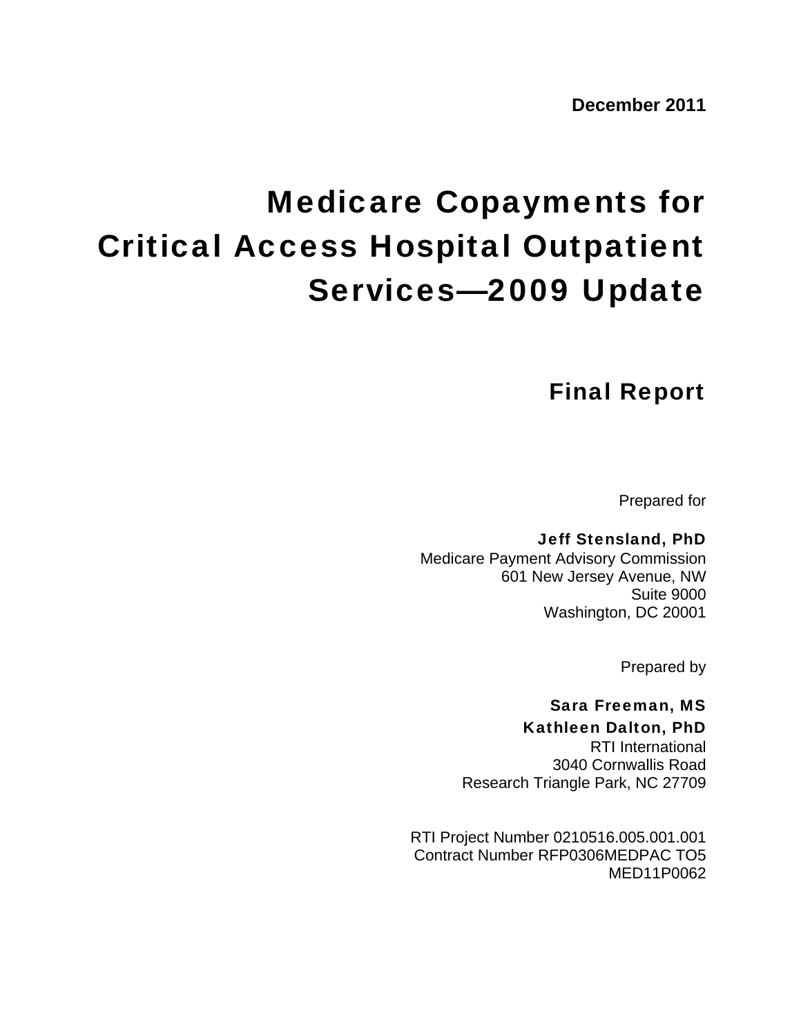**December 2011**

# Medicare Copayments for Critical Access Hospital Outpatient Services—2009 Update

## Final Report

Prepared for

**Jeff Stensland, PhD**
Medicare Payment Advisory Commission
601 New Jersey Avenue, NW
Suite 9000
Washington, DC 20001

Prepared by

**Sara Freeman, MS**
**Kathleen Dalton, PhD**
RTI International
3040 Cornwallis Road
Research Triangle Park, NC 27709

RTI Project Number 0210516.005.001.001
Contract Number RFP0306MEDPAC TO5
MED11P0062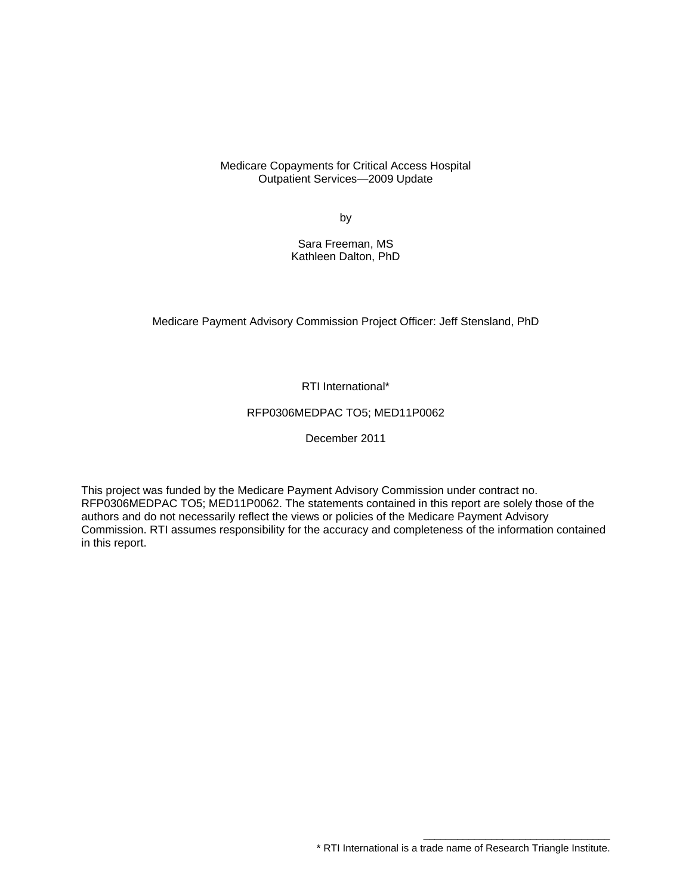# Medicare Copayments for Critical Access Hospital Outpatient Services—2009 Update

by

Sara Freeman, MS
Kathleen Dalton, PhD

Medicare Payment Advisory Commission Project Officer: Jeff Stensland, PhD

RTI International*

RFP0306MEDPAC TO5; MED11P0062

December 2011

This project was funded by the Medicare Payment Advisory Commission under contract no. RFP0306MEDPAC TO5; MED11P0062. The statements contained in this report are solely those of the authors and do not necessarily reflect the views or policies of the Medicare Payment Advisory Commission. RTI assumes responsibility for the accuracy and completeness of the information contained in this report.

---

* RTI International is a trade name of Research Triangle Institute.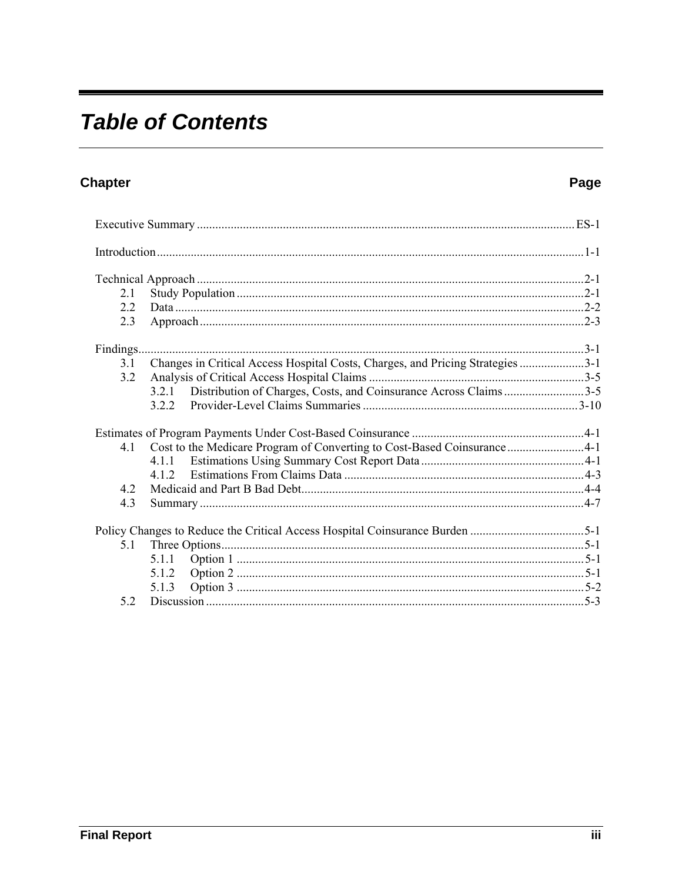# Table of Contents

| Chapter | Page |
|---|---|
| Executive Summary | ES-1 |
| Introduction | 1-1 |
| Technical Approach | 2-1 |
| 2.1 Study Population | 2-1 |
| 2.2 Data | 2-2 |
| 2.3 Approach | 2-3 |
| Findings | 3-1 |
| 3.1 Changes in Critical Access Hospital Costs, Charges, and Pricing Strategies | 3-1 |
| 3.2 Analysis of Critical Access Hospital Claims | 3-5 |
| 3.2.1 Distribution of Charges, Costs, and Coinsurance Across Claims | 3-5 |
| 3.2.2 Provider-Level Claims Summaries | 3-10 |
| Estimates of Program Payments Under Cost-Based Coinsurance | 4-1 |
| 4.1 Cost to the Medicare Program of Converting to Cost-Based Coinsurance | 4-1 |
| 4.1.1 Estimations Using Summary Cost Report Data | 4-1 |
| 4.1.2 Estimations From Claims Data | 4-3 |
| 4.2 Medicaid and Part B Bad Debt | 4-4 |
| 4.3 Summary | 4-7 |
| Policy Changes to Reduce the Critical Access Hospital Coinsurance Burden | 5-1 |
| 5.1 Three Options | 5-1 |
| 5.1.1 Option 1 | 5-1 |
| 5.1.2 Option 2 | 5-1 |
| 5.1.3 Option 3 | 5-2 |
| 5.2 Discussion | 5-3 |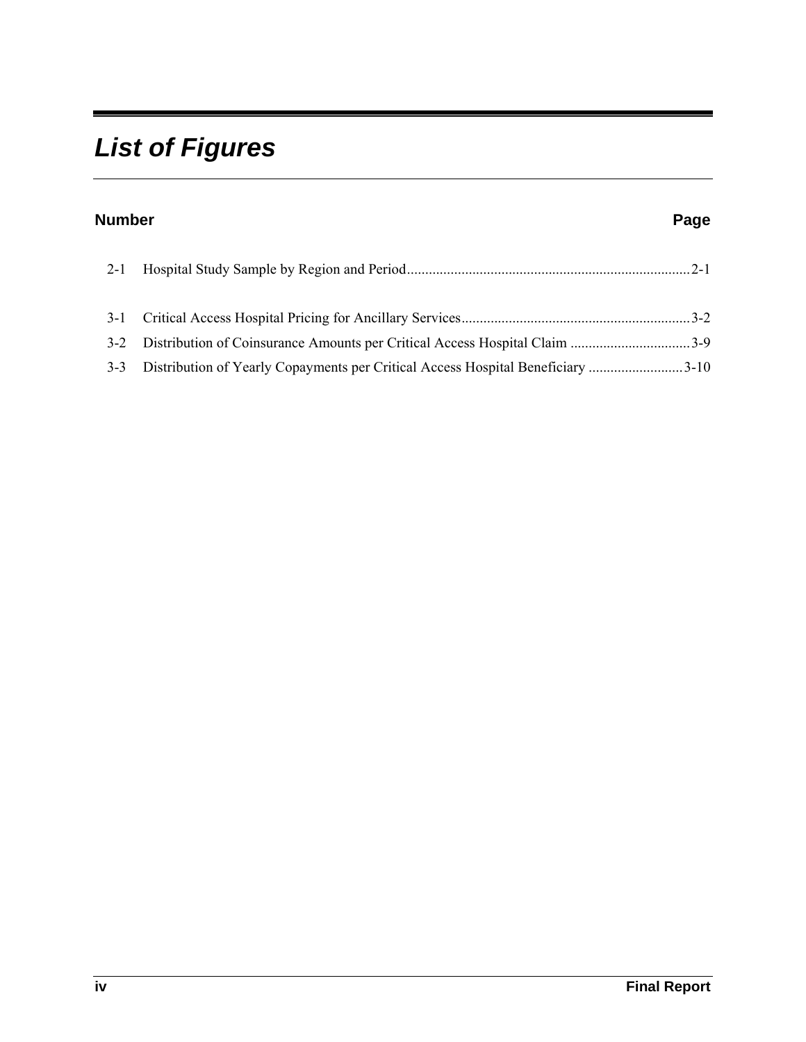# *List of Figures*

| Number | | Page |
|---|---|---|
| 2-1 | Hospital Study Sample by Region and Period | 2-1 |
| 3-1 | Critical Access Hospital Pricing for Ancillary Services | 3-2 |
| 3-2 | Distribution of Coinsurance Amounts per Critical Access Hospital Claim | 3-9 |
| 3-3 | Distribution of Yearly Copayments per Critical Access Hospital Beneficiary | 3-10 |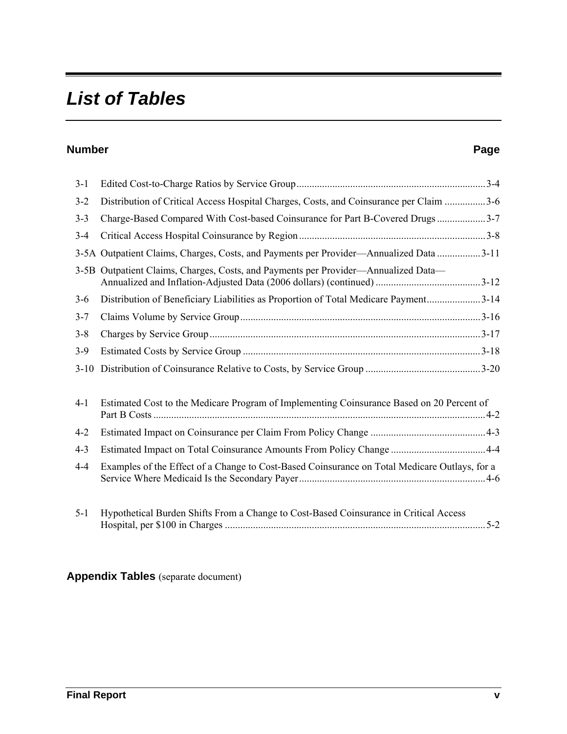# List of Tables

| Number | | Page |
|---|---|---|
| 3-1 | Edited Cost-to-Charge Ratios by Service Group | 3-4 |
| 3-2 | Distribution of Critical Access Hospital Charges, Costs, and Coinsurance per Claim | 3-6 |
| 3-3 | Charge-Based Compared With Cost-based Coinsurance for Part B-Covered Drugs | 3-7 |
| 3-4 | Critical Access Hospital Coinsurance by Region | 3-8 |
| 3-5A | Outpatient Claims, Charges, Costs, and Payments per Provider—Annualized Data | 3-11 |
| 3-5B | Outpatient Claims, Charges, Costs, and Payments per Provider—Annualized Data—Annualized and Inflation-Adjusted Data (2006 dollars) (continued) | 3-12 |
| 3-6 | Distribution of Beneficiary Liabilities as Proportion of Total Medicare Payment | 3-14 |
| 3-7 | Claims Volume by Service Group | 3-16 |
| 3-8 | Charges by Service Group | 3-17 |
| 3-9 | Estimated Costs by Service Group | 3-18 |
| 3-10 | Distribution of Coinsurance Relative to Costs, by Service Group | 3-20 |
| 4-1 | Estimated Cost to the Medicare Program of Implementing Coinsurance Based on 20 Percent of Part B Costs | 4-2 |
| 4-2 | Estimated Impact on Coinsurance per Claim From Policy Change | 4-3 |
| 4-3 | Estimated Impact on Total Coinsurance Amounts From Policy Change | 4-4 |
| 4-4 | Examples of the Effect of a Change to Cost-Based Coinsurance on Total Medicare Outlays, for a Service Where Medicaid Is the Secondary Payer | 4-6 |
| 5-1 | Hypothetical Burden Shifts From a Change to Cost-Based Coinsurance in Critical Access Hospital, per $100 in Charges | 5-2 |

**Appendix Tables** (separate document)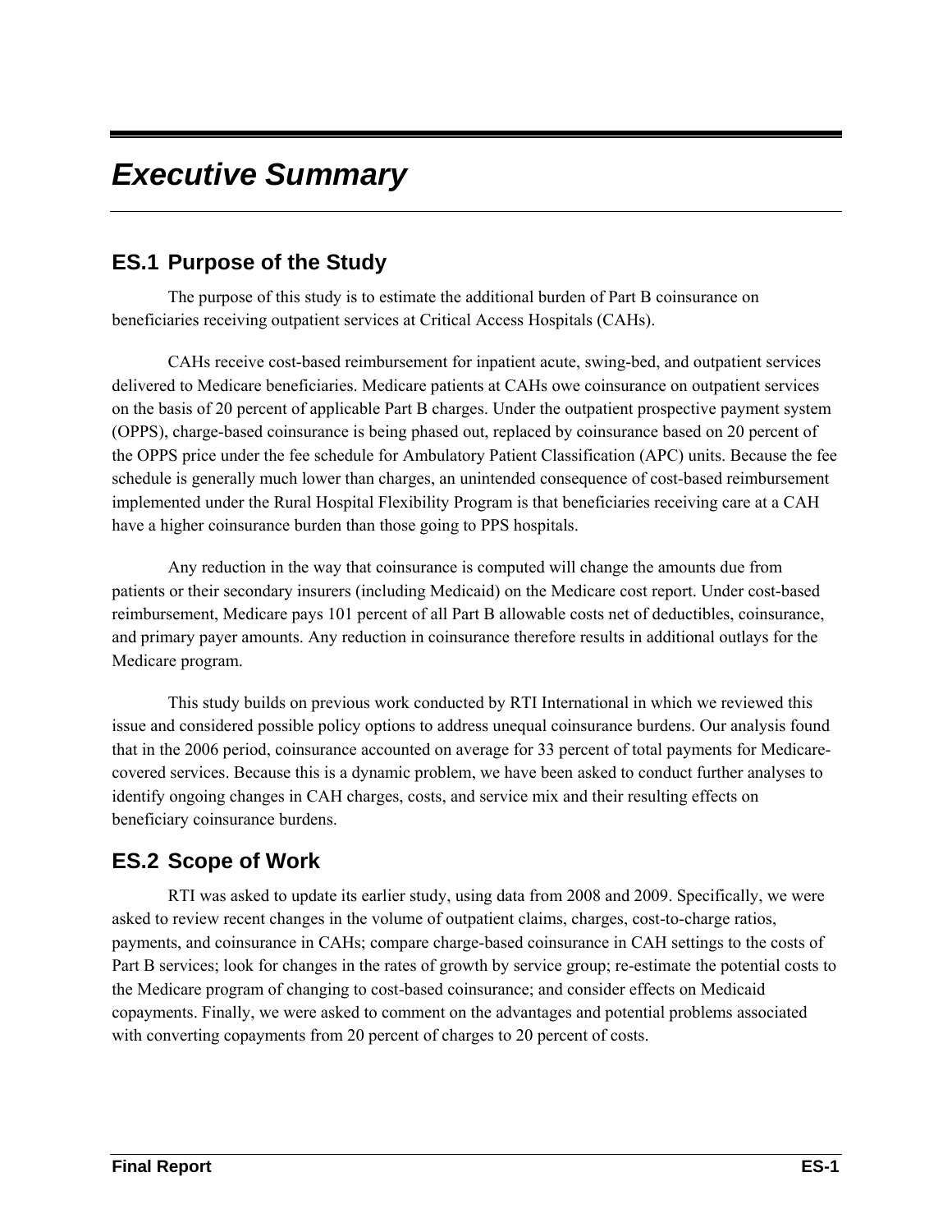# Executive Summary

## ES.1 Purpose of the Study

The purpose of this study is to estimate the additional burden of Part B coinsurance on beneficiaries receiving outpatient services at Critical Access Hospitals (CAHs).

CAHs receive cost-based reimbursement for inpatient acute, swing-bed, and outpatient services delivered to Medicare beneficiaries. Medicare patients at CAHs owe coinsurance on outpatient services on the basis of 20 percent of applicable Part B charges. Under the outpatient prospective payment system (OPPS), charge-based coinsurance is being phased out, replaced by coinsurance based on 20 percent of the OPPS price under the fee schedule for Ambulatory Patient Classification (APC) units. Because the fee schedule is generally much lower than charges, an unintended consequence of cost-based reimbursement implemented under the Rural Hospital Flexibility Program is that beneficiaries receiving care at a CAH have a higher coinsurance burden than those going to PPS hospitals.

Any reduction in the way that coinsurance is computed will change the amounts due from patients or their secondary insurers (including Medicaid) on the Medicare cost report. Under cost-based reimbursement, Medicare pays 101 percent of all Part B allowable costs net of deductibles, coinsurance, and primary payer amounts. Any reduction in coinsurance therefore results in additional outlays for the Medicare program.

This study builds on previous work conducted by RTI International in which we reviewed this issue and considered possible policy options to address unequal coinsurance burdens. Our analysis found that in the 2006 period, coinsurance accounted on average for 33 percent of total payments for Medicare-covered services. Because this is a dynamic problem, we have been asked to conduct further analyses to identify ongoing changes in CAH charges, costs, and service mix and their resulting effects on beneficiary coinsurance burdens.

## ES.2 Scope of Work

RTI was asked to update its earlier study, using data from 2008 and 2009. Specifically, we were asked to review recent changes in the volume of outpatient claims, charges, cost-to-charge ratios, payments, and coinsurance in CAHs; compare charge-based coinsurance in CAH settings to the costs of Part B services; look for changes in the rates of growth by service group; re-estimate the potential costs to the Medicare program of changing to cost-based coinsurance; and consider effects on Medicaid copayments. Finally, we were asked to comment on the advantages and potential problems associated with converting copayments from 20 percent of charges to 20 percent of costs.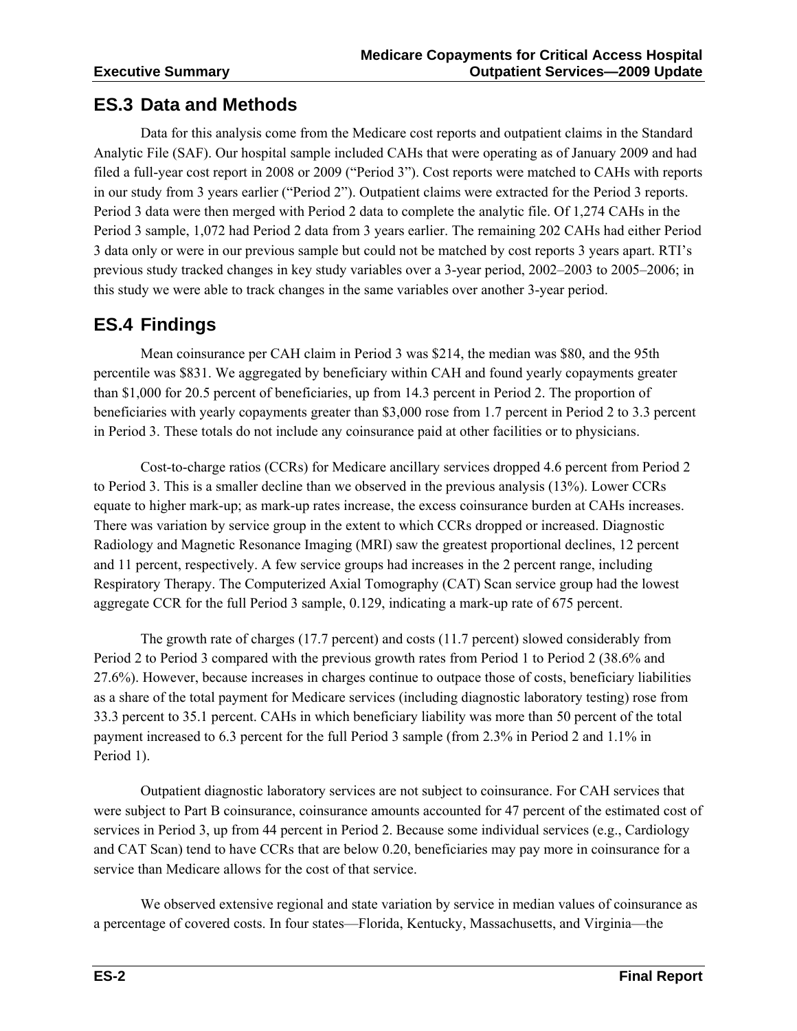## ES.3 Data and Methods

Data for this analysis come from the Medicare cost reports and outpatient claims in the Standard Analytic File (SAF). Our hospital sample included CAHs that were operating as of January 2009 and had filed a full-year cost report in 2008 or 2009 ("Period 3"). Cost reports were matched to CAHs with reports in our study from 3 years earlier ("Period 2"). Outpatient claims were extracted for the Period 3 reports. Period 3 data were then merged with Period 2 data to complete the analytic file. Of 1,274 CAHs in the Period 3 sample, 1,072 had Period 2 data from 3 years earlier. The remaining 202 CAHs had either Period 3 data only or were in our previous sample but could not be matched by cost reports 3 years apart. RTI's previous study tracked changes in key study variables over a 3-year period, 2002–2003 to 2005–2006; in this study we were able to track changes in the same variables over another 3-year period.

## ES.4 Findings

Mean coinsurance per CAH claim in Period 3 was $214, the median was $80, and the 95th percentile was $831. We aggregated by beneficiary within CAH and found yearly copayments greater than $1,000 for 20.5 percent of beneficiaries, up from 14.3 percent in Period 2. The proportion of beneficiaries with yearly copayments greater than $3,000 rose from 1.7 percent in Period 2 to 3.3 percent in Period 3. These totals do not include any coinsurance paid at other facilities or to physicians.

Cost-to-charge ratios (CCRs) for Medicare ancillary services dropped 4.6 percent from Period 2 to Period 3. This is a smaller decline than we observed in the previous analysis (13%). Lower CCRs equate to higher mark-up; as mark-up rates increase, the excess coinsurance burden at CAHs increases. There was variation by service group in the extent to which CCRs dropped or increased. Diagnostic Radiology and Magnetic Resonance Imaging (MRI) saw the greatest proportional declines, 12 percent and 11 percent, respectively. A few service groups had increases in the 2 percent range, including Respiratory Therapy. The Computerized Axial Tomography (CAT) Scan service group had the lowest aggregate CCR for the full Period 3 sample, 0.129, indicating a mark-up rate of 675 percent.

The growth rate of charges (17.7 percent) and costs (11.7 percent) slowed considerably from Period 2 to Period 3 compared with the previous growth rates from Period 1 to Period 2 (38.6% and 27.6%). However, because increases in charges continue to outpace those of costs, beneficiary liabilities as a share of the total payment for Medicare services (including diagnostic laboratory testing) rose from 33.3 percent to 35.1 percent. CAHs in which beneficiary liability was more than 50 percent of the total payment increased to 6.3 percent for the full Period 3 sample (from 2.3% in Period 2 and 1.1% in Period 1).

Outpatient diagnostic laboratory services are not subject to coinsurance. For CAH services that were subject to Part B coinsurance, coinsurance amounts accounted for 47 percent of the estimated cost of services in Period 3, up from 44 percent in Period 2. Because some individual services (e.g., Cardiology and CAT Scan) tend to have CCRs that are below 0.20, beneficiaries may pay more in coinsurance for a service than Medicare allows for the cost of that service.

We observed extensive regional and state variation by service in median values of coinsurance as a percentage of covered costs. In four states—Florida, Kentucky, Massachusetts, and Virginia—the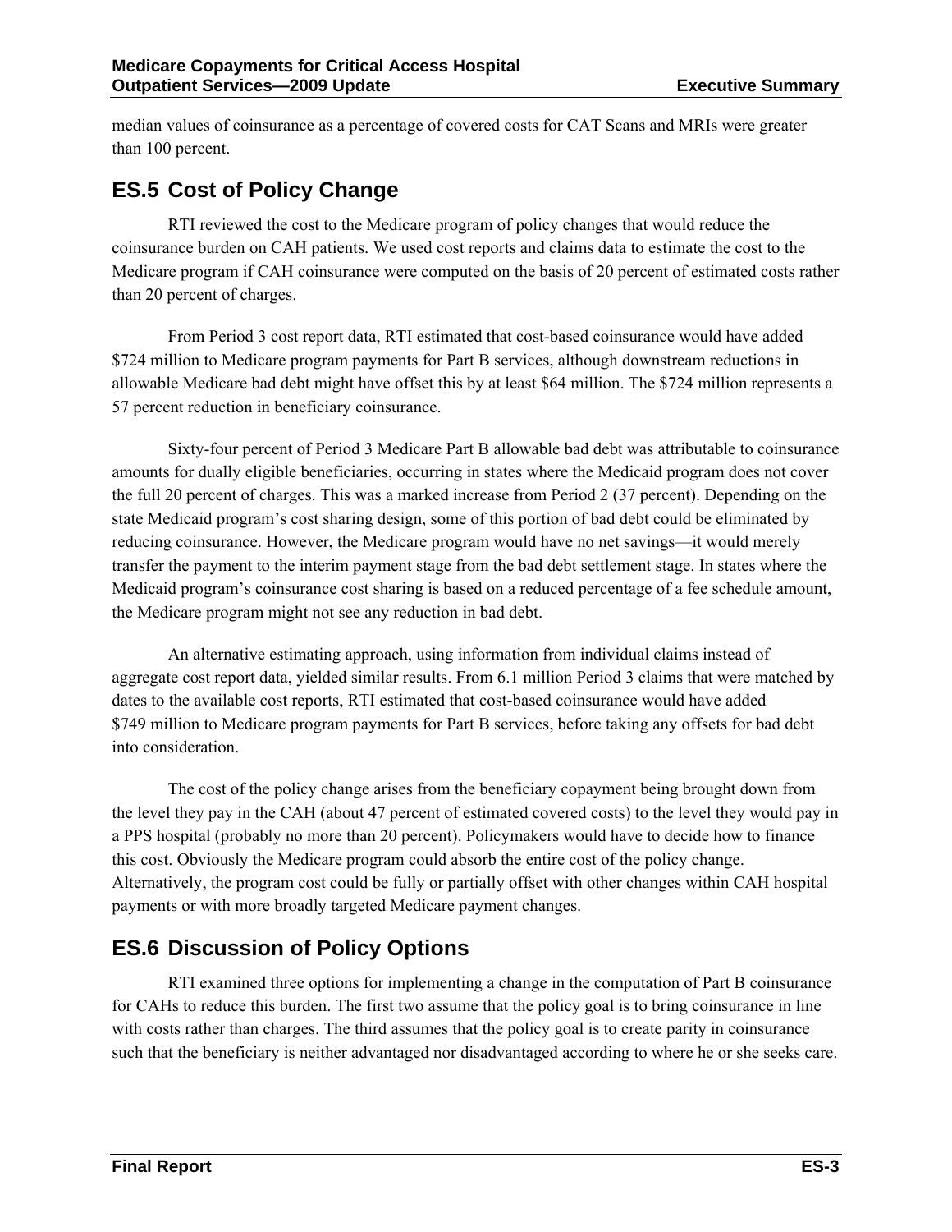median values of coinsurance as a percentage of covered costs for CAT Scans and MRIs were greater than 100 percent.

## ES.5 Cost of Policy Change

RTI reviewed the cost to the Medicare program of policy changes that would reduce the coinsurance burden on CAH patients. We used cost reports and claims data to estimate the cost to the Medicare program if CAH coinsurance were computed on the basis of 20 percent of estimated costs rather than 20 percent of charges.

From Period 3 cost report data, RTI estimated that cost-based coinsurance would have added $724 million to Medicare program payments for Part B services, although downstream reductions in allowable Medicare bad debt might have offset this by at least $64 million. The $724 million represents a 57 percent reduction in beneficiary coinsurance.

Sixty-four percent of Period 3 Medicare Part B allowable bad debt was attributable to coinsurance amounts for dually eligible beneficiaries, occurring in states where the Medicaid program does not cover the full 20 percent of charges. This was a marked increase from Period 2 (37 percent). Depending on the state Medicaid program's cost sharing design, some of this portion of bad debt could be eliminated by reducing coinsurance. However, the Medicare program would have no net savings—it would merely transfer the payment to the interim payment stage from the bad debt settlement stage. In states where the Medicaid program's coinsurance cost sharing is based on a reduced percentage of a fee schedule amount, the Medicare program might not see any reduction in bad debt.

An alternative estimating approach, using information from individual claims instead of aggregate cost report data, yielded similar results. From 6.1 million Period 3 claims that were matched by dates to the available cost reports, RTI estimated that cost-based coinsurance would have added $749 million to Medicare program payments for Part B services, before taking any offsets for bad debt into consideration.

The cost of the policy change arises from the beneficiary copayment being brought down from the level they pay in the CAH (about 47 percent of estimated covered costs) to the level they would pay in a PPS hospital (probably no more than 20 percent). Policymakers would have to decide how to finance this cost. Obviously the Medicare program could absorb the entire cost of the policy change. Alternatively, the program cost could be fully or partially offset with other changes within CAH hospital payments or with more broadly targeted Medicare payment changes.

## ES.6 Discussion of Policy Options

RTI examined three options for implementing a change in the computation of Part B coinsurance for CAHs to reduce this burden. The first two assume that the policy goal is to bring coinsurance in line with costs rather than charges. The third assumes that the policy goal is to create parity in coinsurance such that the beneficiary is neither advantaged nor disadvantaged according to where he or she seeks care.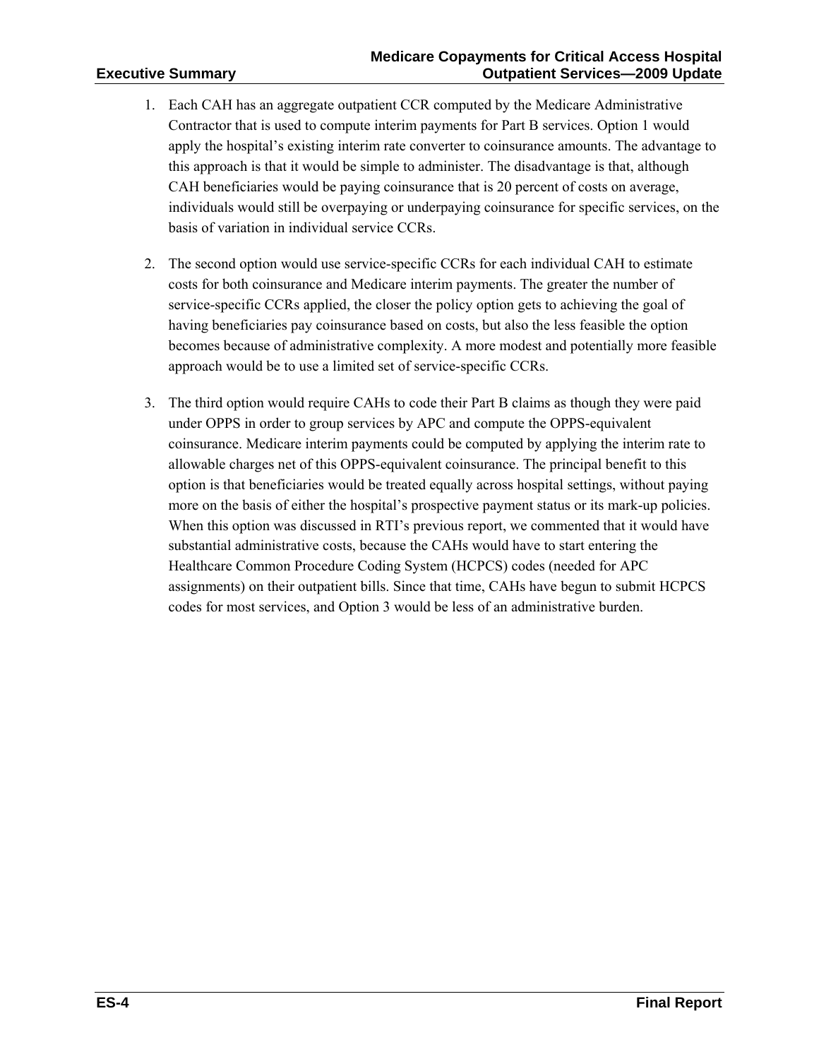1. Each CAH has an aggregate outpatient CCR computed by the Medicare Administrative Contractor that is used to compute interim payments for Part B services. Option 1 would apply the hospital's existing interim rate converter to coinsurance amounts. The advantage to this approach is that it would be simple to administer. The disadvantage is that, although CAH beneficiaries would be paying coinsurance that is 20 percent of costs on average, individuals would still be overpaying or underpaying coinsurance for specific services, on the basis of variation in individual service CCRs.

2. The second option would use service-specific CCRs for each individual CAH to estimate costs for both coinsurance and Medicare interim payments. The greater the number of service-specific CCRs applied, the closer the policy option gets to achieving the goal of having beneficiaries pay coinsurance based on costs, but also the less feasible the option becomes because of administrative complexity. A more modest and potentially more feasible approach would be to use a limited set of service-specific CCRs.

3. The third option would require CAHs to code their Part B claims as though they were paid under OPPS in order to group services by APC and compute the OPPS-equivalent coinsurance. Medicare interim payments could be computed by applying the interim rate to allowable charges net of this OPPS-equivalent coinsurance. The principal benefit to this option is that beneficiaries would be treated equally across hospital settings, without paying more on the basis of either the hospital's prospective payment status or its mark-up policies. When this option was discussed in RTI's previous report, we commented that it would have substantial administrative costs, because the CAHs would have to start entering the Healthcare Common Procedure Coding System (HCPCS) codes (needed for APC assignments) on their outpatient bills. Since that time, CAHs have begun to submit HCPCS codes for most services, and Option 3 would be less of an administrative burden.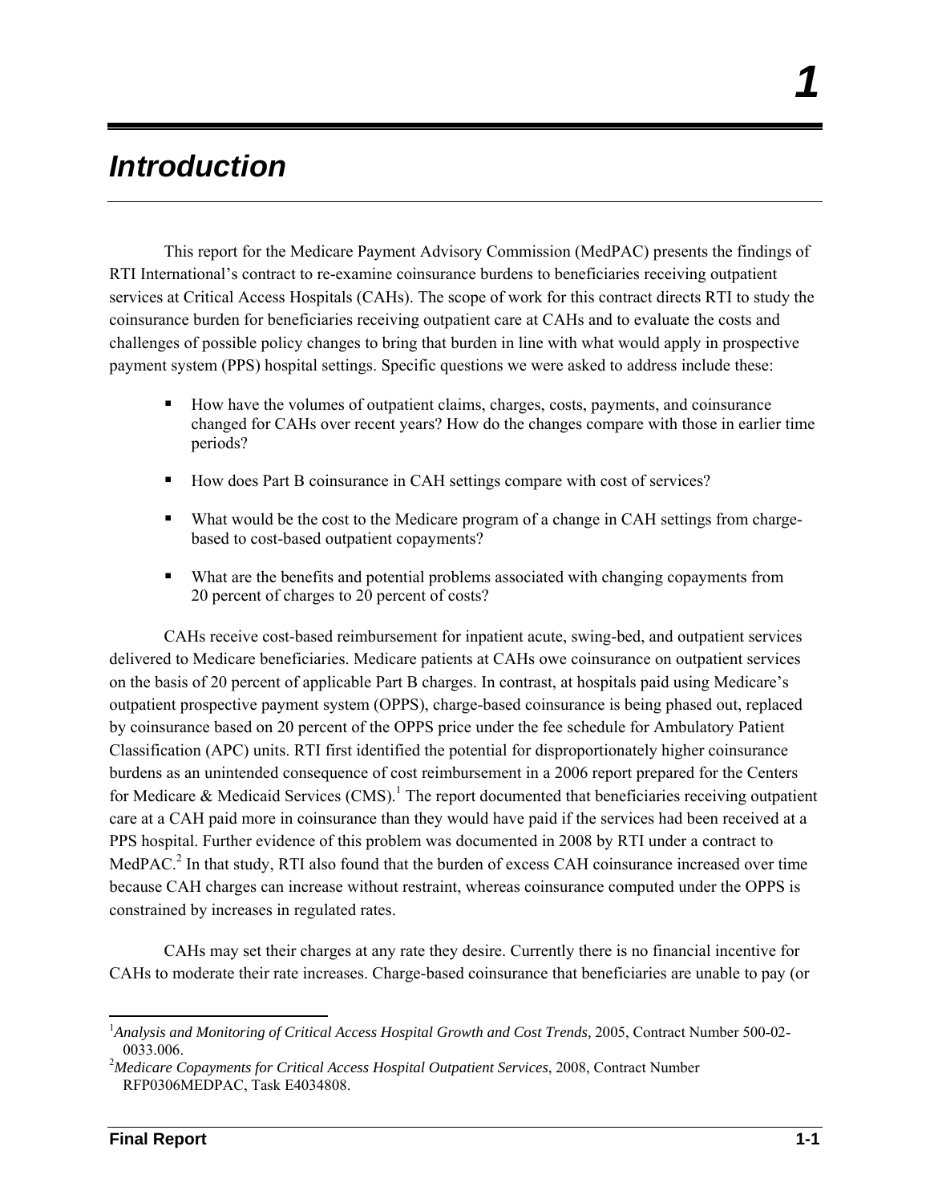# 1

# Introduction

This report for the Medicare Payment Advisory Commission (MedPAC) presents the findings of RTI International's contract to re-examine coinsurance burdens to beneficiaries receiving outpatient services at Critical Access Hospitals (CAHs). The scope of work for this contract directs RTI to study the coinsurance burden for beneficiaries receiving outpatient care at CAHs and to evaluate the costs and challenges of possible policy changes to bring that burden in line with what would apply in prospective payment system (PPS) hospital settings. Specific questions we were asked to address include these:

- How have the volumes of outpatient claims, charges, costs, payments, and coinsurance changed for CAHs over recent years? How do the changes compare with those in earlier time periods?
- How does Part B coinsurance in CAH settings compare with cost of services?
- What would be the cost to the Medicare program of a change in CAH settings from charge-based to cost-based outpatient copayments?
- What are the benefits and potential problems associated with changing copayments from 20 percent of charges to 20 percent of costs?

CAHs receive cost-based reimbursement for inpatient acute, swing-bed, and outpatient services delivered to Medicare beneficiaries. Medicare patients at CAHs owe coinsurance on outpatient services on the basis of 20 percent of applicable Part B charges. In contrast, at hospitals paid using Medicare's outpatient prospective payment system (OPPS), charge-based coinsurance is being phased out, replaced by coinsurance based on 20 percent of the OPPS price under the fee schedule for Ambulatory Patient Classification (APC) units. RTI first identified the potential for disproportionately higher coinsurance burdens as an unintended consequence of cost reimbursement in a 2006 report prepared for the Centers for Medicare & Medicaid Services (CMS).[1] The report documented that beneficiaries receiving outpatient care at a CAH paid more in coinsurance than they would have paid if the services had been received at a PPS hospital. Further evidence of this problem was documented in 2008 by RTI under a contract to MedPAC.[2] In that study, RTI also found that the burden of excess CAH coinsurance increased over time because CAH charges can increase without restraint, whereas coinsurance computed under the OPPS is constrained by increases in regulated rates.

CAHs may set their charges at any rate they desire. Currently there is no financial incentive for CAHs to moderate their rate increases. Charge-based coinsurance that beneficiaries are unable to pay (or

---

[1] *Analysis and Monitoring of Critical Access Hospital Growth and Cost Trends,* 2005, Contract Number 500-02-0033.006.

[2] *Medicare Copayments for Critical Access Hospital Outpatient Services*, 2008, Contract Number RFP0306MEDPAC, Task E4034808.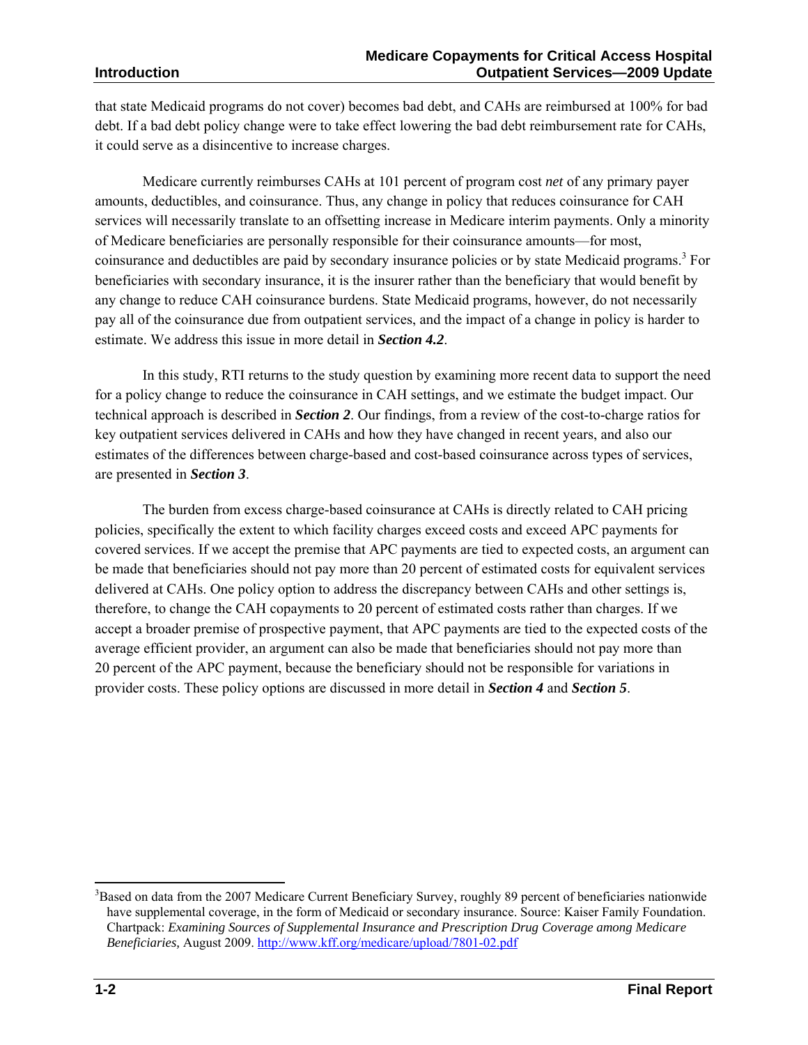that state Medicaid programs do not cover) becomes bad debt, and CAHs are reimbursed at 100% for bad debt. If a bad debt policy change were to take effect lowering the bad debt reimbursement rate for CAHs, it could serve as a disincentive to increase charges.

Medicare currently reimburses CAHs at 101 percent of program cost *net* of any primary payer amounts, deductibles, and coinsurance. Thus, any change in policy that reduces coinsurance for CAH services will necessarily translate to an offsetting increase in Medicare interim payments. Only a minority of Medicare beneficiaries are personally responsible for their coinsurance amounts—for most, coinsurance and deductibles are paid by secondary insurance policies or by state Medicaid programs.[3] For beneficiaries with secondary insurance, it is the insurer rather than the beneficiary that would benefit by any change to reduce CAH coinsurance burdens. State Medicaid programs, however, do not necessarily pay all of the coinsurance due from outpatient services, and the impact of a change in policy is harder to estimate. We address this issue in more detail in ***Section 4.2***.

In this study, RTI returns to the study question by examining more recent data to support the need for a policy change to reduce the coinsurance in CAH settings, and we estimate the budget impact. Our technical approach is described in ***Section 2***. Our findings, from a review of the cost-to-charge ratios for key outpatient services delivered in CAHs and how they have changed in recent years, and also our estimates of the differences between charge-based and cost-based coinsurance across types of services, are presented in ***Section 3***.

The burden from excess charge-based coinsurance at CAHs is directly related to CAH pricing policies, specifically the extent to which facility charges exceed costs and exceed APC payments for covered services. If we accept the premise that APC payments are tied to expected costs, an argument can be made that beneficiaries should not pay more than 20 percent of estimated costs for equivalent services delivered at CAHs. One policy option to address the discrepancy between CAHs and other settings is, therefore, to change the CAH copayments to 20 percent of estimated costs rather than charges. If we accept a broader premise of prospective payment, that APC payments are tied to the expected costs of the average efficient provider, an argument can also be made that beneficiaries should not pay more than 20 percent of the APC payment, because the beneficiary should not be responsible for variations in provider costs. These policy options are discussed in more detail in ***Section 4*** and ***Section 5***.

---

[3]Based on data from the 2007 Medicare Current Beneficiary Survey, roughly 89 percent of beneficiaries nationwide have supplemental coverage, in the form of Medicaid or secondary insurance. Source: Kaiser Family Foundation. Chartpack: *Examining Sources of Supplemental Insurance and Prescription Drug Coverage among Medicare Beneficiaries,* August 2009. http://www.kff.org/medicare/upload/7801-02.pdf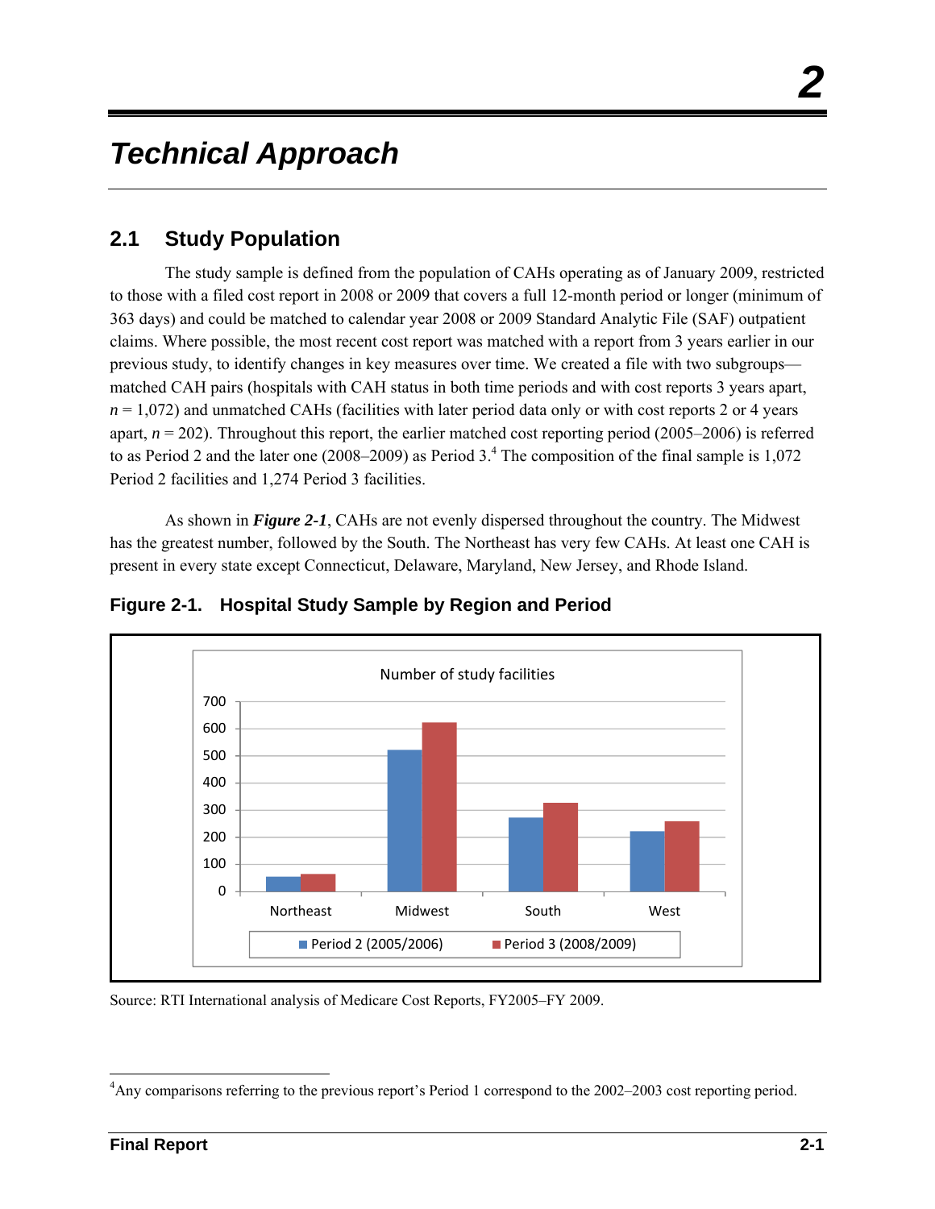# 2

# Technical Approach

## 2.1 Study Population

The study sample is defined from the population of CAHs operating as of January 2009, restricted to those with a filed cost report in 2008 or 2009 that covers a full 12-month period or longer (minimum of 363 days) and could be matched to calendar year 2008 or 2009 Standard Analytic File (SAF) outpatient claims. Where possible, the most recent cost report was matched with a report from 3 years earlier in our previous study, to identify changes in key measures over time. We created a file with two subgroups—matched CAH pairs (hospitals with CAH status in both time periods and with cost reports 3 years apart, *n* = 1,072) and unmatched CAHs (facilities with later period data only or with cost reports 2 or 4 years apart, *n* = 202). Throughout this report, the earlier matched cost reporting period (2005–2006) is referred to as Period 2 and the later one (2008–2009) as Period 3.[4] The composition of the final sample is 1,072 Period 2 facilities and 1,274 Period 3 facilities.

As shown in ***Figure 2-1***, CAHs are not evenly dispersed throughout the country. The Midwest has the greatest number, followed by the South. The Northeast has very few CAHs. At least one CAH is present in every state except Connecticut, Delaware, Maryland, New Jersey, and Rhode Island.

**Figure 2-1. Hospital Study Sample by Region and Period**

Number of study facilities

Legend: Period 2 (2005/2006); Period 3 (2008/2009)

Regions: Northeast, Midwest, South, West

Source: RTI International analysis of Medicare Cost Reports, FY2005–FY 2009.

---

[4]Any comparisons referring to the previous report's Period 1 correspond to the 2002–2003 cost reporting period.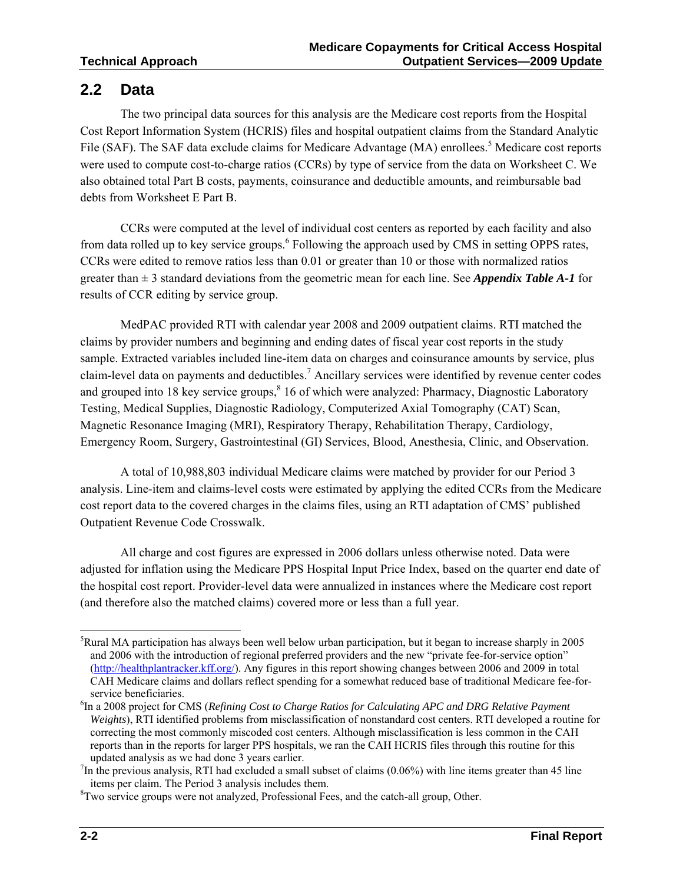## 2.2 Data

The two principal data sources for this analysis are the Medicare cost reports from the Hospital Cost Report Information System (HCRIS) files and hospital outpatient claims from the Standard Analytic File (SAF). The SAF data exclude claims for Medicare Advantage (MA) enrollees.[5] Medicare cost reports were used to compute cost-to-charge ratios (CCRs) by type of service from the data on Worksheet C. We also obtained total Part B costs, payments, coinsurance and deductible amounts, and reimbursable bad debts from Worksheet E Part B.

CCRs were computed at the level of individual cost centers as reported by each facility and also from data rolled up to key service groups.[6] Following the approach used by CMS in setting OPPS rates, CCRs were edited to remove ratios less than 0.01 or greater than 10 or those with normalized ratios greater than ± 3 standard deviations from the geometric mean for each line. See ***Appendix Table A-1*** for results of CCR editing by service group.

MedPAC provided RTI with calendar year 2008 and 2009 outpatient claims. RTI matched the claims by provider numbers and beginning and ending dates of fiscal year cost reports in the study sample. Extracted variables included line-item data on charges and coinsurance amounts by service, plus claim-level data on payments and deductibles.[7] Ancillary services were identified by revenue center codes and grouped into 18 key service groups,[8] 16 of which were analyzed: Pharmacy, Diagnostic Laboratory Testing, Medical Supplies, Diagnostic Radiology, Computerized Axial Tomography (CAT) Scan, Magnetic Resonance Imaging (MRI), Respiratory Therapy, Rehabilitation Therapy, Cardiology, Emergency Room, Surgery, Gastrointestinal (GI) Services, Blood, Anesthesia, Clinic, and Observation.

A total of 10,988,803 individual Medicare claims were matched by provider for our Period 3 analysis. Line-item and claims-level costs were estimated by applying the edited CCRs from the Medicare cost report data to the covered charges in the claims files, using an RTI adaptation of CMS' published Outpatient Revenue Code Crosswalk.

All charge and cost figures are expressed in 2006 dollars unless otherwise noted. Data were adjusted for inflation using the Medicare PPS Hospital Input Price Index, based on the quarter end date of the hospital cost report. Provider-level data were annualized in instances where the Medicare cost report (and therefore also the matched claims) covered more or less than a full year.

---

[5] Rural MA participation has always been well below urban participation, but it began to increase sharply in 2005 and 2006 with the introduction of regional preferred providers and the new "private fee-for-service option" (http://healthplantracker.kff.org/). Any figures in this report showing changes between 2006 and 2009 in total CAH Medicare claims and dollars reflect spending for a somewhat reduced base of traditional Medicare fee-for-service beneficiaries.

[6] In a 2008 project for CMS (*Refining Cost to Charge Ratios for Calculating APC and DRG Relative Payment Weights*), RTI identified problems from misclassification of nonstandard cost centers. RTI developed a routine for correcting the most commonly miscoded cost centers. Although misclassification is less common in the CAH reports than in the reports for larger PPS hospitals, we ran the CAH HCRIS files through this routine for this updated analysis as we had done 3 years earlier.

[7] In the previous analysis, RTI had excluded a small subset of claims (0.06%) with line items greater than 45 line items per claim. The Period 3 analysis includes them.

[8] Two service groups were not analyzed, Professional Fees, and the catch-all group, Other.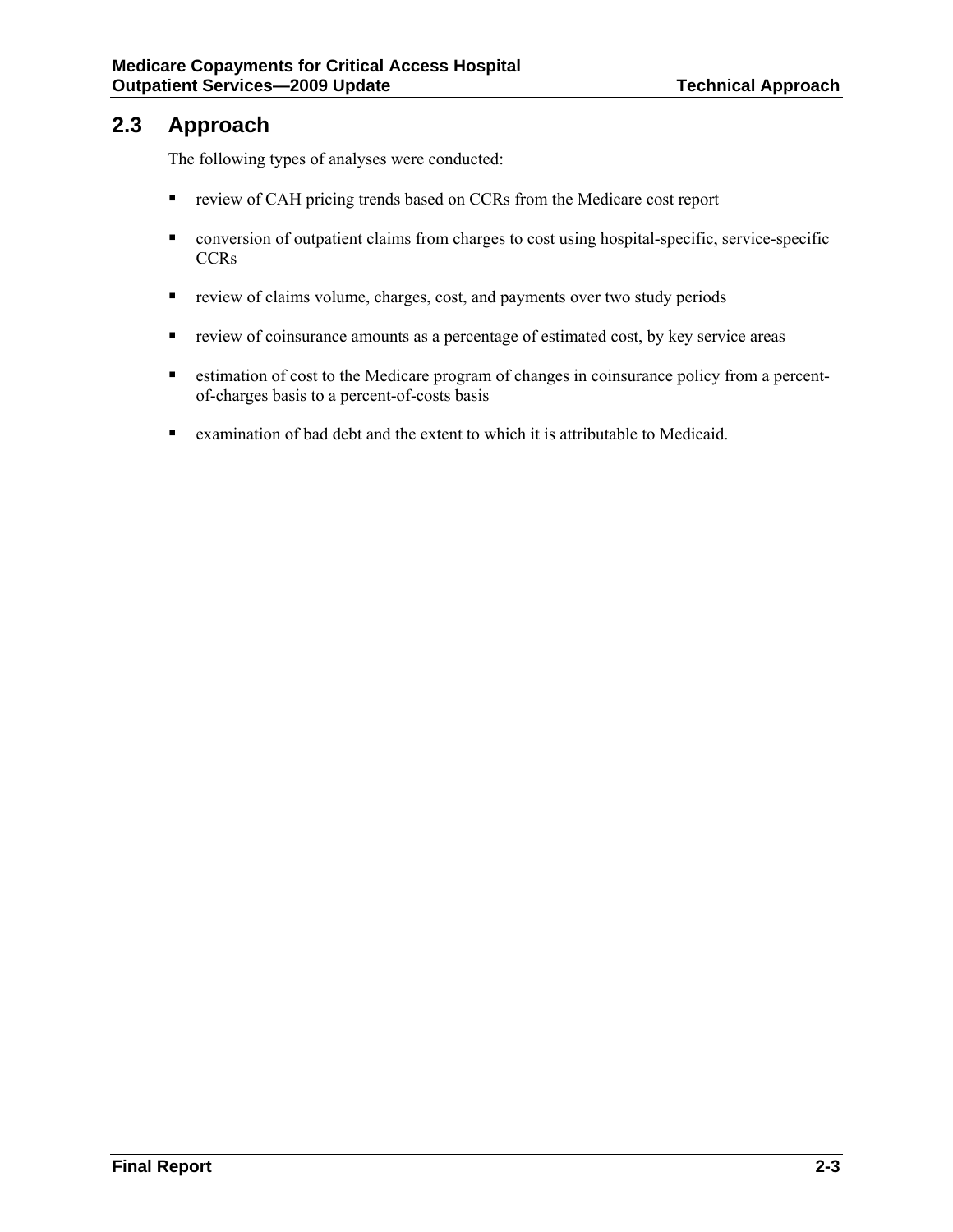## 2.3 Approach

The following types of analyses were conducted:

- review of CAH pricing trends based on CCRs from the Medicare cost report
- conversion of outpatient claims from charges to cost using hospital-specific, service-specific CCRs
- review of claims volume, charges, cost, and payments over two study periods
- review of coinsurance amounts as a percentage of estimated cost, by key service areas
- estimation of cost to the Medicare program of changes in coinsurance policy from a percent-of-charges basis to a percent-of-costs basis
- examination of bad debt and the extent to which it is attributable to Medicaid.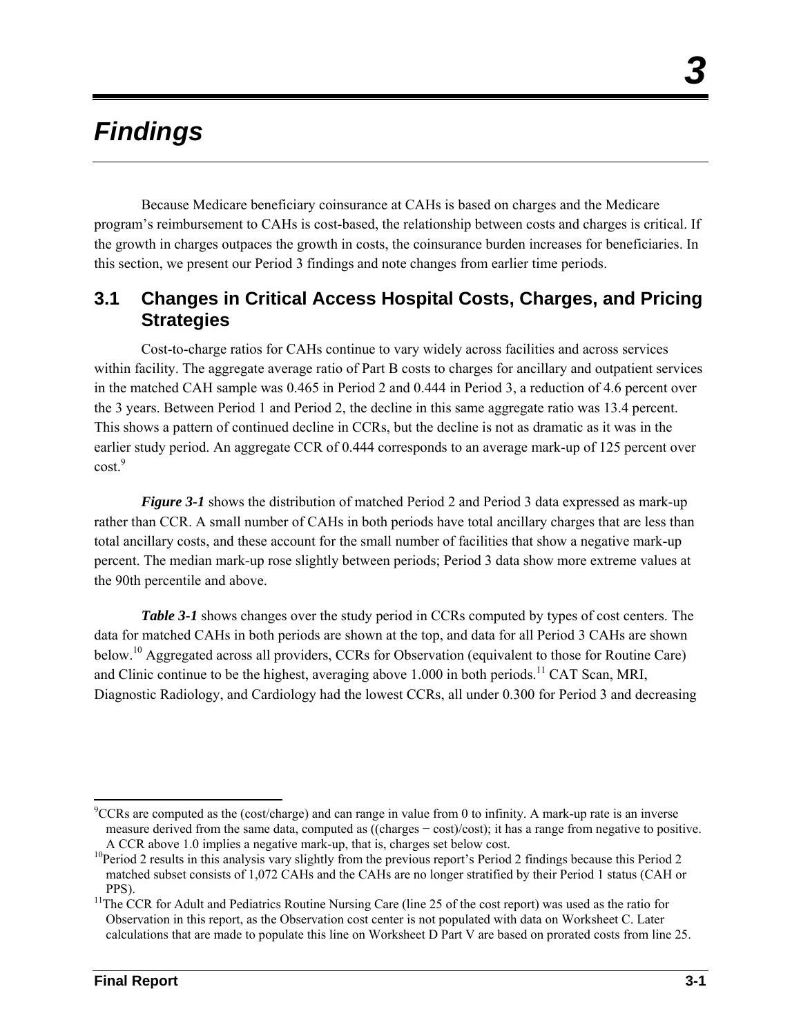# 3 Findings

Because Medicare beneficiary coinsurance at CAHs is based on charges and the Medicare program's reimbursement to CAHs is cost-based, the relationship between costs and charges is critical. If the growth in charges outpaces the growth in costs, the coinsurance burden increases for beneficiaries. In this section, we present our Period 3 findings and note changes from earlier time periods.

## 3.1 Changes in Critical Access Hospital Costs, Charges, and Pricing Strategies

Cost-to-charge ratios for CAHs continue to vary widely across facilities and across services within facility. The aggregate average ratio of Part B costs to charges for ancillary and outpatient services in the matched CAH sample was 0.465 in Period 2 and 0.444 in Period 3, a reduction of 4.6 percent over the 3 years. Between Period 1 and Period 2, the decline in this same aggregate ratio was 13.4 percent. This shows a pattern of continued decline in CCRs, but the decline is not as dramatic as it was in the earlier study period. An aggregate CCR of 0.444 corresponds to an average mark-up of 125 percent over cost.[9]

***Figure 3-1*** shows the distribution of matched Period 2 and Period 3 data expressed as mark-up rather than CCR. A small number of CAHs in both periods have total ancillary charges that are less than total ancillary costs, and these account for the small number of facilities that show a negative mark-up percent. The median mark-up rose slightly between periods; Period 3 data show more extreme values at the 90th percentile and above.

***Table 3-1*** shows changes over the study period in CCRs computed by types of cost centers. The data for matched CAHs in both periods are shown at the top, and data for all Period 3 CAHs are shown below.[10] Aggregated across all providers, CCRs for Observation (equivalent to those for Routine Care) and Clinic continue to be the highest, averaging above 1.000 in both periods.[11] CAT Scan, MRI, Diagnostic Radiology, and Cardiology had the lowest CCRs, all under 0.300 for Period 3 and decreasing

---

[9] CCRs are computed as the (cost/charge) and can range in value from 0 to infinity. A mark-up rate is an inverse measure derived from the same data, computed as ((charges − cost)/cost); it has a range from negative to positive. A CCR above 1.0 implies a negative mark-up, that is, charges set below cost.

[10] Period 2 results in this analysis vary slightly from the previous report's Period 2 findings because this Period 2 matched subset consists of 1,072 CAHs and the CAHs are no longer stratified by their Period 1 status (CAH or PPS).

[11] The CCR for Adult and Pediatrics Routine Nursing Care (line 25 of the cost report) was used as the ratio for Observation in this report, as the Observation cost center is not populated with data on Worksheet C. Later calculations that are made to populate this line on Worksheet D Part V are based on prorated costs from line 25.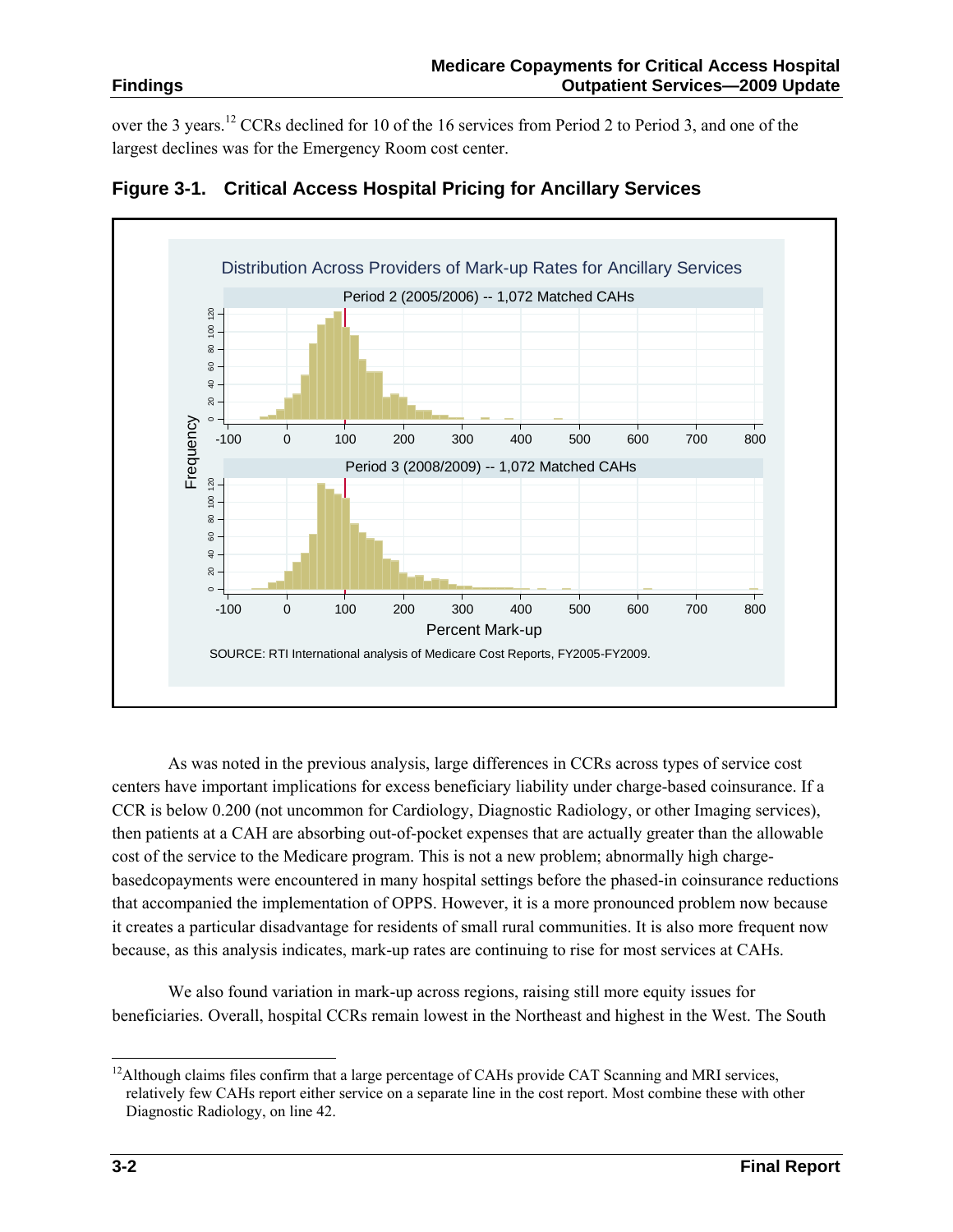over the 3 years.[12] CCRs declined for 10 of the 16 services from Period 2 to Period 3, and one of the largest declines was for the Emergency Room cost center.

**Figure 3-1. Critical Access Hospital Pricing for Ancillary Services**

Distribution Across Providers of Mark-up Rates for Ancillary Services

Period 2 (2005/2006) -- 1,072 Matched CAHs

Period 3 (2008/2009) -- 1,072 Matched CAHs

SOURCE: RTI International analysis of Medicare Cost Reports, FY2005-FY2009.

As was noted in the previous analysis, large differences in CCRs across types of service cost centers have important implications for excess beneficiary liability under charge-based coinsurance. If a CCR is below 0.200 (not uncommon for Cardiology, Diagnostic Radiology, or other Imaging services), then patients at a CAH are absorbing out-of-pocket expenses that are actually greater than the allowable cost of the service to the Medicare program. This is not a new problem; abnormally high charge-basedcopayments were encountered in many hospital settings before the phased-in coinsurance reductions that accompanied the implementation of OPPS. However, it is a more pronounced problem now because it creates a particular disadvantage for residents of small rural communities. It is also more frequent now because, as this analysis indicates, mark-up rates are continuing to rise for most services at CAHs.

We also found variation in mark-up across regions, raising still more equity issues for beneficiaries. Overall, hospital CCRs remain lowest in the Northeast and highest in the West. The South

[12] Although claims files confirm that a large percentage of CAHs provide CAT Scanning and MRI services, relatively few CAHs report either service on a separate line in the cost report. Most combine these with other Diagnostic Radiology, on line 42.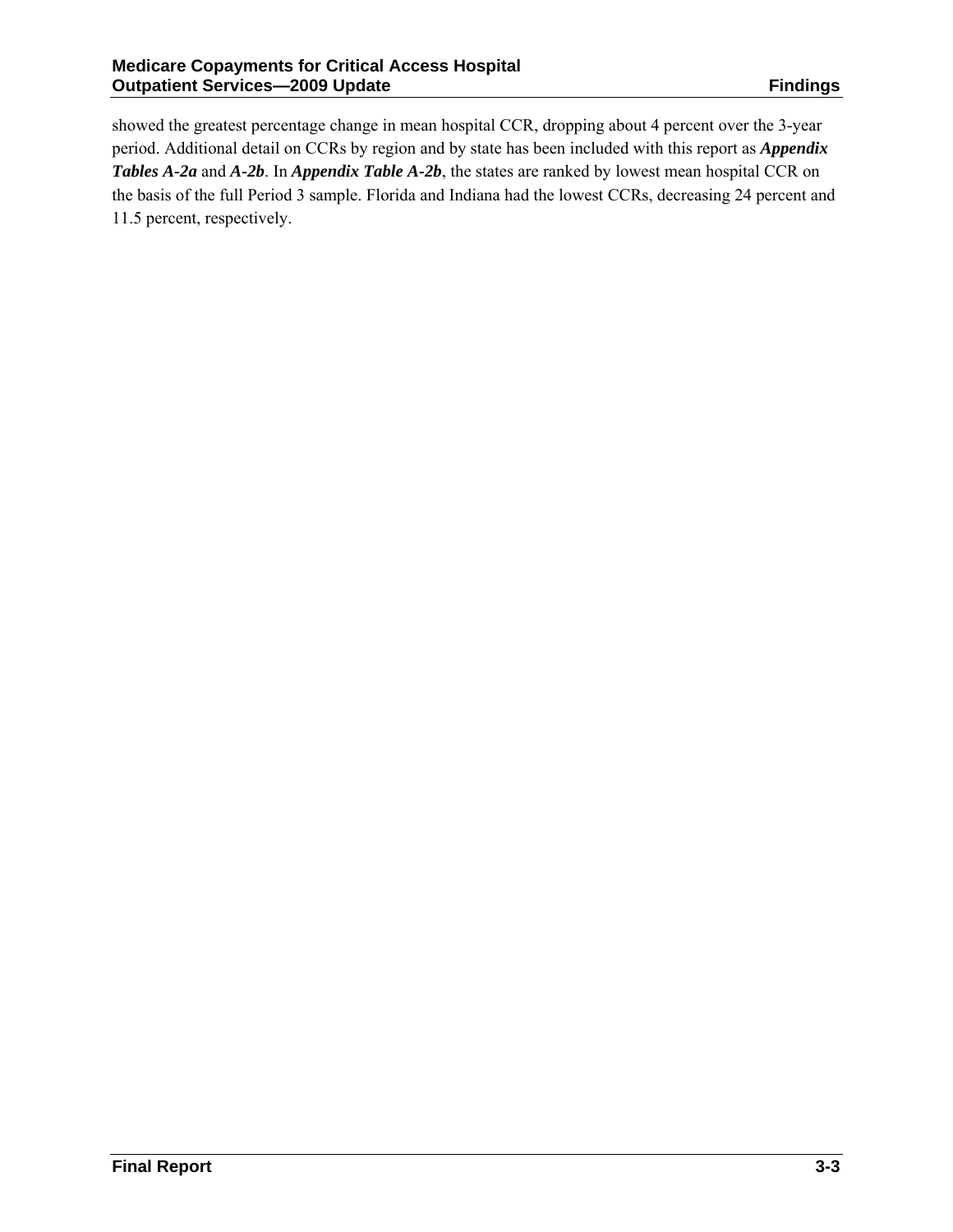showed the greatest percentage change in mean hospital CCR, dropping about 4 percent over the 3-year period. Additional detail on CCRs by region and by state has been included with this report as ***Appendix Tables A-2a*** and ***A-2b***. In ***Appendix Table A-2b***, the states are ranked by lowest mean hospital CCR on the basis of the full Period 3 sample. Florida and Indiana had the lowest CCRs, decreasing 24 percent and 11.5 percent, respectively.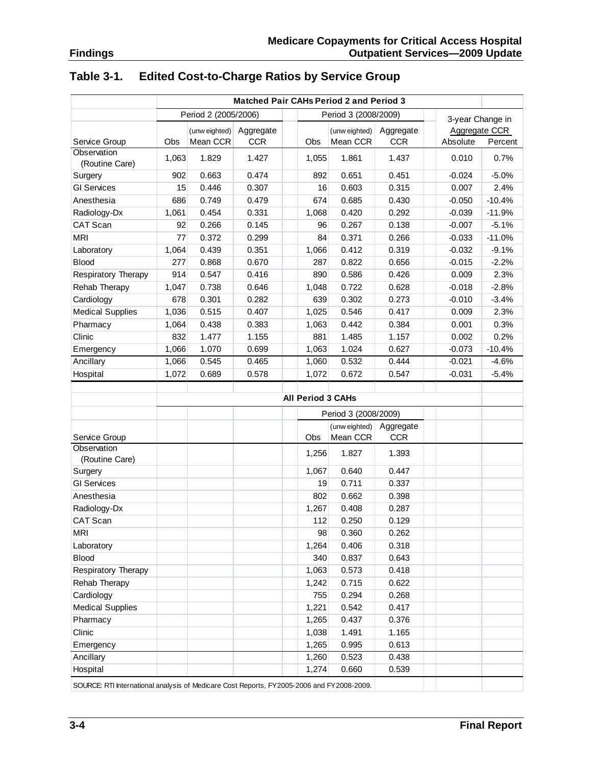## Table 3-1. Edited Cost-to-Charge Ratios by Service Group

| | Matched Pair CAHs Period 2 and Period 3 | | | | | | | |
|---|---|---|---|---|---|---|---|---|
| | Period 2 (2005/2006) | | | Period 3 (2008/2009) | | | 3-year Change in Aggregate CCR | |
| Service Group | Obs | (unweighted) Mean CCR | Aggregate CCR | Obs | (unweighted) Mean CCR | Aggregate CCR | Absolute | Percent |
| Observation (Routine Care) | 1,063 | 1.829 | 1.427 | 1,055 | 1.861 | 1.437 | 0.010 | 0.7% |
| Surgery | 902 | 0.663 | 0.474 | 892 | 0.651 | 0.451 | -0.024 | -5.0% |
| GI Services | 15 | 0.446 | 0.307 | 16 | 0.603 | 0.315 | 0.007 | 2.4% |
| Anesthesia | 686 | 0.749 | 0.479 | 674 | 0.685 | 0.430 | -0.050 | -10.4% |
| Radiology-Dx | 1,061 | 0.454 | 0.331 | 1,068 | 0.420 | 0.292 | -0.039 | -11.9% |
| CAT Scan | 92 | 0.266 | 0.145 | 96 | 0.267 | 0.138 | -0.007 | -5.1% |
| MRI | 77 | 0.372 | 0.299 | 84 | 0.371 | 0.266 | -0.033 | -11.0% |
| Laboratory | 1,064 | 0.439 | 0.351 | 1,066 | 0.412 | 0.319 | -0.032 | -9.1% |
| Blood | 277 | 0.868 | 0.670 | 287 | 0.822 | 0.656 | -0.015 | -2.2% |
| Respiratory Therapy | 914 | 0.547 | 0.416 | 890 | 0.586 | 0.426 | 0.009 | 2.3% |
| Rehab Therapy | 1,047 | 0.738 | 0.646 | 1,048 | 0.722 | 0.628 | -0.018 | -2.8% |
| Cardiology | 678 | 0.301 | 0.282 | 639 | 0.302 | 0.273 | -0.010 | -3.4% |
| Medical Supplies | 1,036 | 0.515 | 0.407 | 1,025 | 0.546 | 0.417 | 0.009 | 2.3% |
| Pharmacy | 1,064 | 0.438 | 0.383 | 1,063 | 0.442 | 0.384 | 0.001 | 0.3% |
| Clinic | 832 | 1.477 | 1.155 | 881 | 1.485 | 1.157 | 0.002 | 0.2% |
| Emergency | 1,066 | 1.070 | 0.699 | 1,063 | 1.024 | 0.627 | -0.073 | -10.4% |
| Ancillary | 1,066 | 0.545 | 0.465 | 1,060 | 0.532 | 0.444 | -0.021 | -4.6% |
| Hospital | 1,072 | 0.689 | 0.578 | 1,072 | 0.672 | 0.547 | -0.031 | -5.4% |

| | All Period 3 CAHs | | |
|---|---|---|---|
| | Period 3 (2008/2009) | | |
| Service Group | Obs | (unweighted) Mean CCR | Aggregate CCR |
| Observation (Routine Care) | 1,256 | 1.827 | 1.393 |
| Surgery | 1,067 | 0.640 | 0.447 |
| GI Services | 19 | 0.711 | 0.337 |
| Anesthesia | 802 | 0.662 | 0.398 |
| Radiology-Dx | 1,267 | 0.408 | 0.287 |
| CAT Scan | 112 | 0.250 | 0.129 |
| MRI | 98 | 0.360 | 0.262 |
| Laboratory | 1,264 | 0.406 | 0.318 |
| Blood | 340 | 0.837 | 0.643 |
| Respiratory Therapy | 1,063 | 0.573 | 0.418 |
| Rehab Therapy | 1,242 | 0.715 | 0.622 |
| Cardiology | 755 | 0.294 | 0.268 |
| Medical Supplies | 1,221 | 0.542 | 0.417 |
| Pharmacy | 1,265 | 0.437 | 0.376 |
| Clinic | 1,038 | 1.491 | 1.165 |
| Emergency | 1,265 | 0.995 | 0.613 |
| Ancillary | 1,260 | 0.523 | 0.438 |
| Hospital | 1,274 | 0.660 | 0.539 |

SOURCE: RTI International analysis of Medicare Cost Reports, FY2005-2006 and FY2008-2009.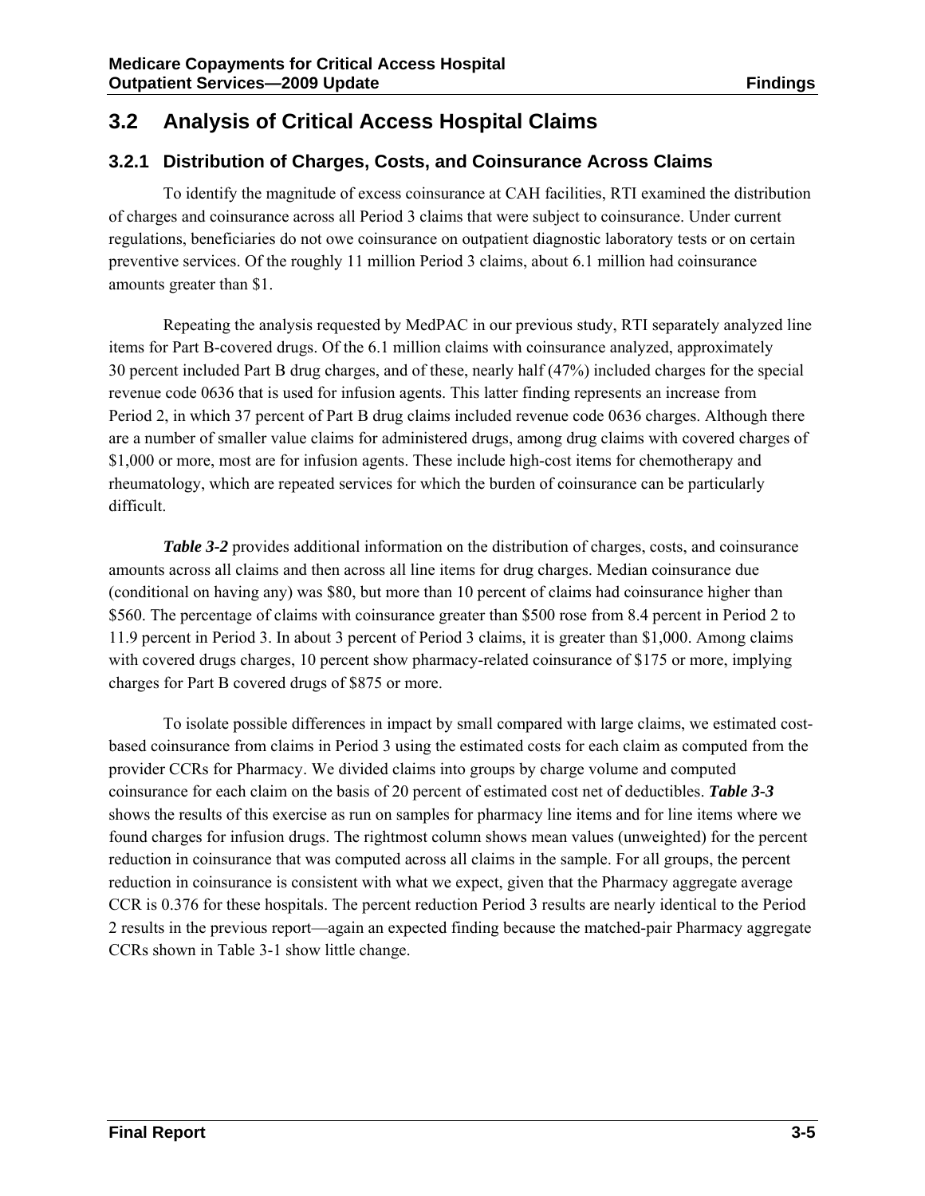## 3.2 Analysis of Critical Access Hospital Claims

### 3.2.1 Distribution of Charges, Costs, and Coinsurance Across Claims

To identify the magnitude of excess coinsurance at CAH facilities, RTI examined the distribution of charges and coinsurance across all Period 3 claims that were subject to coinsurance. Under current regulations, beneficiaries do not owe coinsurance on outpatient diagnostic laboratory tests or on certain preventive services. Of the roughly 11 million Period 3 claims, about 6.1 million had coinsurance amounts greater than $1.

Repeating the analysis requested by MedPAC in our previous study, RTI separately analyzed line items for Part B-covered drugs. Of the 6.1 million claims with coinsurance analyzed, approximately 30 percent included Part B drug charges, and of these, nearly half (47%) included charges for the special revenue code 0636 that is used for infusion agents. This latter finding represents an increase from Period 2, in which 37 percent of Part B drug claims included revenue code 0636 charges. Although there are a number of smaller value claims for administered drugs, among drug claims with covered charges of $1,000 or more, most are for infusion agents. These include high-cost items for chemotherapy and rheumatology, which are repeated services for which the burden of coinsurance can be particularly difficult.

***Table 3-2*** provides additional information on the distribution of charges, costs, and coinsurance amounts across all claims and then across all line items for drug charges. Median coinsurance due (conditional on having any) was $80, but more than 10 percent of claims had coinsurance higher than $560. The percentage of claims with coinsurance greater than $500 rose from 8.4 percent in Period 2 to 11.9 percent in Period 3. In about 3 percent of Period 3 claims, it is greater than $1,000. Among claims with covered drugs charges, 10 percent show pharmacy-related coinsurance of $175 or more, implying charges for Part B covered drugs of $875 or more.

To isolate possible differences in impact by small compared with large claims, we estimated cost-based coinsurance from claims in Period 3 using the estimated costs for each claim as computed from the provider CCRs for Pharmacy. We divided claims into groups by charge volume and computed coinsurance for each claim on the basis of 20 percent of estimated cost net of deductibles. ***Table 3-3*** shows the results of this exercise as run on samples for pharmacy line items and for line items where we found charges for infusion drugs. The rightmost column shows mean values (unweighted) for the percent reduction in coinsurance that was computed across all claims in the sample. For all groups, the percent reduction in coinsurance is consistent with what we expect, given that the Pharmacy aggregate average CCR is 0.376 for these hospitals. The percent reduction Period 3 results are nearly identical to the Period 2 results in the previous report—again an expected finding because the matched-pair Pharmacy aggregate CCRs shown in Table 3-1 show little change.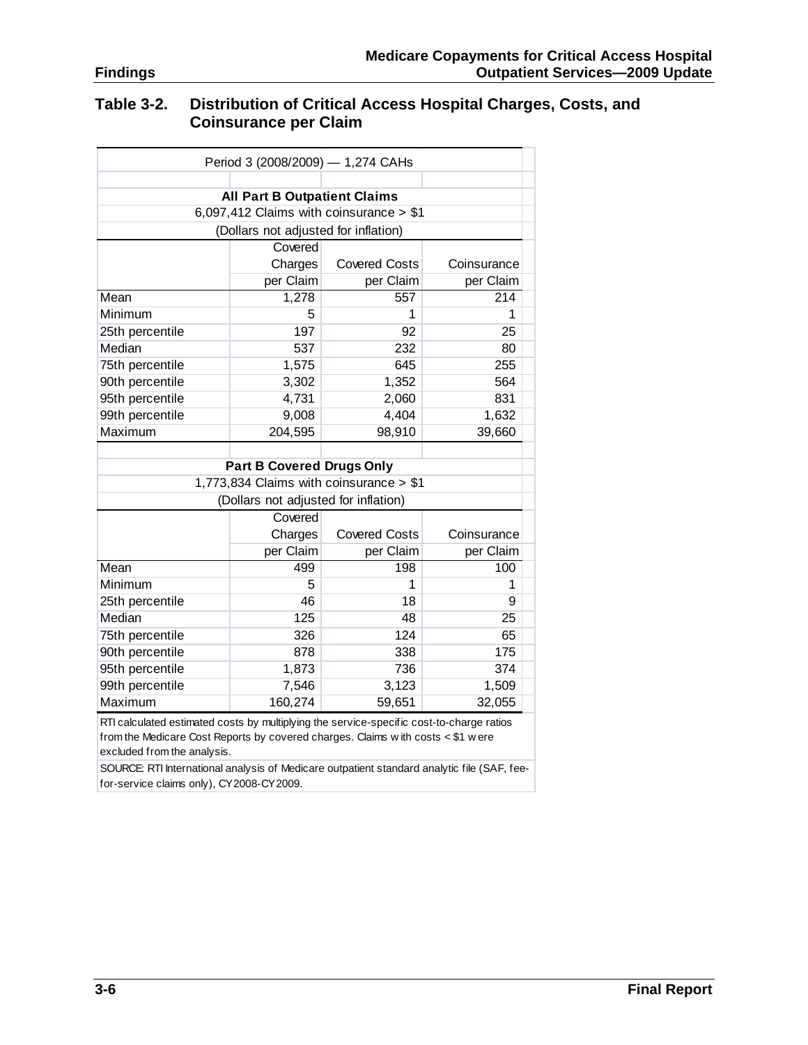**Table 3-2. Distribution of Critical Access Hospital Charges, Costs, and Coinsurance per Claim**

| Period 3 (2008/2009) — 1,274 CAHs | | | |
|---|---|---|---|
| **All Part B Outpatient Claims** | | | |
| 6,097,412 Claims with coinsurance > $1 | | | |
| (Dollars not adjusted for inflation) | | | |
| | Covered Charges per Claim | Covered Costs per Claim | Coinsurance per Claim |
| Mean | 1,278 | 557 | 214 |
| Minimum | 5 | 1 | 1 |
| 25th percentile | 197 | 92 | 25 |
| Median | 537 | 232 | 80 |
| 75th percentile | 1,575 | 645 | 255 |
| 90th percentile | 3,302 | 1,352 | 564 |
| 95th percentile | 4,731 | 2,060 | 831 |
| 99th percentile | 9,008 | 4,404 | 1,632 |
| Maximum | 204,595 | 98,910 | 39,660 |
| **Part B Covered Drugs Only** | | | |
| 1,773,834 Claims with coinsurance > $1 | | | |
| (Dollars not adjusted for inflation) | | | |
| | Covered Charges per Claim | Covered Costs per Claim | Coinsurance per Claim |
| Mean | 499 | 198 | 100 |
| Minimum | 5 | 1 | 1 |
| 25th percentile | 46 | 18 | 9 |
| Median | 125 | 48 | 25 |
| 75th percentile | 326 | 124 | 65 |
| 90th percentile | 878 | 338 | 175 |
| 95th percentile | 1,873 | 736 | 374 |
| 99th percentile | 7,546 | 3,123 | 1,509 |
| Maximum | 160,274 | 59,651 | 32,055 |

RTI calculated estimated costs by multiplying the service-specific cost-to-charge ratios from the Medicare Cost Reports by covered charges. Claims with costs < $1 were excluded from the analysis.

SOURCE: RTI International analysis of Medicare outpatient standard analytic file (SAF, fee-for-service claims only), CY2008-CY2009.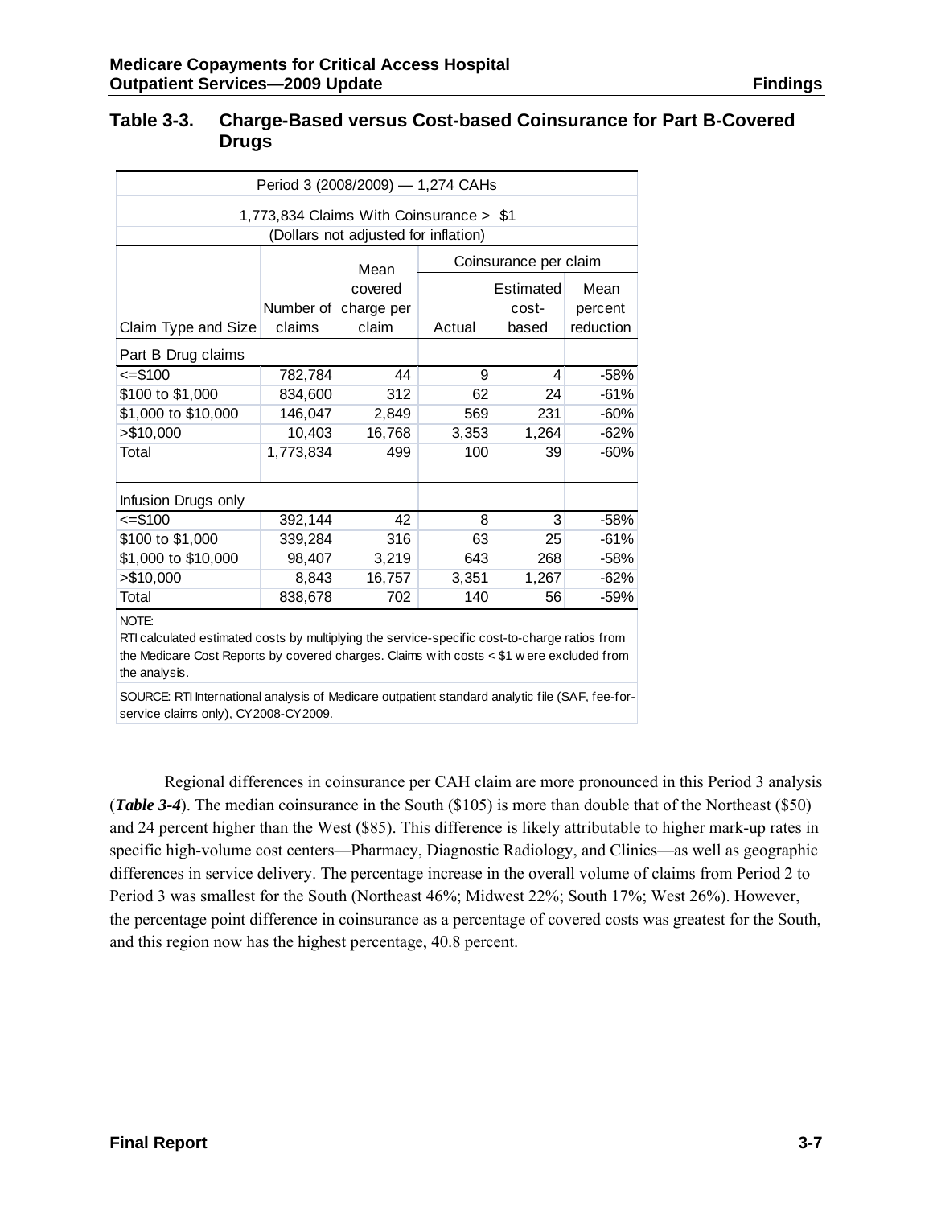### Table 3-3. Charge-Based versus Cost-based Coinsurance for Part B-Covered Drugs

| Period 3 (2008/2009) — 1,274 CAHs | | | | | |
|---|---|---|---|---|---|
| 1,773,834 Claims With Coinsurance > $1 | | | | | |
| (Dollars not adjusted for inflation) | | | | | |
| | | Mean | Coinsurance per claim | | |
| Claim Type and Size | Number of claims | covered charge per claim | Actual | Estimated cost-based | Mean percent reduction |
| Part B Drug claims | | | | | |
| <=$100 | 782,784 | 44 | 9 | 4 | -58% |
| $100 to $1,000 | 834,600 | 312 | 62 | 24 | -61% |
| $1,000 to $10,000 | 146,047 | 2,849 | 569 | 231 | -60% |
| >$10,000 | 10,403 | 16,768 | 3,353 | 1,264 | -62% |
| Total | 1,773,834 | 499 | 100 | 39 | -60% |
| | | | | | |
| Infusion Drugs only | | | | | |
| <=$100 | 392,144 | 42 | 8 | 3 | -58% |
| $100 to $1,000 | 339,284 | 316 | 63 | 25 | -61% |
| $1,000 to $10,000 | 98,407 | 3,219 | 643 | 268 | -58% |
| >$10,000 | 8,843 | 16,757 | 3,351 | 1,267 | -62% |
| Total | 838,678 | 702 | 140 | 56 | -59% |

NOTE:
RTI calculated estimated costs by multiplying the service-specific cost-to-charge ratios from the Medicare Cost Reports by covered charges. Claims with costs < $1 were excluded from the analysis.

SOURCE: RTI International analysis of Medicare outpatient standard analytic file (SAF, fee-for-service claims only), CY2008-CY2009.

Regional differences in coinsurance per CAH claim are more pronounced in this Period 3 analysis (***Table 3-4***). The median coinsurance in the South ($105) is more than double that of the Northeast ($50) and 24 percent higher than the West ($85). This difference is likely attributable to higher mark-up rates in specific high-volume cost centers—Pharmacy, Diagnostic Radiology, and Clinics—as well as geographic differences in service delivery. The percentage increase in the overall volume of claims from Period 2 to Period 3 was smallest for the South (Northeast 46%; Midwest 22%; South 17%; West 26%). However, the percentage point difference in coinsurance as a percentage of covered costs was greatest for the South, and this region now has the highest percentage, 40.8 percent.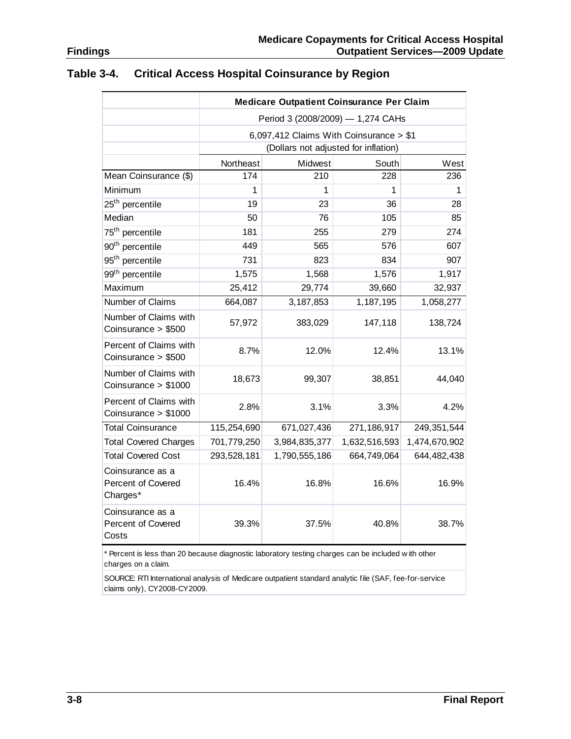## Table 3-4. Critical Access Hospital Coinsurance by Region

| | Medicare Outpatient Coinsurance Per Claim | | | |
|---|---|---|---|---|
| | Period 3 (2008/2009) — 1,274 CAHs | | | |
| | 6,097,412 Claims With Coinsurance > $1 (Dollars not adjusted for inflation) | | | |
| | Northeast | Midwest | South | West |
| Mean Coinsurance ($) | 174 | 210 | 228 | 236 |
| Minimum | 1 | 1 | 1 | 1 |
| 25th percentile | 19 | 23 | 36 | 28 |
| Median | 50 | 76 | 105 | 85 |
| 75th percentile | 181 | 255 | 279 | 274 |
| 90th percentile | 449 | 565 | 576 | 607 |
| 95th percentile | 731 | 823 | 834 | 907 |
| 99th percentile | 1,575 | 1,568 | 1,576 | 1,917 |
| Maximum | 25,412 | 29,774 | 39,660 | 32,937 |
| Number of Claims | 664,087 | 3,187,853 | 1,187,195 | 1,058,277 |
| Number of Claims with Coinsurance > $500 | 57,972 | 383,029 | 147,118 | 138,724 |
| Percent of Claims with Coinsurance > $500 | 8.7% | 12.0% | 12.4% | 13.1% |
| Number of Claims with Coinsurance > $1000 | 18,673 | 99,307 | 38,851 | 44,040 |
| Percent of Claims with Coinsurance > $1000 | 2.8% | 3.1% | 3.3% | 4.2% |
| Total Coinsurance | 115,254,690 | 671,027,436 | 271,186,917 | 249,351,544 |
| Total Covered Charges | 701,779,250 | 3,984,835,377 | 1,632,516,593 | 1,474,670,902 |
| Total Covered Cost | 293,528,181 | 1,790,555,186 | 664,749,064 | 644,482,438 |
| Coinsurance as a Percent of Covered Charges* | 16.4% | 16.8% | 16.6% | 16.9% |
| Coinsurance as a Percent of Covered Costs | 39.3% | 37.5% | 40.8% | 38.7% |

* Percent is less than 20 because diagnostic laboratory testing charges can be included with other charges on a claim.

SOURCE: RTI International analysis of Medicare outpatient standard analytic file (SAF, fee-for-service claims only), CY2008-CY2009.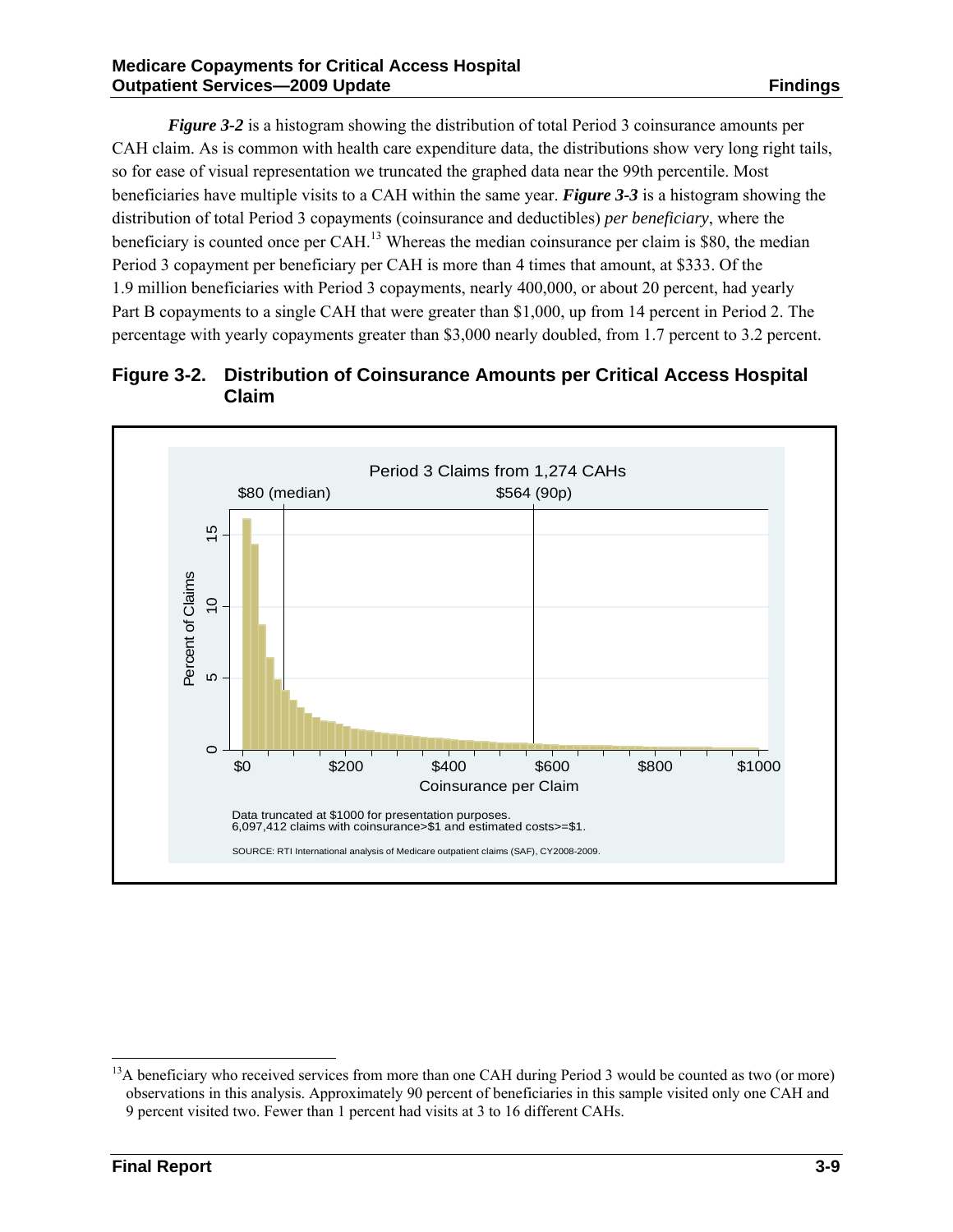***Figure 3-2*** is a histogram showing the distribution of total Period 3 coinsurance amounts per CAH claim. As is common with health care expenditure data, the distributions show very long right tails, so for ease of visual representation we truncated the graphed data near the 99th percentile. Most beneficiaries have multiple visits to a CAH within the same year. ***Figure 3-3*** is a histogram showing the distribution of total Period 3 copayments (coinsurance and deductibles) *per beneficiary*, where the beneficiary is counted once per CAH.[13] Whereas the median coinsurance per claim is \$80, the median Period 3 copayment per beneficiary per CAH is more than 4 times that amount, at \$333. Of the 1.9 million beneficiaries with Period 3 copayments, nearly 400,000, or about 20 percent, had yearly Part B copayments to a single CAH that were greater than \$1,000, up from 14 percent in Period 2. The percentage with yearly copayments greater than \$3,000 nearly doubled, from 1.7 percent to 3.2 percent.

**Figure 3-2. Distribution of Coinsurance Amounts per Critical Access Hospital Claim**

Period 3 Claims from 1,274 CAHs

\$80 (median) — \$564 (90p)

Percent of Claims

Coinsurance per Claim

Data truncated at \$1000 for presentation purposes.
6,097,412 claims with coinsurance>\$1 and estimated costs>=\$1.

SOURCE: RTI International analysis of Medicare outpatient claims (SAF), CY2008-2009.

---

[13] A beneficiary who received services from more than one CAH during Period 3 would be counted as two (or more) observations in this analysis. Approximately 90 percent of beneficiaries in this sample visited only one CAH and 9 percent visited two. Fewer than 1 percent had visits at 3 to 16 different CAHs.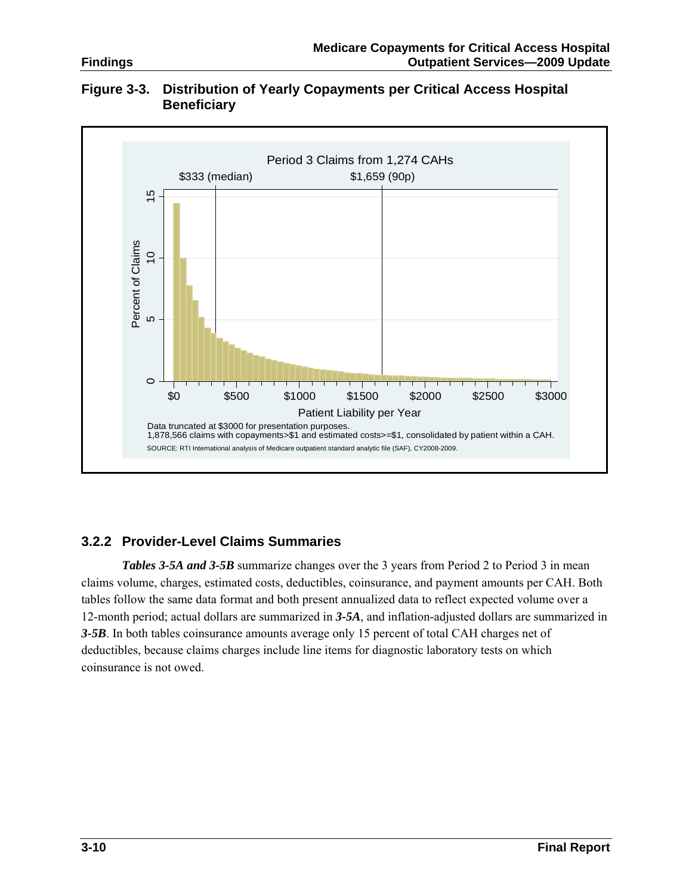**Figure 3-3. Distribution of Yearly Copayments per Critical Access Hospital Beneficiary**

Period 3 Claims from 1,274 CAHs

$333 (median) $1,659 (90p)

Data truncated at $3000 for presentation purposes.
1,878,566 claims with copayments>$1 and estimated costs>=$1, consolidated by patient within a CAH.

SOURCE: RTI International analysis of Medicare outpatient standard analytic file (SAF), CY2008-2009.

### 3.2.2 Provider-Level Claims Summaries

***Tables 3-5A and 3-5B*** summarize changes over the 3 years from Period 2 to Period 3 in mean claims volume, charges, estimated costs, deductibles, coinsurance, and payment amounts per CAH. Both tables follow the same data format and both present annualized data to reflect expected volume over a 12-month period; actual dollars are summarized in ***3-5A***, and inflation-adjusted dollars are summarized in ***3-5B***. In both tables coinsurance amounts average only 15 percent of total CAH charges net of deductibles, because claims charges include line items for diagnostic laboratory tests on which coinsurance is not owed.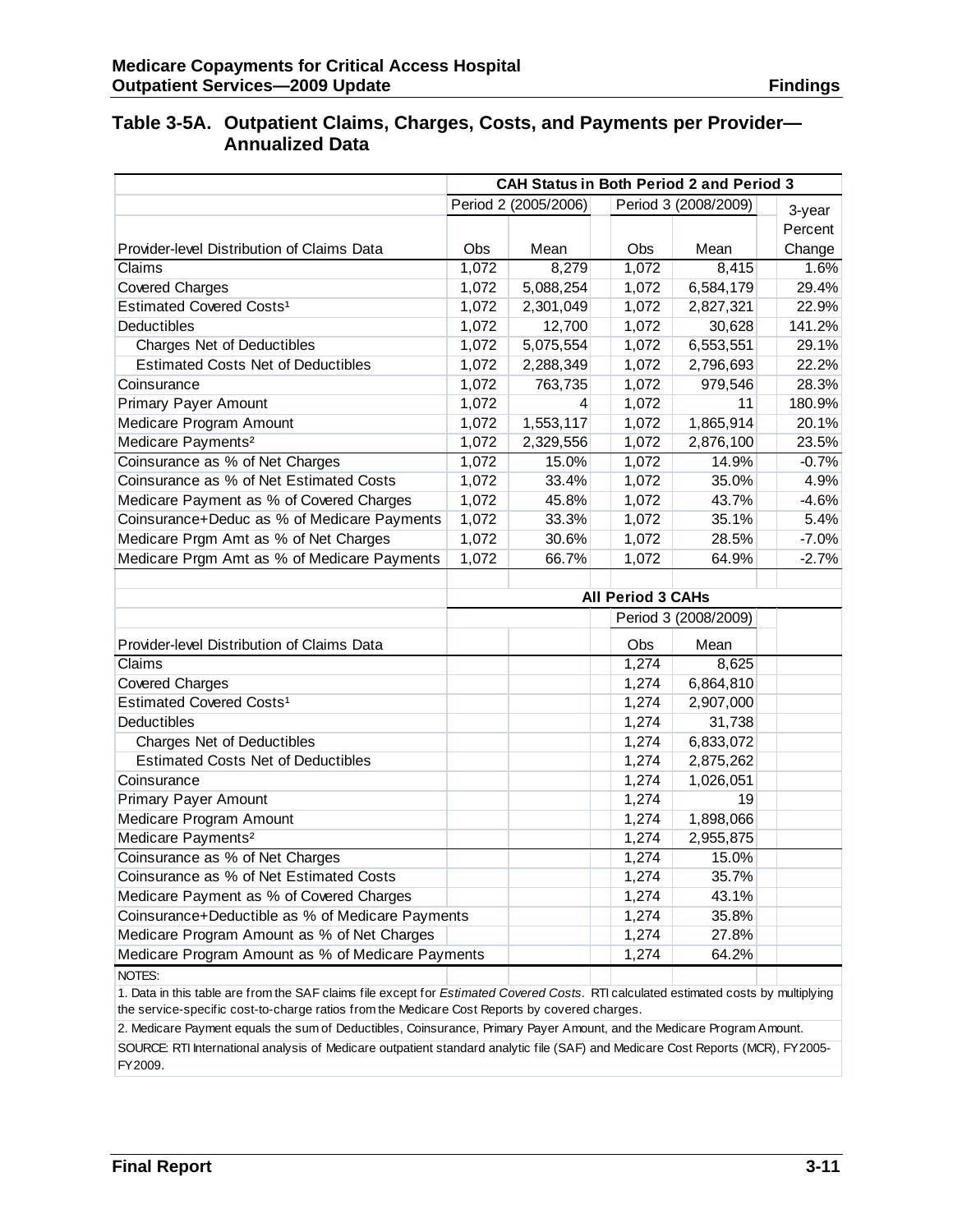### Table 3-5A. Outpatient Claims, Charges, Costs, and Payments per Provider—Annualized Data

| | CAH Status in Both Period 2 and Period 3 | | | | |
|---|---|---|---|---|---|
| | Period 2 (2005/2006) | | Period 3 (2008/2009) | | 3-year |
| Provider-level Distribution of Claims Data | Obs | Mean | Obs | Mean | Percent Change |
| Claims | 1,072 | 8,279 | 1,072 | 8,415 | 1.6% |
| Covered Charges | 1,072 | 5,088,254 | 1,072 | 6,584,179 | 29.4% |
| Estimated Covered Costs[1] | 1,072 | 2,301,049 | 1,072 | 2,827,321 | 22.9% |
| Deductibles | 1,072 | 12,700 | 1,072 | 30,628 | 141.2% |
| Charges Net of Deductibles | 1,072 | 5,075,554 | 1,072 | 6,553,551 | 29.1% |
| Estimated Costs Net of Deductibles | 1,072 | 2,288,349 | 1,072 | 2,796,693 | 22.2% |
| Coinsurance | 1,072 | 763,735 | 1,072 | 979,546 | 28.3% |
| Primary Payer Amount | 1,072 | 4 | 1,072 | 11 | 180.9% |
| Medicare Program Amount | 1,072 | 1,553,117 | 1,072 | 1,865,914 | 20.1% |
| Medicare Payments[2] | 1,072 | 2,329,556 | 1,072 | 2,876,100 | 23.5% |
| Coinsurance as % of Net Charges | 1,072 | 15.0% | 1,072 | 14.9% | -0.7% |
| Coinsurance as % of Net Estimated Costs | 1,072 | 33.4% | 1,072 | 35.0% | 4.9% |
| Medicare Payment as % of Covered Charges | 1,072 | 45.8% | 1,072 | 43.7% | -4.6% |
| Coinsurance+Deduc as % of Medicare Payments | 1,072 | 33.3% | 1,072 | 35.1% | 5.4% |
| Medicare Prgm Amt as % of Net Charges | 1,072 | 30.6% | 1,072 | 28.5% | -7.0% |
| Medicare Prgm Amt as % of Medicare Payments | 1,072 | 66.7% | 1,072 | 64.9% | -2.7% |

| | All Period 3 CAHs | |
|---|---|---|
| | Period 3 (2008/2009) | |
| Provider-level Distribution of Claims Data | Obs | Mean |
| Claims | 1,274 | 8,625 |
| Covered Charges | 1,274 | 6,864,810 |
| Estimated Covered Costs[1] | 1,274 | 2,907,000 |
| Deductibles | 1,274 | 31,738 |
| Charges Net of Deductibles | 1,274 | 6,833,072 |
| Estimated Costs Net of Deductibles | 1,274 | 2,875,262 |
| Coinsurance | 1,274 | 1,026,051 |
| Primary Payer Amount | 1,274 | 19 |
| Medicare Program Amount | 1,274 | 1,898,066 |
| Medicare Payments[2] | 1,274 | 2,955,875 |
| Coinsurance as % of Net Charges | 1,274 | 15.0% |
| Coinsurance as % of Net Estimated Costs | 1,274 | 35.7% |
| Medicare Payment as % of Covered Charges | 1,274 | 43.1% |
| Coinsurance+Deductible as % of Medicare Payments | 1,274 | 35.8% |
| Medicare Program Amount as % of Net Charges | 1,274 | 27.8% |
| Medicare Program Amount as % of Medicare Payments | 1,274 | 64.2% |

NOTES:

1. Data in this table are from the SAF claims file except for *Estimated Covered Costs*. RTI calculated estimated costs by multiplying the service-specific cost-to-charge ratios from the Medicare Cost Reports by covered charges.

2. Medicare Payment equals the sum of Deductibles, Coinsurance, Primary Payer Amount, and the Medicare Program Amount.

SOURCE: RTI International analysis of Medicare outpatient standard analytic file (SAF) and Medicare Cost Reports (MCR), FY2005-FY2009.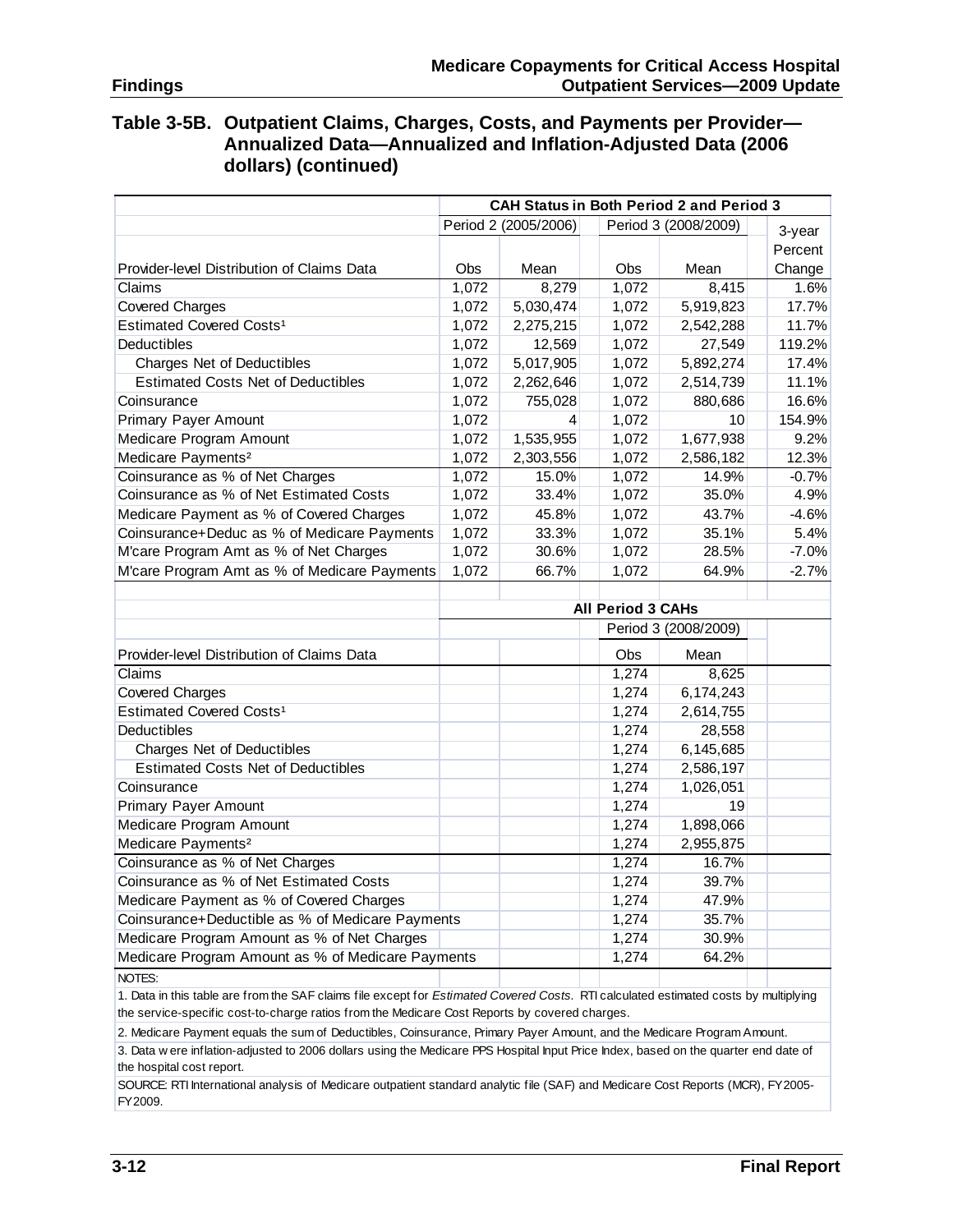## Table 3-5B. Outpatient Claims, Charges, Costs, and Payments per Provider—Annualized Data—Annualized and Inflation-Adjusted Data (2006 dollars) (continued)

| | CAH Status in Both Period 2 and Period 3 | | | | |
|---|---|---|---|---|---|
| | Period 2 (2005/2006) | | Period 3 (2008/2009) | | 3-year |
| Provider-level Distribution of Claims Data | Obs | Mean | Obs | Mean | Percent Change |
| Claims | 1,072 | 8,279 | 1,072 | 8,415 | 1.6% |
| Covered Charges | 1,072 | 5,030,474 | 1,072 | 5,919,823 | 17.7% |
| Estimated Covered Costs[1] | 1,072 | 2,275,215 | 1,072 | 2,542,288 | 11.7% |
| Deductibles | 1,072 | 12,569 | 1,072 | 27,549 | 119.2% |
| Charges Net of Deductibles | 1,072 | 5,017,905 | 1,072 | 5,892,274 | 17.4% |
| Estimated Costs Net of Deductibles | 1,072 | 2,262,646 | 1,072 | 2,514,739 | 11.1% |
| Coinsurance | 1,072 | 755,028 | 1,072 | 880,686 | 16.6% |
| Primary Payer Amount | 1,072 | 4 | 1,072 | 10 | 154.9% |
| Medicare Program Amount | 1,072 | 1,535,955 | 1,072 | 1,677,938 | 9.2% |
| Medicare Payments[2] | 1,072 | 2,303,556 | 1,072 | 2,586,182 | 12.3% |
| Coinsurance as % of Net Charges | 1,072 | 15.0% | 1,072 | 14.9% | -0.7% |
| Coinsurance as % of Net Estimated Costs | 1,072 | 33.4% | 1,072 | 35.0% | 4.9% |
| Medicare Payment as % of Covered Charges | 1,072 | 45.8% | 1,072 | 43.7% | -4.6% |
| Coinsurance+Deduc as % of Medicare Payments | 1,072 | 33.3% | 1,072 | 35.1% | 5.4% |
| M'care Program Amt as % of Net Charges | 1,072 | 30.6% | 1,072 | 28.5% | -7.0% |
| M'care Program Amt as % of Medicare Payments | 1,072 | 66.7% | 1,072 | 64.9% | -2.7% |
| | | | | | |
| | | | All Period 3 CAHs | | |
| | | | Period 3 (2008/2009) | | |
| Provider-level Distribution of Claims Data | | | Obs | Mean | |
| Claims | | | 1,274 | 8,625 | |
| Covered Charges | | | 1,274 | 6,174,243 | |
| Estimated Covered Costs[1] | | | 1,274 | 2,614,755 | |
| Deductibles | | | 1,274 | 28,558 | |
| Charges Net of Deductibles | | | 1,274 | 6,145,685 | |
| Estimated Costs Net of Deductibles | | | 1,274 | 2,586,197 | |
| Coinsurance | | | 1,274 | 1,026,051 | |
| Primary Payer Amount | | | 1,274 | 19 | |
| Medicare Program Amount | | | 1,274 | 1,898,066 | |
| Medicare Payments[2] | | | 1,274 | 2,955,875 | |
| Coinsurance as % of Net Charges | | | 1,274 | 16.7% | |
| Coinsurance as % of Net Estimated Costs | | | 1,274 | 39.7% | |
| Medicare Payment as % of Covered Charges | | | 1,274 | 47.9% | |
| Coinsurance+Deductible as % of Medicare Payments | | | 1,274 | 35.7% | |
| Medicare Program Amount as % of Net Charges | | | 1,274 | 30.9% | |
| Medicare Program Amount as % of Medicare Payments | | | 1,274 | 64.2% | |

NOTES:

1. Data in this table are from the SAF claims file except for *Estimated Covered Costs*. RTI calculated estimated costs by multiplying the service-specific cost-to-charge ratios from the Medicare Cost Reports by covered charges.

2. Medicare Payment equals the sum of Deductibles, Coinsurance, Primary Payer Amount, and the Medicare Program Amount.

3. Data were inflation-adjusted to 2006 dollars using the Medicare PPS Hospital Input Price Index, based on the quarter end date of the hospital cost report.

SOURCE: RTI International analysis of Medicare outpatient standard analytic file (SAF) and Medicare Cost Reports (MCR), FY2005-FY2009.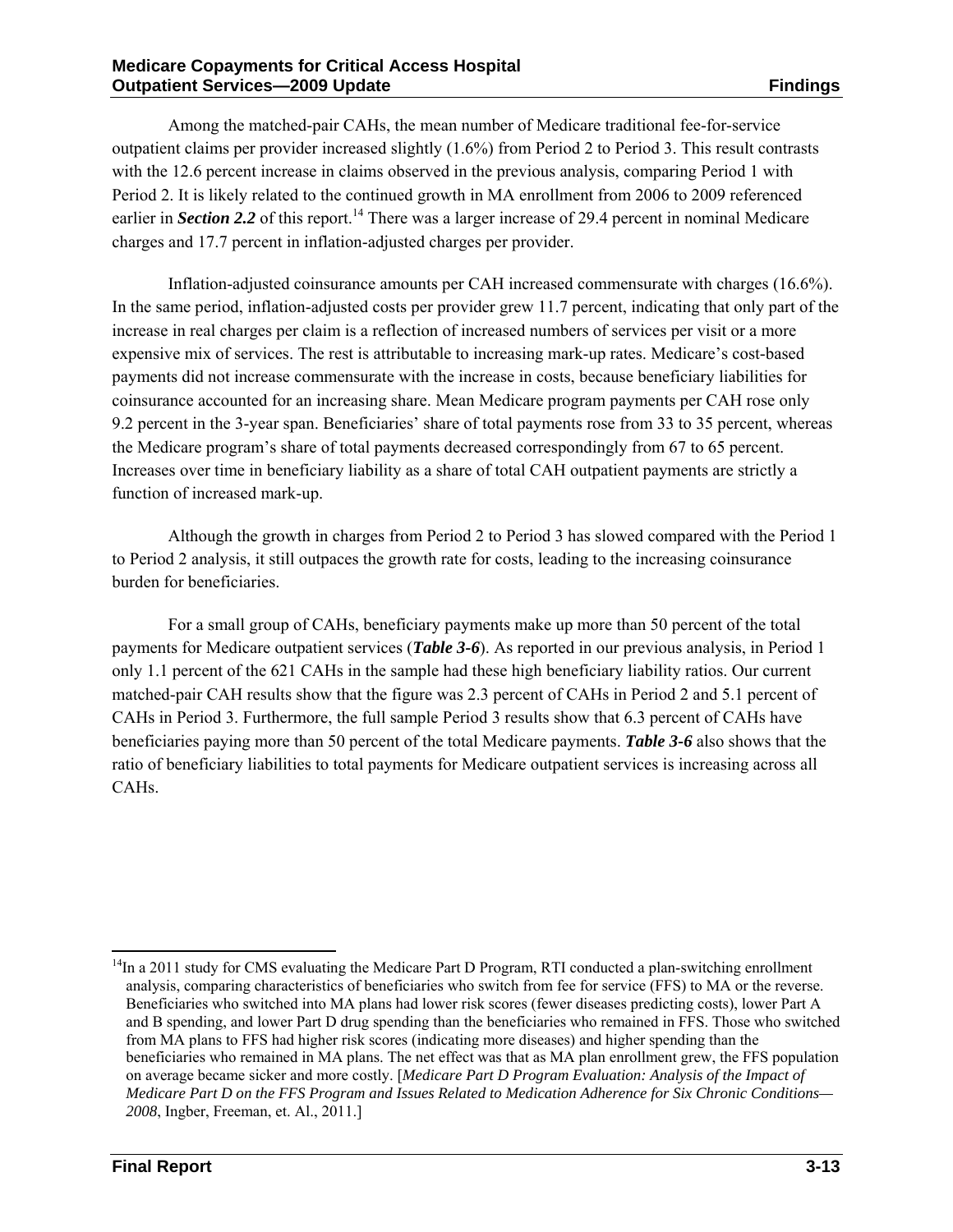Among the matched-pair CAHs, the mean number of Medicare traditional fee-for-service outpatient claims per provider increased slightly (1.6%) from Period 2 to Period 3. This result contrasts with the 12.6 percent increase in claims observed in the previous analysis, comparing Period 1 with Period 2. It is likely related to the continued growth in MA enrollment from 2006 to 2009 referenced earlier in ***Section 2.2*** of this report.[14] There was a larger increase of 29.4 percent in nominal Medicare charges and 17.7 percent in inflation-adjusted charges per provider.

Inflation-adjusted coinsurance amounts per CAH increased commensurate with charges (16.6%). In the same period, inflation-adjusted costs per provider grew 11.7 percent, indicating that only part of the increase in real charges per claim is a reflection of increased numbers of services per visit or a more expensive mix of services. The rest is attributable to increasing mark-up rates. Medicare's cost-based payments did not increase commensurate with the increase in costs, because beneficiary liabilities for coinsurance accounted for an increasing share. Mean Medicare program payments per CAH rose only 9.2 percent in the 3-year span. Beneficiaries' share of total payments rose from 33 to 35 percent, whereas the Medicare program's share of total payments decreased correspondingly from 67 to 65 percent. Increases over time in beneficiary liability as a share of total CAH outpatient payments are strictly a function of increased mark-up.

Although the growth in charges from Period 2 to Period 3 has slowed compared with the Period 1 to Period 2 analysis, it still outpaces the growth rate for costs, leading to the increasing coinsurance burden for beneficiaries.

For a small group of CAHs, beneficiary payments make up more than 50 percent of the total payments for Medicare outpatient services (***Table 3-6***). As reported in our previous analysis, in Period 1 only 1.1 percent of the 621 CAHs in the sample had these high beneficiary liability ratios. Our current matched-pair CAH results show that the figure was 2.3 percent of CAHs in Period 2 and 5.1 percent of CAHs in Period 3. Furthermore, the full sample Period 3 results show that 6.3 percent of CAHs have beneficiaries paying more than 50 percent of the total Medicare payments. ***Table 3-6*** also shows that the ratio of beneficiary liabilities to total payments for Medicare outpatient services is increasing across all CAHs.

---

[14] In a 2011 study for CMS evaluating the Medicare Part D Program, RTI conducted a plan-switching enrollment analysis, comparing characteristics of beneficiaries who switch from fee for service (FFS) to MA or the reverse. Beneficiaries who switched into MA plans had lower risk scores (fewer diseases predicting costs), lower Part A and B spending, and lower Part D drug spending than the beneficiaries who remained in FFS. Those who switched from MA plans to FFS had higher risk scores (indicating more diseases) and higher spending than the beneficiaries who remained in MA plans. The net effect was that as MA plan enrollment grew, the FFS population on average became sicker and more costly. [*Medicare Part D Program Evaluation: Analysis of the Impact of Medicare Part D on the FFS Program and Issues Related to Medication Adherence for Six Chronic Conditions—2008*, Ingber, Freeman, et. Al., 2011.]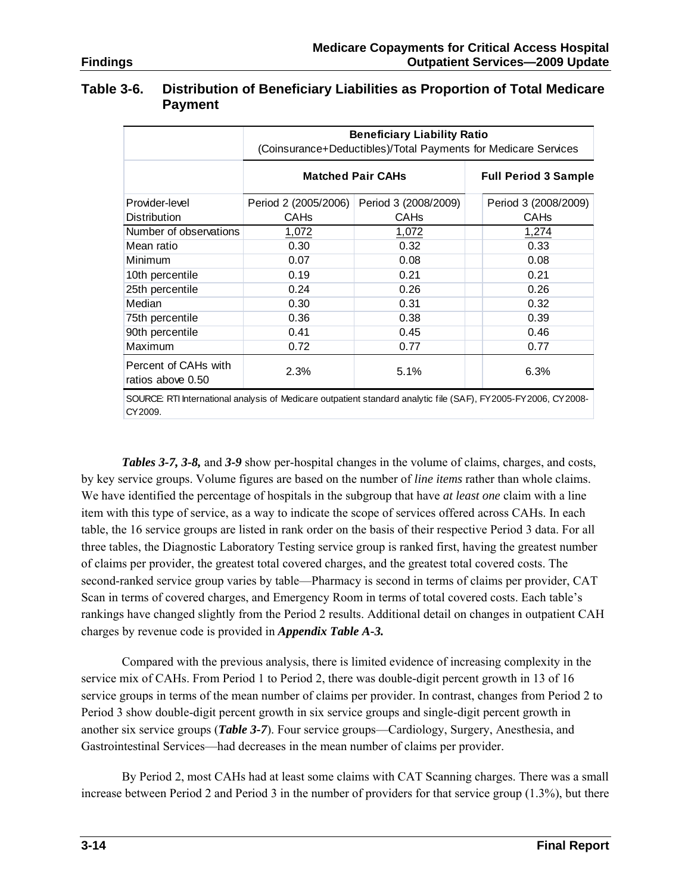**Table 3-6. Distribution of Beneficiary Liabilities as Proportion of Total Medicare Payment**

| | Beneficiary Liability Ratio (Coinsurance+Deductibles)/Total Payments for Medicare Services | | |
|---|---|---|---|
| | **Matched Pair CAHs** | | **Full Period 3 Sample** |
| Provider-level Distribution | Period 2 (2005/2006) CAHs | Period 3 (2008/2009) CAHs | Period 3 (2008/2009) CAHs |
| Number of observations | 1,072 | 1,072 | 1,274 |
| Mean ratio | 0.30 | 0.32 | 0.33 |
| Minimum | 0.07 | 0.08 | 0.08 |
| 10th percentile | 0.19 | 0.21 | 0.21 |
| 25th percentile | 0.24 | 0.26 | 0.26 |
| Median | 0.30 | 0.31 | 0.32 |
| 75th percentile | 0.36 | 0.38 | 0.39 |
| 90th percentile | 0.41 | 0.45 | 0.46 |
| Maximum | 0.72 | 0.77 | 0.77 |
| Percent of CAHs with ratios above 0.50 | 2.3% | 5.1% | 6.3% |

SOURCE: RTI International analysis of Medicare outpatient standard analytic file (SAF), FY2005-FY2006, CY2008-CY2009.

***Tables 3-7, 3-8,*** and ***3-9*** show per-hospital changes in the volume of claims, charges, and costs, by key service groups. Volume figures are based on the number of *line items* rather than whole claims. We have identified the percentage of hospitals in the subgroup that have *at least one* claim with a line item with this type of service, as a way to indicate the scope of services offered across CAHs. In each table, the 16 service groups are listed in rank order on the basis of their respective Period 3 data. For all three tables, the Diagnostic Laboratory Testing service group is ranked first, having the greatest number of claims per provider, the greatest total covered charges, and the greatest total covered costs. The second-ranked service group varies by table—Pharmacy is second in terms of claims per provider, CAT Scan in terms of covered charges, and Emergency Room in terms of total covered costs. Each table's rankings have changed slightly from the Period 2 results. Additional detail on changes in outpatient CAH charges by revenue code is provided in ***Appendix Table A-3.***

Compared with the previous analysis, there is limited evidence of increasing complexity in the service mix of CAHs. From Period 1 to Period 2, there was double-digit percent growth in 13 of 16 service groups in terms of the mean number of claims per provider. In contrast, changes from Period 2 to Period 3 show double-digit percent growth in six service groups and single-digit percent growth in another six service groups (***Table 3-7***). Four service groups—Cardiology, Surgery, Anesthesia, and Gastrointestinal Services—had decreases in the mean number of claims per provider.

By Period 2, most CAHs had at least some claims with CAT Scanning charges. There was a small increase between Period 2 and Period 3 in the number of providers for that service group (1.3%), but there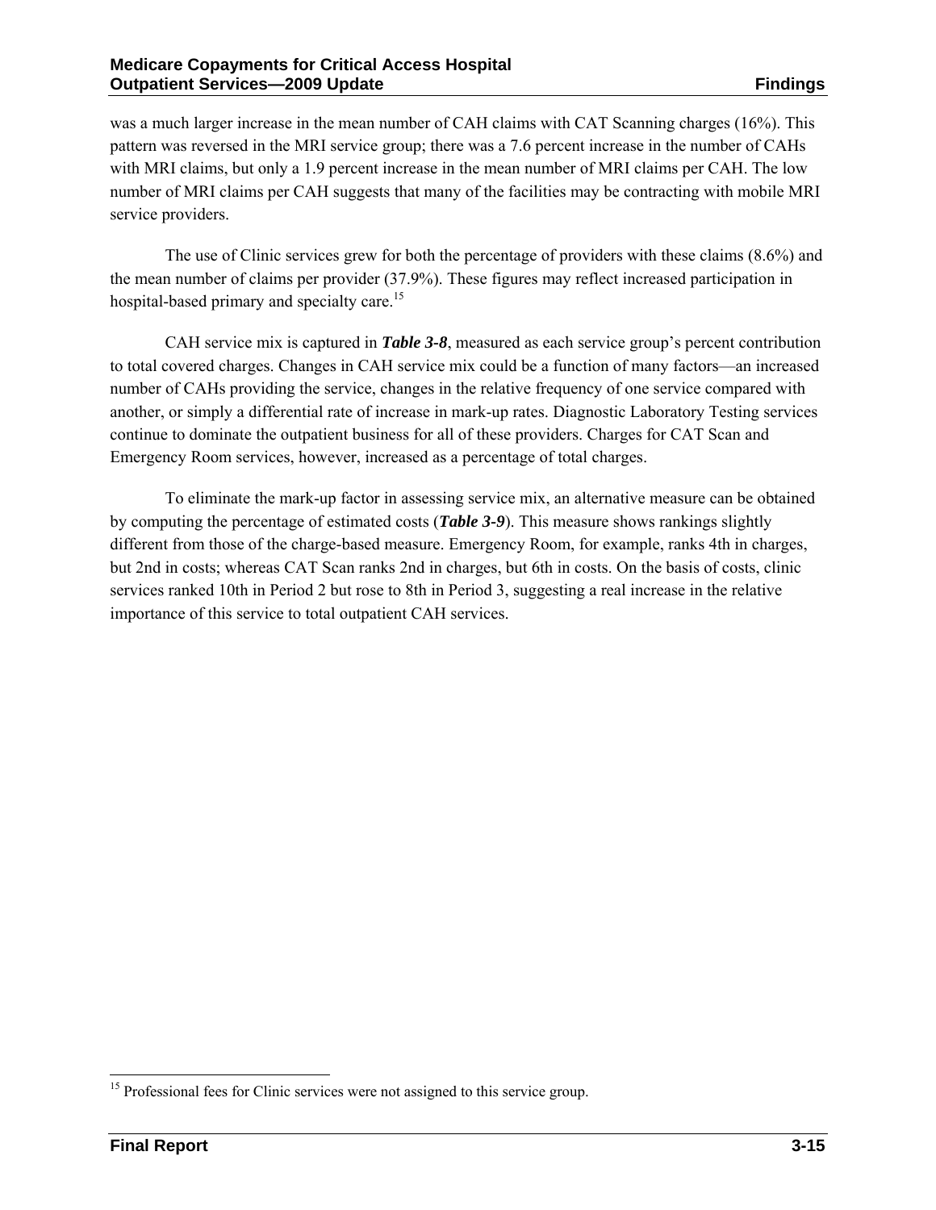was a much larger increase in the mean number of CAH claims with CAT Scanning charges (16%). This pattern was reversed in the MRI service group; there was a 7.6 percent increase in the number of CAHs with MRI claims, but only a 1.9 percent increase in the mean number of MRI claims per CAH. The low number of MRI claims per CAH suggests that many of the facilities may be contracting with mobile MRI service providers.

The use of Clinic services grew for both the percentage of providers with these claims (8.6%) and the mean number of claims per provider (37.9%). These figures may reflect increased participation in hospital-based primary and specialty care.[15]

CAH service mix is captured in ***Table 3-8***, measured as each service group's percent contribution to total covered charges. Changes in CAH service mix could be a function of many factors—an increased number of CAHs providing the service, changes in the relative frequency of one service compared with another, or simply a differential rate of increase in mark-up rates. Diagnostic Laboratory Testing services continue to dominate the outpatient business for all of these providers. Charges for CAT Scan and Emergency Room services, however, increased as a percentage of total charges.

To eliminate the mark-up factor in assessing service mix, an alternative measure can be obtained by computing the percentage of estimated costs (***Table 3-9***). This measure shows rankings slightly different from those of the charge-based measure. Emergency Room, for example, ranks 4th in charges, but 2nd in costs; whereas CAT Scan ranks 2nd in charges, but 6th in costs. On the basis of costs, clinic services ranked 10th in Period 2 but rose to 8th in Period 3, suggesting a real increase in the relative importance of this service to total outpatient CAH services.

---

[15] Professional fees for Clinic services were not assigned to this service group.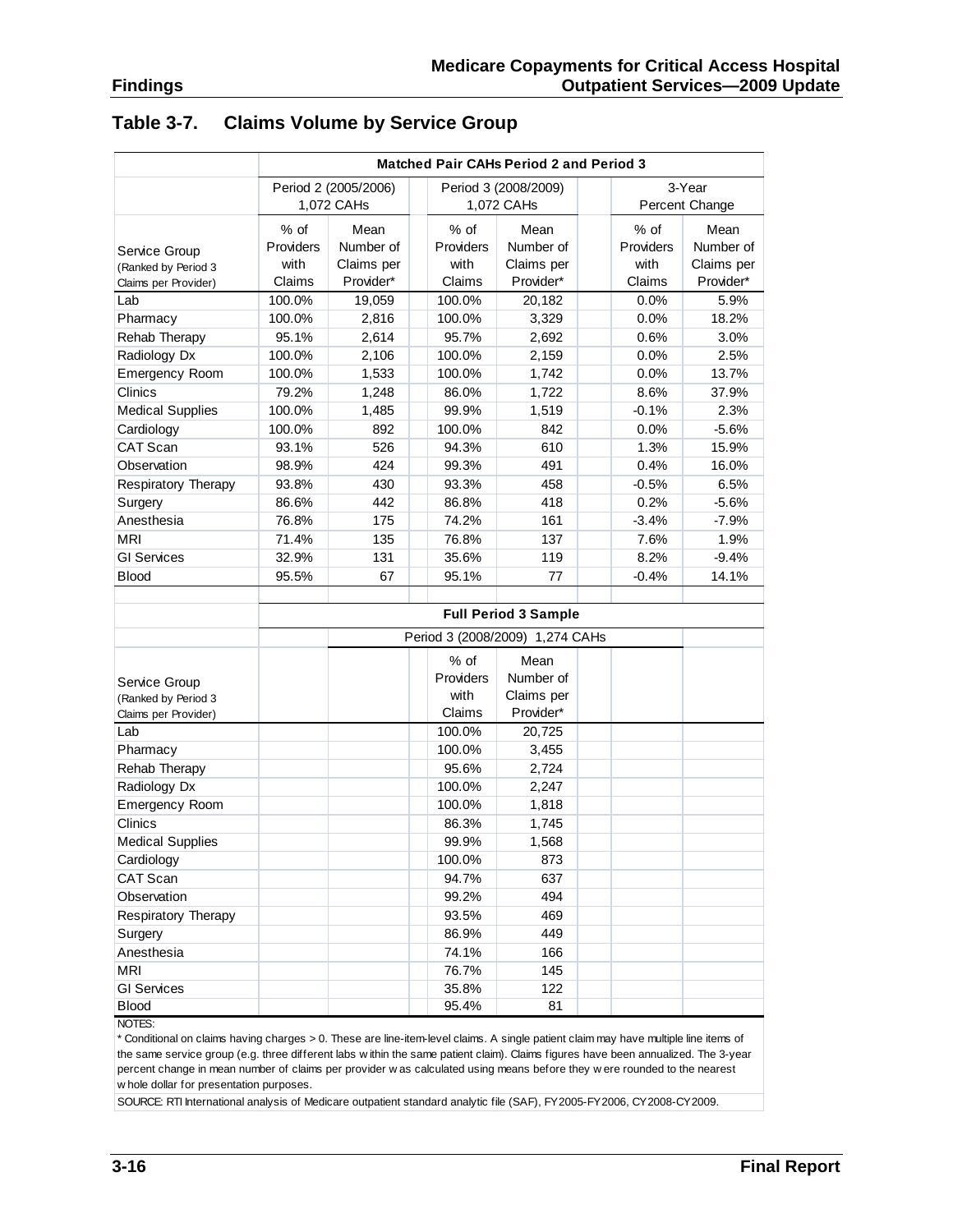## Table 3-7. Claims Volume by Service Group

| | Matched Pair CAHs Period 2 and Period 3 | | | | | |
|---|---|---|---|---|---|---|
| | Period 2 (2005/2006) 1,072 CAHs | | Period 3 (2008/2009) 1,072 CAHs | | 3-Year Percent Change | |
| Service Group (Ranked by Period 3 Claims per Provider) | % of Providers with Claims | Mean Number of Claims per Provider* | % of Providers with Claims | Mean Number of Claims per Provider* | % of Providers with Claims | Mean Number of Claims per Provider* |
| Lab | 100.0% | 19,059 | 100.0% | 20,182 | 0.0% | 5.9% |
| Pharmacy | 100.0% | 2,816 | 100.0% | 3,329 | 0.0% | 18.2% |
| Rehab Therapy | 95.1% | 2,614 | 95.7% | 2,692 | 0.6% | 3.0% |
| Radiology Dx | 100.0% | 2,106 | 100.0% | 2,159 | 0.0% | 2.5% |
| Emergency Room | 100.0% | 1,533 | 100.0% | 1,742 | 0.0% | 13.7% |
| Clinics | 79.2% | 1,248 | 86.0% | 1,722 | 8.6% | 37.9% |
| Medical Supplies | 100.0% | 1,485 | 99.9% | 1,519 | -0.1% | 2.3% |
| Cardiology | 100.0% | 892 | 100.0% | 842 | 0.0% | -5.6% |
| CAT Scan | 93.1% | 526 | 94.3% | 610 | 1.3% | 15.9% |
| Observation | 98.9% | 424 | 99.3% | 491 | 0.4% | 16.0% |
| Respiratory Therapy | 93.8% | 430 | 93.3% | 458 | -0.5% | 6.5% |
| Surgery | 86.6% | 442 | 86.8% | 418 | 0.2% | -5.6% |
| Anesthesia | 76.8% | 175 | 74.2% | 161 | -3.4% | -7.9% |
| MRI | 71.4% | 135 | 76.8% | 137 | 7.6% | 1.9% |
| GI Services | 32.9% | 131 | 35.6% | 119 | 8.2% | -9.4% |
| Blood | 95.5% | 67 | 95.1% | 77 | -0.4% | 14.1% |

| | Full Period 3 Sample | |
|---|---|---|
| | Period 3 (2008/2009) 1,274 CAHs | |
| Service Group (Ranked by Period 3 Claims per Provider) | % of Providers with Claims | Mean Number of Claims per Provider* |
| Lab | 100.0% | 20,725 |
| Pharmacy | 100.0% | 3,455 |
| Rehab Therapy | 95.6% | 2,724 |
| Radiology Dx | 100.0% | 2,247 |
| Emergency Room | 100.0% | 1,818 |
| Clinics | 86.3% | 1,745 |
| Medical Supplies | 99.9% | 1,568 |
| Cardiology | 100.0% | 873 |
| CAT Scan | 94.7% | 637 |
| Observation | 99.2% | 494 |
| Respiratory Therapy | 93.5% | 469 |
| Surgery | 86.9% | 449 |
| Anesthesia | 74.1% | 166 |
| MRI | 76.7% | 145 |
| GI Services | 35.8% | 122 |
| Blood | 95.4% | 81 |

NOTES:

* Conditional on claims having charges > 0. These are line-item-level claims. A single patient claim may have multiple line items of the same service group (e.g. three different labs within the same patient claim). Claims figures have been annualized. The 3-year percent change in mean number of claims per provider was calculated using means before they were rounded to the nearest whole dollar for presentation purposes.

SOURCE: RTI International analysis of Medicare outpatient standard analytic file (SAF), FY2005-FY2006, CY2008-CY2009.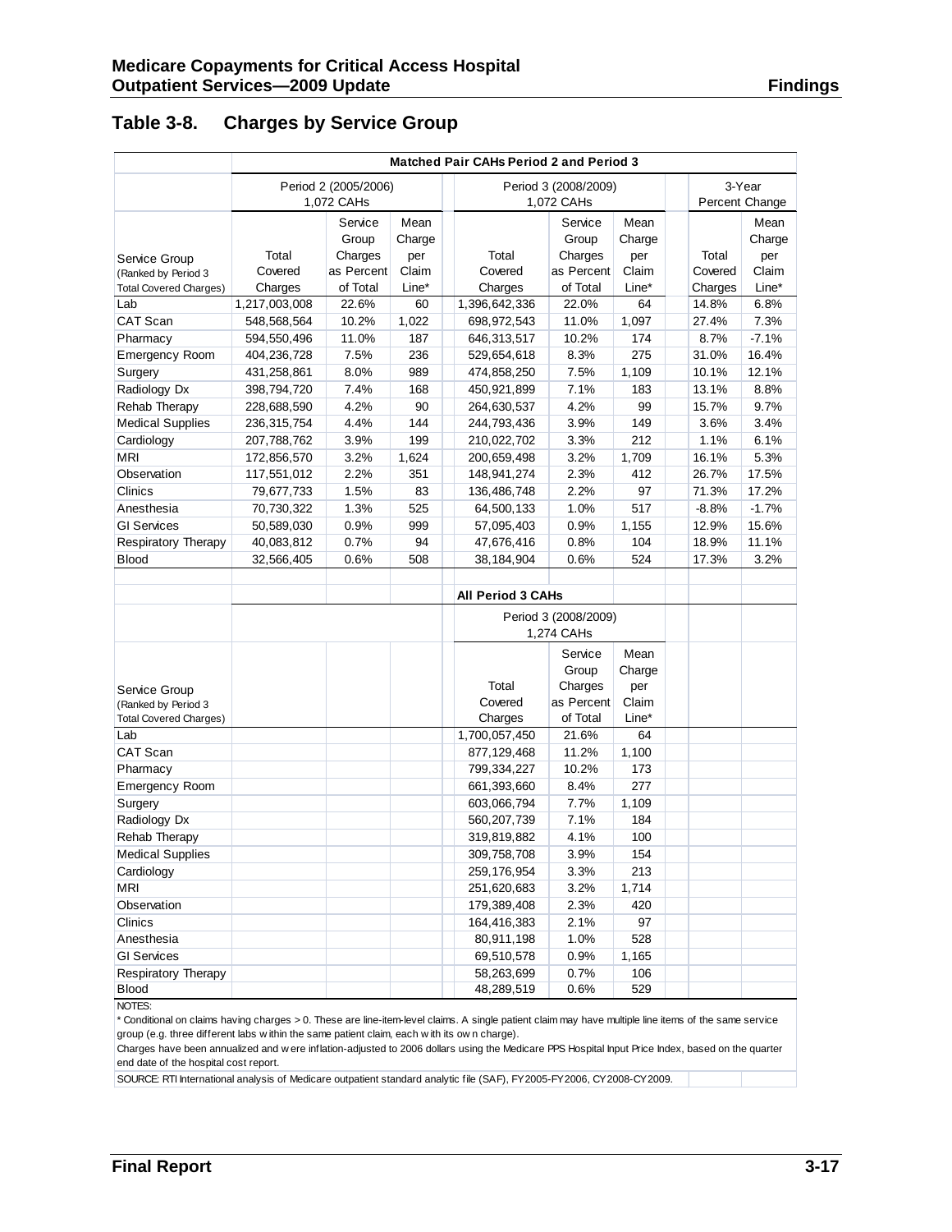## Table 3-8. Charges by Service Group

| | Matched Pair CAHs Period 2 and Period 3 | | | | | | | |
|---|---|---|---|---|---|---|---|---|
| | Period 2 (2005/2006) 1,072 CAHs | | | Period 3 (2008/2009) 1,072 CAHs | | | 3-Year Percent Change | |
| Service Group (Ranked by Period 3 Total Covered Charges) | Total Covered Charges | Service Group Charges as Percent of Total | Mean Charge per Claim Line* | Total Covered Charges | Service Group Charges as Percent of Total | Mean Charge per Claim Line* | Total Covered Charges | Mean Charge per Claim Line* |
| Lab | 1,217,003,008 | 22.6% | 60 | 1,396,642,336 | 22.0% | 64 | 14.8% | 6.8% |
| CAT Scan | 548,568,564 | 10.2% | 1,022 | 698,972,543 | 11.0% | 1,097 | 27.4% | 7.3% |
| Pharmacy | 594,550,496 | 11.0% | 187 | 646,313,517 | 10.2% | 174 | 8.7% | -7.1% |
| Emergency Room | 404,236,728 | 7.5% | 236 | 529,654,618 | 8.3% | 275 | 31.0% | 16.4% |
| Surgery | 431,258,861 | 8.0% | 989 | 474,858,250 | 7.5% | 1,109 | 10.1% | 12.1% |
| Radiology Dx | 398,794,720 | 7.4% | 168 | 450,921,899 | 7.1% | 183 | 13.1% | 8.8% |
| Rehab Therapy | 228,688,590 | 4.2% | 90 | 264,630,537 | 4.2% | 99 | 15.7% | 9.7% |
| Medical Supplies | 236,315,754 | 4.4% | 144 | 244,793,436 | 3.9% | 149 | 3.6% | 3.4% |
| Cardiology | 207,788,762 | 3.9% | 199 | 210,022,702 | 3.3% | 212 | 1.1% | 6.1% |
| MRI | 172,856,570 | 3.2% | 1,624 | 200,659,498 | 3.2% | 1,709 | 16.1% | 5.3% |
| Observation | 117,551,012 | 2.2% | 351 | 148,941,274 | 2.3% | 412 | 26.7% | 17.5% |
| Clinics | 79,677,733 | 1.5% | 83 | 136,486,748 | 2.2% | 97 | 71.3% | 17.2% |
| Anesthesia | 70,730,322 | 1.3% | 525 | 64,500,133 | 1.0% | 517 | -8.8% | -1.7% |
| GI Services | 50,589,030 | 0.9% | 999 | 57,095,403 | 0.9% | 1,155 | 12.9% | 15.6% |
| Respiratory Therapy | 40,083,812 | 0.7% | 94 | 47,676,416 | 0.8% | 104 | 18.9% | 11.1% |
| Blood | 32,566,405 | 0.6% | 508 | 38,184,904 | 0.6% | 524 | 17.3% | 3.2% |
| | | | | | | | | |
| | | | | **All Period 3 CAHs** | | | | |
| | | | | Period 3 (2008/2009) 1,274 CAHs | | | | |
| Service Group (Ranked by Period 3 Total Covered Charges) | | | | Total Covered Charges | Service Group Charges as Percent of Total | Mean Charge per Claim Line* | | |
| Lab | | | | 1,700,057,450 | 21.6% | 64 | | |
| CAT Scan | | | | 877,129,468 | 11.2% | 1,100 | | |
| Pharmacy | | | | 799,334,227 | 10.2% | 173 | | |
| Emergency Room | | | | 661,393,660 | 8.4% | 277 | | |
| Surgery | | | | 603,066,794 | 7.7% | 1,109 | | |
| Radiology Dx | | | | 560,207,739 | 7.1% | 184 | | |
| Rehab Therapy | | | | 319,819,882 | 4.1% | 100 | | |
| Medical Supplies | | | | 309,758,708 | 3.9% | 154 | | |
| Cardiology | | | | 259,176,954 | 3.3% | 213 | | |
| MRI | | | | 251,620,683 | 3.2% | 1,714 | | |
| Observation | | | | 179,389,408 | 2.3% | 420 | | |
| Clinics | | | | 164,416,383 | 2.1% | 97 | | |
| Anesthesia | | | | 80,911,198 | 1.0% | 528 | | |
| GI Services | | | | 69,510,578 | 0.9% | 1,165 | | |
| Respiratory Therapy | | | | 58,263,699 | 0.7% | 106 | | |
| Blood | | | | 48,289,519 | 0.6% | 529 | | |

NOTES:

* Conditional on claims having charges > 0. These are line-item-level claims. A single patient claim may have multiple line items of the same service group (e.g. three different labs within the same patient claim, each with its own charge).

Charges have been annualized and were inflation-adjusted to 2006 dollars using the Medicare PPS Hospital Input Price Index, based on the quarter end date of the hospital cost report.

SOURCE: RTI International analysis of Medicare outpatient standard analytic file (SAF), FY2005-FY2006, CY2008-CY2009.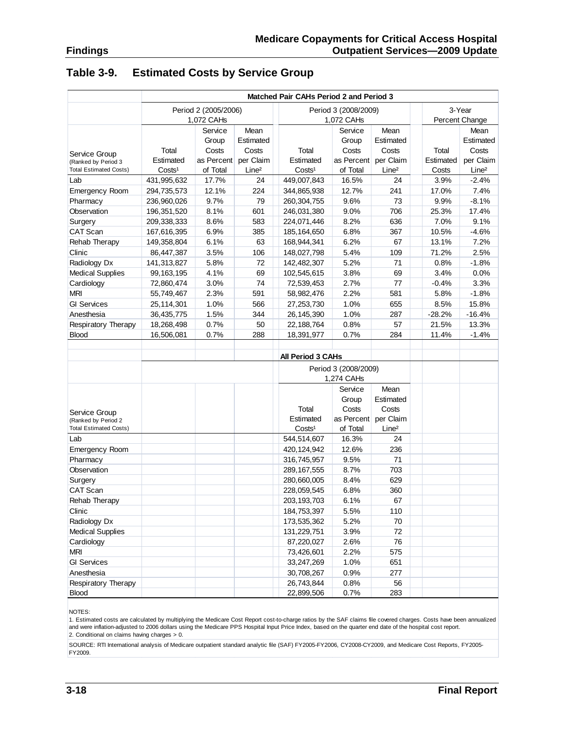## Table 3-9. Estimated Costs by Service Group

| Service Group (Ranked by Period 3 Total Estimated Costs) | Matched Pair CAHs Period 2 and Period 3 | | | | | | | |
|---|---|---|---|---|---|---|---|---|
| | Period 2 (2005/2006) 1,072 CAHs | | | Period 3 (2008/2009) 1,072 CAHs | | | 3-Year Percent Change | |
| | Total Estimated Costs[1] | Service Group Costs as Percent of Total | Mean Estimated Costs per Claim Line[2] | Total Estimated Costs[1] | Service Group Costs as Percent of Total | Mean Estimated Costs per Claim Line[2] | Total Estimated Costs | Mean Estimated Costs per Claim Line[2] |
| Lab | 431,995,632 | 17.7% | 24 | 449,007,843 | 16.5% | 24 | 3.9% | -2.4% |
| Emergency Room | 294,735,573 | 12.1% | 224 | 344,865,938 | 12.7% | 241 | 17.0% | 7.4% |
| Pharmacy | 236,960,026 | 9.7% | 79 | 260,304,755 | 9.6% | 73 | 9.9% | -8.1% |
| Observation | 196,351,520 | 8.1% | 601 | 246,031,380 | 9.0% | 706 | 25.3% | 17.4% |
| Surgery | 209,338,333 | 8.6% | 583 | 224,071,446 | 8.2% | 636 | 7.0% | 9.1% |
| CAT Scan | 167,616,395 | 6.9% | 385 | 185,164,650 | 6.8% | 367 | 10.5% | -4.6% |
| Rehab Therapy | 149,358,804 | 6.1% | 63 | 168,944,341 | 6.2% | 67 | 13.1% | 7.2% |
| Clinic | 86,447,387 | 3.5% | 106 | 148,027,798 | 5.4% | 109 | 71.2% | 2.5% |
| Radiology Dx | 141,313,827 | 5.8% | 72 | 142,482,307 | 5.2% | 71 | 0.8% | -1.8% |
| Medical Supplies | 99,163,195 | 4.1% | 69 | 102,545,615 | 3.8% | 69 | 3.4% | 0.0% |
| Cardiology | 72,860,474 | 3.0% | 74 | 72,539,453 | 2.7% | 77 | -0.4% | 3.3% |
| MRI | 55,749,467 | 2.3% | 591 | 58,982,476 | 2.2% | 581 | 5.8% | -1.8% |
| GI Services | 25,114,301 | 1.0% | 566 | 27,253,730 | 1.0% | 655 | 8.5% | 15.8% |
| Anesthesia | 36,435,775 | 1.5% | 344 | 26,145,390 | 1.0% | 287 | -28.2% | -16.4% |
| Respiratory Therapy | 18,268,498 | 0.7% | 50 | 22,188,764 | 0.8% | 57 | 21.5% | 13.3% |
| Blood | 16,506,081 | 0.7% | 288 | 18,391,977 | 0.7% | 284 | 11.4% | -1.4% |

| Service Group (Ranked by Period 2 Total Estimated Costs) | All Period 3 CAHs | | |
|---|---|---|---|
| | Period 3 (2008/2009) 1,274 CAHs | | |
| | Total Estimated Costs[1] | Service Group Costs as Percent of Total | Mean Estimated Costs per Claim Line[2] |
| Lab | 544,514,607 | 16.3% | 24 |
| Emergency Room | 420,124,942 | 12.6% | 236 |
| Pharmacy | 316,745,957 | 9.5% | 71 |
| Observation | 289,167,555 | 8.7% | 703 |
| Surgery | 280,660,005 | 8.4% | 629 |
| CAT Scan | 228,059,545 | 6.8% | 360 |
| Rehab Therapy | 203,193,703 | 6.1% | 67 |
| Clinic | 184,753,397 | 5.5% | 110 |
| Radiology Dx | 173,535,362 | 5.2% | 70 |
| Medical Supplies | 131,229,751 | 3.9% | 72 |
| Cardiology | 87,220,027 | 2.6% | 76 |
| MRI | 73,426,601 | 2.2% | 575 |
| GI Services | 33,247,269 | 1.0% | 651 |
| Anesthesia | 30,708,267 | 0.9% | 277 |
| Respiratory Therapy | 26,743,844 | 0.8% | 56 |
| Blood | 22,899,506 | 0.7% | 283 |

NOTES:

1. Estimated costs are calculated by multiplying the Medicare Cost Report cost-to-charge ratios by the SAF claims file covered charges. Costs have been annualized and were inflation-adjusted to 2006 dollars using the Medicare PPS Hospital Input Price Index, based on the quarter end date of the hospital cost report.
2. Conditional on claims having charges > 0.

SOURCE: RTI International analysis of Medicare outpatient standard analytic file (SAF) FY2005-FY2006, CY2008-CY2009, and Medicare Cost Reports, FY2005-FY2009.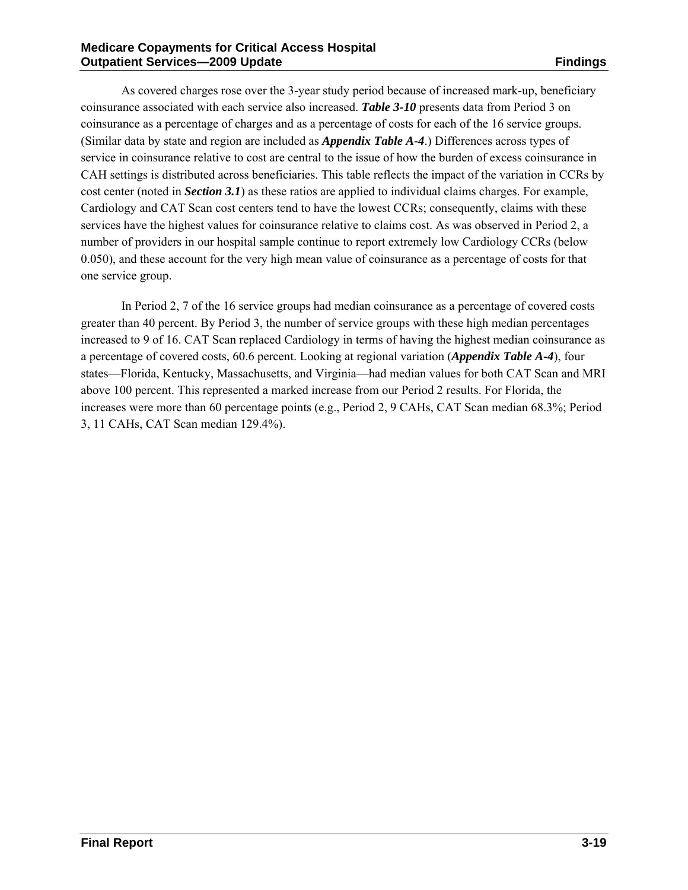As covered charges rose over the 3-year study period because of increased mark-up, beneficiary coinsurance associated with each service also increased. ***Table 3-10*** presents data from Period 3 on coinsurance as a percentage of charges and as a percentage of costs for each of the 16 service groups. (Similar data by state and region are included as ***Appendix Table A-4***.) Differences across types of service in coinsurance relative to cost are central to the issue of how the burden of excess coinsurance in CAH settings is distributed across beneficiaries. This table reflects the impact of the variation in CCRs by cost center (noted in ***Section 3.1***) as these ratios are applied to individual claims charges. For example, Cardiology and CAT Scan cost centers tend to have the lowest CCRs; consequently, claims with these services have the highest values for coinsurance relative to claims cost. As was observed in Period 2, a number of providers in our hospital sample continue to report extremely low Cardiology CCRs (below 0.050), and these account for the very high mean value of coinsurance as a percentage of costs for that one service group.

In Period 2, 7 of the 16 service groups had median coinsurance as a percentage of covered costs greater than 40 percent. By Period 3, the number of service groups with these high median percentages increased to 9 of 16. CAT Scan replaced Cardiology in terms of having the highest median coinsurance as a percentage of covered costs, 60.6 percent. Looking at regional variation (***Appendix Table A-4***), four states—Florida, Kentucky, Massachusetts, and Virginia—had median values for both CAT Scan and MRI above 100 percent. This represented a marked increase from our Period 2 results. For Florida, the increases were more than 60 percentage points (e.g., Period 2, 9 CAHs, CAT Scan median 68.3%; Period 3, 11 CAHs, CAT Scan median 129.4%).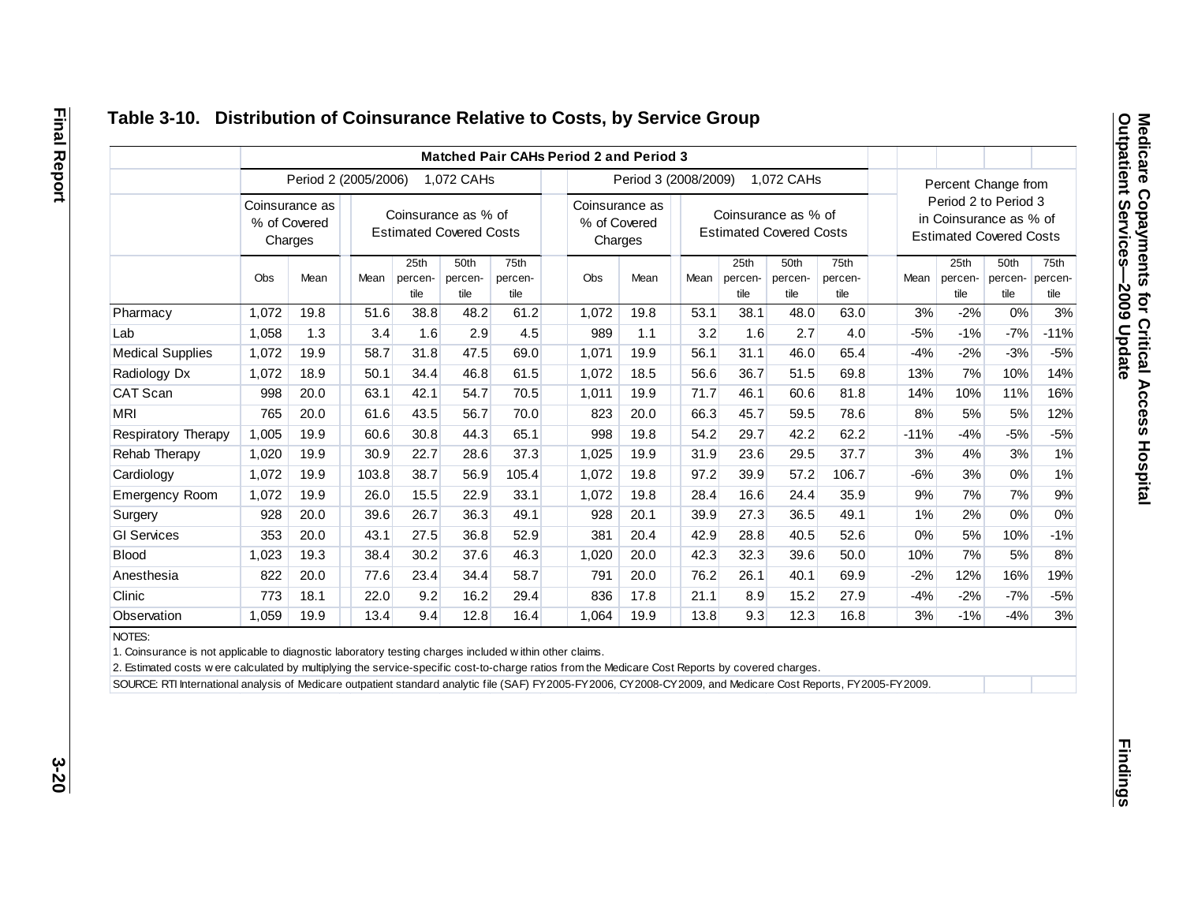## Table 3-10. Distribution of Coinsurance Relative to Costs, by Service Group

| | Matched Pair CAHs Period 2 and Period 3 | | | | | | | | | | | | | | | |
|---|---|---|---|---|---|---|---|---|---|---|---|---|---|---|---|---|
| | Period 2 (2005/2006) 1,072 CAHs | | | | | | Period 3 (2008/2009) 1,072 CAHs | | | | | | Percent Change from Period 2 to Period 3 in Coinsurance as % of Estimated Covered Costs | | | |
| | Coinsurance as % of Covered Charges | | Coinsurance as % of Estimated Covered Costs | | | | Coinsurance as % of Covered Charges | | Coinsurance as % of Estimated Covered Costs | | | | | | | |
| | Obs | Mean | Mean | 25th percentile | 50th percentile | 75th percentile | Obs | Mean | Mean | 25th percentile | 50th percentile | 75th percentile | Mean | 25th percentile | 50th percentile | 75th percentile |
| Pharmacy | 1,072 | 19.8 | 51.6 | 38.8 | 48.2 | 61.2 | 1,072 | 19.8 | 53.1 | 38.1 | 48.0 | 63.0 | 3% | -2% | 0% | 3% |
| Lab | 1,058 | 1.3 | 3.4 | 1.6 | 2.9 | 4.5 | 989 | 1.1 | 3.2 | 1.6 | 2.7 | 4.0 | -5% | -1% | -7% | -11% |
| Medical Supplies | 1,072 | 19.9 | 58.7 | 31.8 | 47.5 | 69.0 | 1,071 | 19.9 | 56.1 | 31.1 | 46.0 | 65.4 | -4% | -2% | -3% | -5% |
| Radiology Dx | 1,072 | 18.9 | 50.1 | 34.4 | 46.8 | 61.5 | 1,072 | 18.5 | 56.6 | 36.7 | 51.5 | 69.8 | 13% | 7% | 10% | 14% |
| CAT Scan | 998 | 20.0 | 63.1 | 42.1 | 54.7 | 70.5 | 1,011 | 19.9 | 71.7 | 46.1 | 60.6 | 81.8 | 14% | 10% | 11% | 16% |
| MRI | 765 | 20.0 | 61.6 | 43.5 | 56.7 | 70.0 | 823 | 20.0 | 66.3 | 45.7 | 59.5 | 78.6 | 8% | 5% | 5% | 12% |
| Respiratory Therapy | 1,005 | 19.9 | 60.6 | 30.8 | 44.3 | 65.1 | 998 | 19.8 | 54.2 | 29.7 | 42.2 | 62.2 | -11% | -4% | -5% | -5% |
| Rehab Therapy | 1,020 | 19.9 | 30.9 | 22.7 | 28.6 | 37.3 | 1,025 | 19.9 | 31.9 | 23.6 | 29.5 | 37.7 | 3% | 4% | 3% | 1% |
| Cardiology | 1,072 | 19.9 | 103.8 | 38.7 | 56.9 | 105.4 | 1,072 | 19.8 | 97.2 | 39.9 | 57.2 | 106.7 | -6% | 3% | 0% | 1% |
| Emergency Room | 1,072 | 19.9 | 26.0 | 15.5 | 22.9 | 33.1 | 1,072 | 19.8 | 28.4 | 16.6 | 24.4 | 35.9 | 9% | 7% | 7% | 9% |
| Surgery | 928 | 20.0 | 39.6 | 26.7 | 36.3 | 49.1 | 928 | 20.1 | 39.9 | 27.3 | 36.5 | 49.1 | 1% | 2% | 0% | 0% |
| GI Services | 353 | 20.0 | 43.1 | 27.5 | 36.8 | 52.9 | 381 | 20.4 | 42.9 | 28.8 | 40.5 | 52.6 | 0% | 5% | 10% | -1% |
| Blood | 1,023 | 19.3 | 38.4 | 30.2 | 37.6 | 46.3 | 1,020 | 20.0 | 42.3 | 32.3 | 39.6 | 50.0 | 10% | 7% | 5% | 8% |
| Anesthesia | 822 | 20.0 | 77.6 | 23.4 | 34.4 | 58.7 | 791 | 20.0 | 76.2 | 26.1 | 40.1 | 69.9 | -2% | 12% | 16% | 19% |
| Clinic | 773 | 18.1 | 22.0 | 9.2 | 16.2 | 29.4 | 836 | 17.8 | 21.1 | 8.9 | 15.2 | 27.9 | -4% | -2% | -7% | -5% |
| Observation | 1,059 | 19.9 | 13.4 | 9.4 | 12.8 | 16.4 | 1,064 | 19.9 | 13.8 | 9.3 | 12.3 | 16.8 | 3% | -1% | -4% | 3% |

NOTES:

1. Coinsurance is not applicable to diagnostic laboratory testing charges included within other claims.
2. Estimated costs were calculated by multiplying the service-specific cost-to-charge ratios from the Medicare Cost Reports by covered charges.

SOURCE: RTI International analysis of Medicare outpatient standard analytic file (SAF) FY2005-FY2006, CY2008-CY2009, and Medicare Cost Reports, FY2005-FY2009.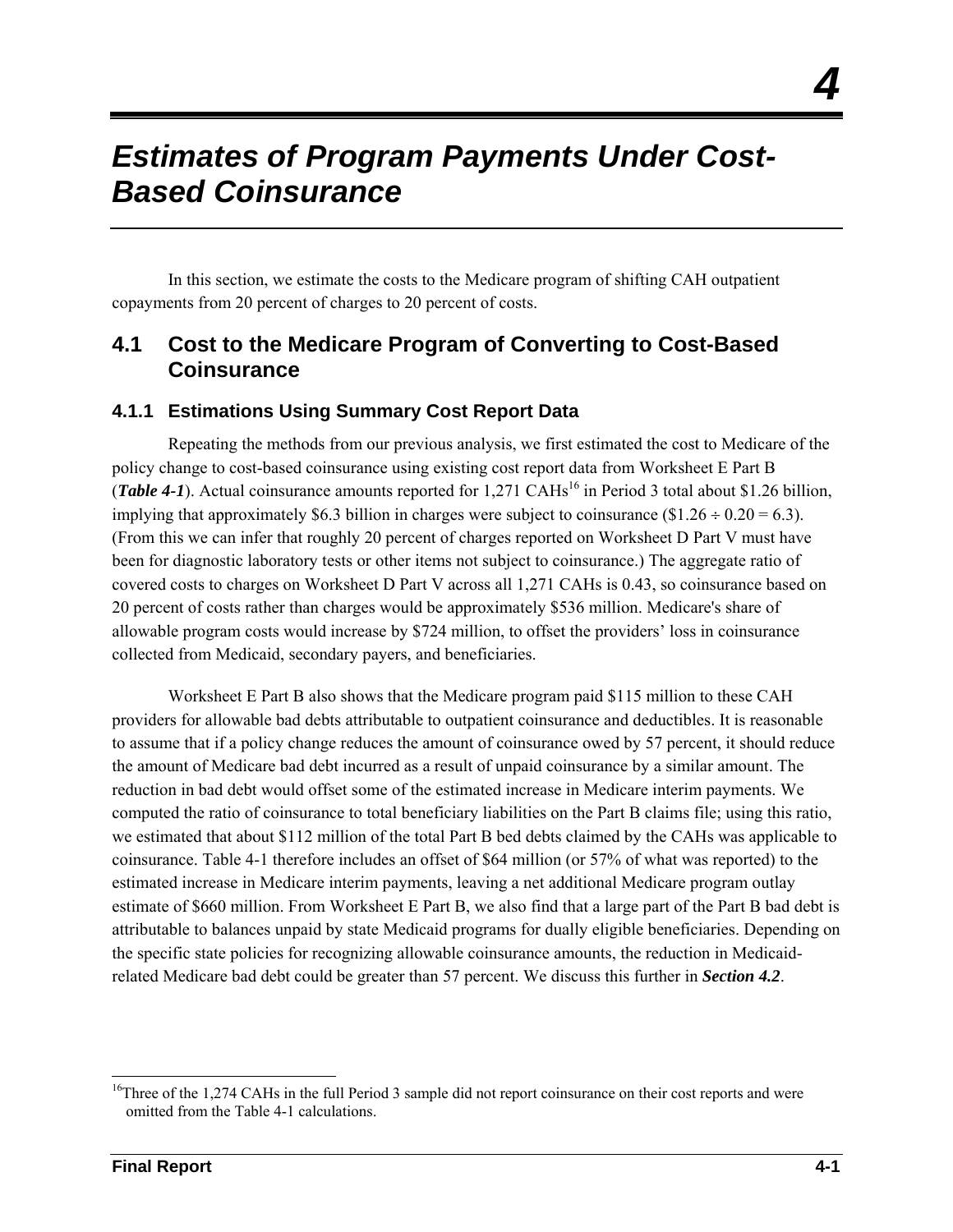# 4

# Estimates of Program Payments Under Cost-Based Coinsurance

In this section, we estimate the costs to the Medicare program of shifting CAH outpatient copayments from 20 percent of charges to 20 percent of costs.

## 4.1 Cost to the Medicare Program of Converting to Cost-Based Coinsurance

### 4.1.1 Estimations Using Summary Cost Report Data

Repeating the methods from our previous analysis, we first estimated the cost to Medicare of the policy change to cost-based coinsurance using existing cost report data from Worksheet E Part B (***Table 4-1***). Actual coinsurance amounts reported for 1,271 CAHs[16] in Period 3 total about $1.26 billion, implying that approximately $6.3 billion in charges were subject to coinsurance ($1.26 ÷ 0.20 = 6.3). (From this we can infer that roughly 20 percent of charges reported on Worksheet D Part V must have been for diagnostic laboratory tests or other items not subject to coinsurance.) The aggregate ratio of covered costs to charges on Worksheet D Part V across all 1,271 CAHs is 0.43, so coinsurance based on 20 percent of costs rather than charges would be approximately $536 million. Medicare's share of allowable program costs would increase by $724 million, to offset the providers' loss in coinsurance collected from Medicaid, secondary payers, and beneficiaries.

Worksheet E Part B also shows that the Medicare program paid $115 million to these CAH providers for allowable bad debts attributable to outpatient coinsurance and deductibles. It is reasonable to assume that if a policy change reduces the amount of coinsurance owed by 57 percent, it should reduce the amount of Medicare bad debt incurred as a result of unpaid coinsurance by a similar amount. The reduction in bad debt would offset some of the estimated increase in Medicare interim payments. We computed the ratio of coinsurance to total beneficiary liabilities on the Part B claims file; using this ratio, we estimated that about $112 million of the total Part B bed debts claimed by the CAHs was applicable to coinsurance. Table 4-1 therefore includes an offset of $64 million (or 57% of what was reported) to the estimated increase in Medicare interim payments, leaving a net additional Medicare program outlay estimate of $660 million. From Worksheet E Part B, we also find that a large part of the Part B bad debt is attributable to balances unpaid by state Medicaid programs for dually eligible beneficiaries. Depending on the specific state policies for recognizing allowable coinsurance amounts, the reduction in Medicaid-related Medicare bad debt could be greater than 57 percent. We discuss this further in ***Section 4.2***.

[16] Three of the 1,274 CAHs in the full Period 3 sample did not report coinsurance on their cost reports and were omitted from the Table 4-1 calculations.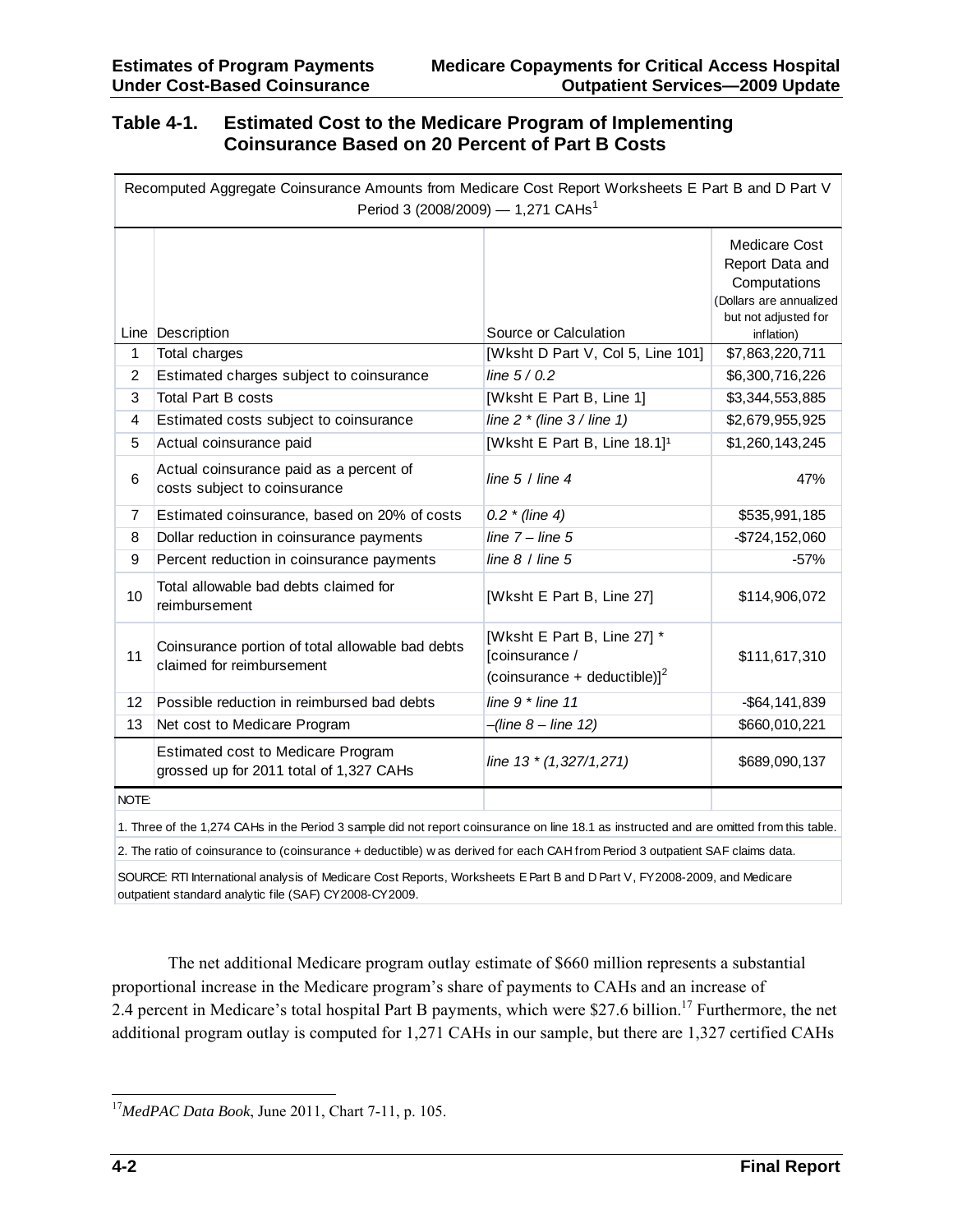## Table 4-1. Estimated Cost to the Medicare Program of Implementing Coinsurance Based on 20 Percent of Part B Costs

| Recomputed Aggregate Coinsurance Amounts from Medicare Cost Report Worksheets E Part B and D Part V Period 3 (2008/2009) — 1,271 CAHs[1] | | | |
|---|---|---|---|
| Line | Description | Source or Calculation | Medicare Cost Report Data and Computations (Dollars are annualized but not adjusted for inflation) |
| 1 | Total charges | [Wksht D Part V, Col 5, Line 101] | $7,863,220,711 |
| 2 | Estimated charges subject to coinsurance | *line 5 / 0.2* | $6,300,716,226 |
| 3 | Total Part B costs | [Wksht E Part B, Line 1] | $3,344,553,885 |
| 4 | Estimated costs subject to coinsurance | *line 2 * (line 3 / line 1)* | $2,679,955,925 |
| 5 | Actual coinsurance paid | [Wksht E Part B, Line 18.1][1] | $1,260,143,245 |
| 6 | Actual coinsurance paid as a percent of costs subject to coinsurance | *line 5 / line 4* | 47% |
| 7 | Estimated coinsurance, based on 20% of costs | *0.2 * (line 4)* | $535,991,185 |
| 8 | Dollar reduction in coinsurance payments | *line 7 – line 5* | -$724,152,060 |
| 9 | Percent reduction in coinsurance payments | *line 8 / line 5* | -57% |
| 10 | Total allowable bad debts claimed for reimbursement | [Wksht E Part B, Line 27] | $114,906,072 |
| 11 | Coinsurance portion of total allowable bad debts claimed for reimbursement | [Wksht E Part B, Line 27] * [coinsurance / (coinsurance + deductible)][2] | $111,617,310 |
| 12 | Possible reduction in reimbursed bad debts | *line 9 * line 11* | -$64,141,839 |
| 13 | Net cost to Medicare Program | *–(line 8 – line 12)* | $660,010,221 |
| | Estimated cost to Medicare Program grossed up for 2011 total of 1,327 CAHs | *line 13 * (1,327/1,271)* | $689,090,137 |

NOTE:

1. Three of the 1,274 CAHs in the Period 3 sample did not report coinsurance on line 18.1 as instructed and are omitted from this table.

2. The ratio of coinsurance to (coinsurance + deductible) was derived for each CAH from Period 3 outpatient SAF claims data.

SOURCE: RTI International analysis of Medicare Cost Reports, Worksheets E Part B and D Part V, FY2008-2009, and Medicare outpatient standard analytic file (SAF) CY2008-CY2009.

The net additional Medicare program outlay estimate of $660 million represents a substantial proportional increase in the Medicare program's share of payments to CAHs and an increase of 2.4 percent in Medicare's total hospital Part B payments, which were $27.6 billion.[17] Furthermore, the net additional program outlay is computed for 1,271 CAHs in our sample, but there are 1,327 certified CAHs

[17] *MedPAC Data Book*, June 2011, Chart 7-11, p. 105.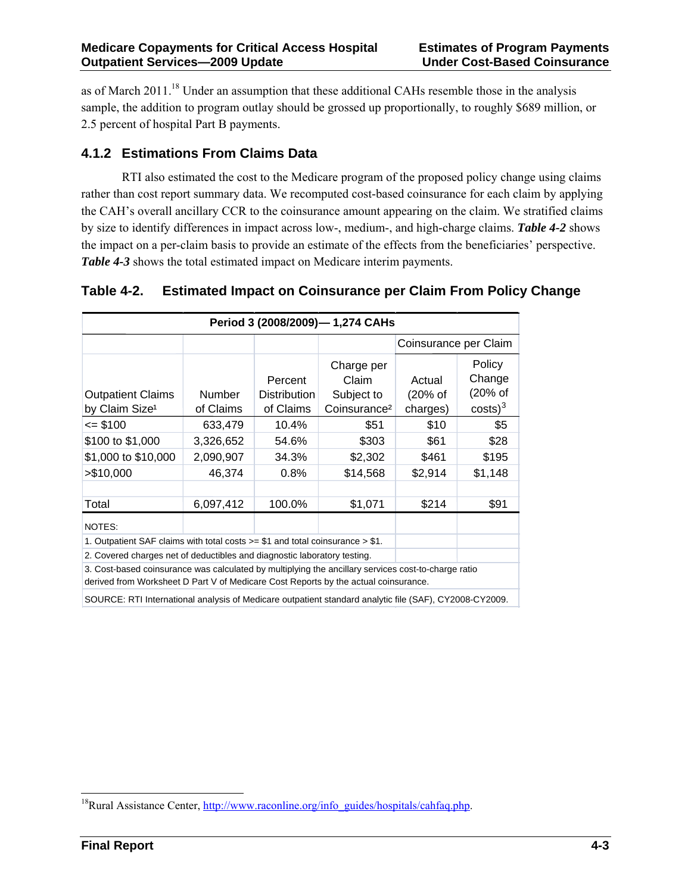as of March 2011.[18] Under an assumption that these additional CAHs resemble those in the analysis sample, the addition to program outlay should be grossed up proportionally, to roughly $689 million, or 2.5 percent of hospital Part B payments.

### 4.1.2 Estimations From Claims Data

RTI also estimated the cost to the Medicare program of the proposed policy change using claims rather than cost report summary data. We recomputed cost-based coinsurance for each claim by applying the CAH's overall ancillary CCR to the coinsurance amount appearing on the claim. We stratified claims by size to identify differences in impact across low-, medium-, and high-charge claims. ***Table 4-2*** shows the impact on a per-claim basis to provide an estimate of the effects from the beneficiaries' perspective. ***Table 4-3*** shows the total estimated impact on Medicare interim payments.

## Table 4-2. Estimated Impact on Coinsurance per Claim From Policy Change

| Period 3 (2008/2009)— 1,274 CAHs | | | | | |
|---|---|---|---|---|---|
| | | | | Coinsurance per Claim | |
| Outpatient Claims by Claim Size[1] | Number of Claims | Percent Distribution of Claims | Charge per Claim Subject to Coinsurance[2] | Actual (20% of charges) | Policy Change (20% of costs)[3] |
| <= $100 | 633,479 | 10.4% | $51 | $10 | $5 |
| $100 to $1,000 | 3,326,652 | 54.6% | $303 | $61 | $28 |
| $1,000 to $10,000 | 2,090,907 | 34.3% | $2,302 | $461 | $195 |
| >$10,000 | 46,374 | 0.8% | $14,568 | $2,914 | $1,148 |
| | | | | | |
| Total | 6,097,412 | 100.0% | $1,071 | $214 | $91 |

NOTES:

1. Outpatient SAF claims with total costs >= $1 and total coinsurance > $1.
2. Covered charges net of deductibles and diagnostic laboratory testing.
3. Cost-based coinsurance was calculated by multiplying the ancillary services cost-to-charge ratio derived from Worksheet D Part V of Medicare Cost Reports by the actual coinsurance.

SOURCE: RTI International analysis of Medicare outpatient standard analytic file (SAF), CY2008-CY2009.

[18] Rural Assistance Center, http://www.raconline.org/info_guides/hospitals/cahfaq.php.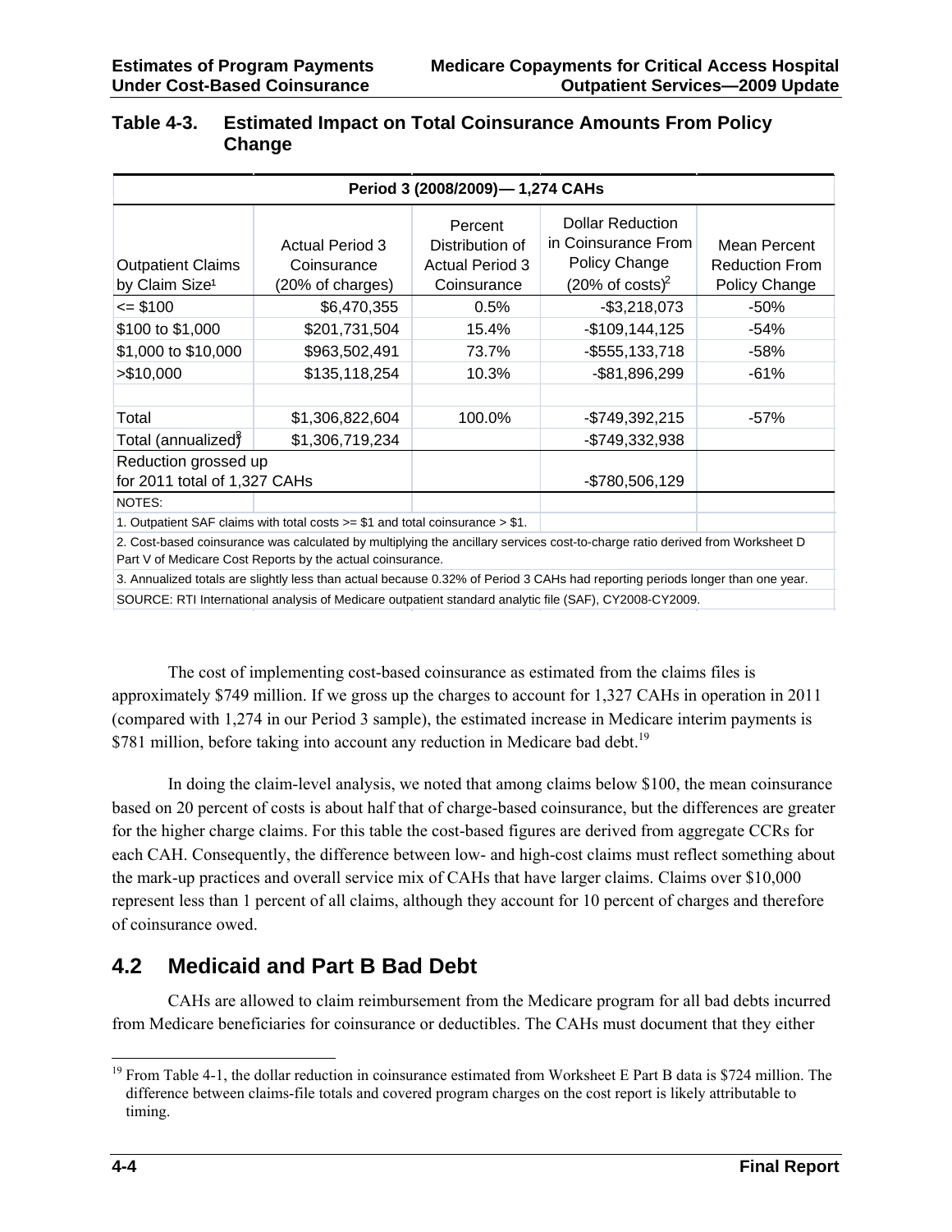### Table 4-3. Estimated Impact on Total Coinsurance Amounts From Policy Change

| Period 3 (2008/2009)— 1,274 CAHs | | | | |
|---|---|---|---|---|
| Outpatient Claims by Claim Size[1] | Actual Period 3 Coinsurance (20% of charges) | Percent Distribution of Actual Period 3 Coinsurance | Dollar Reduction in Coinsurance From Policy Change (20% of costs)[2] | Mean Percent Reduction From Policy Change |
| <= $100 | $6,470,355 | 0.5% | -$3,218,073 | -50% |
| $100 to $1,000 | $201,731,504 | 15.4% | -$109,144,125 | -54% |
| $1,000 to $10,000 | $963,502,491 | 73.7% | -$555,133,718 | -58% |
| >$10,000 | $135,118,254 | 10.3% | -$81,896,299 | -61% |
| | | | | |
| Total | $1,306,822,604 | 100.0% | -$749,392,215 | -57% |
| Total (annualized)[3] | $1,306,719,234 | | -$749,332,938 | |
| Reduction grossed up for 2011 total of 1,327 CAHs | | | -$780,506,129 | |

NOTES:

1. Outpatient SAF claims with total costs >= $1 and total coinsurance > $1.
2. Cost-based coinsurance was calculated by multiplying the ancillary services cost-to-charge ratio derived from Worksheet D Part V of Medicare Cost Reports by the actual coinsurance.
3. Annualized totals are slightly less than actual because 0.32% of Period 3 CAHs had reporting periods longer than one year.

SOURCE: RTI International analysis of Medicare outpatient standard analytic file (SAF), CY2008-CY2009.

The cost of implementing cost-based coinsurance as estimated from the claims files is approximately $749 million. If we gross up the charges to account for 1,327 CAHs in operation in 2011 (compared with 1,274 in our Period 3 sample), the estimated increase in Medicare interim payments is $781 million, before taking into account any reduction in Medicare bad debt.[19]

In doing the claim-level analysis, we noted that among claims below $100, the mean coinsurance based on 20 percent of costs is about half that of charge-based coinsurance, but the differences are greater for the higher charge claims. For this table the cost-based figures are derived from aggregate CCRs for each CAH. Consequently, the difference between low- and high-cost claims must reflect something about the mark-up practices and overall service mix of CAHs that have larger claims. Claims over $10,000 represent less than 1 percent of all claims, although they account for 10 percent of charges and therefore of coinsurance owed.

## 4.2 Medicaid and Part B Bad Debt

CAHs are allowed to claim reimbursement from the Medicare program for all bad debts incurred from Medicare beneficiaries for coinsurance or deductibles. The CAHs must document that they either

[19] From Table 4-1, the dollar reduction in coinsurance estimated from Worksheet E Part B data is $724 million. The difference between claims-file totals and covered program charges on the cost report is likely attributable to timing.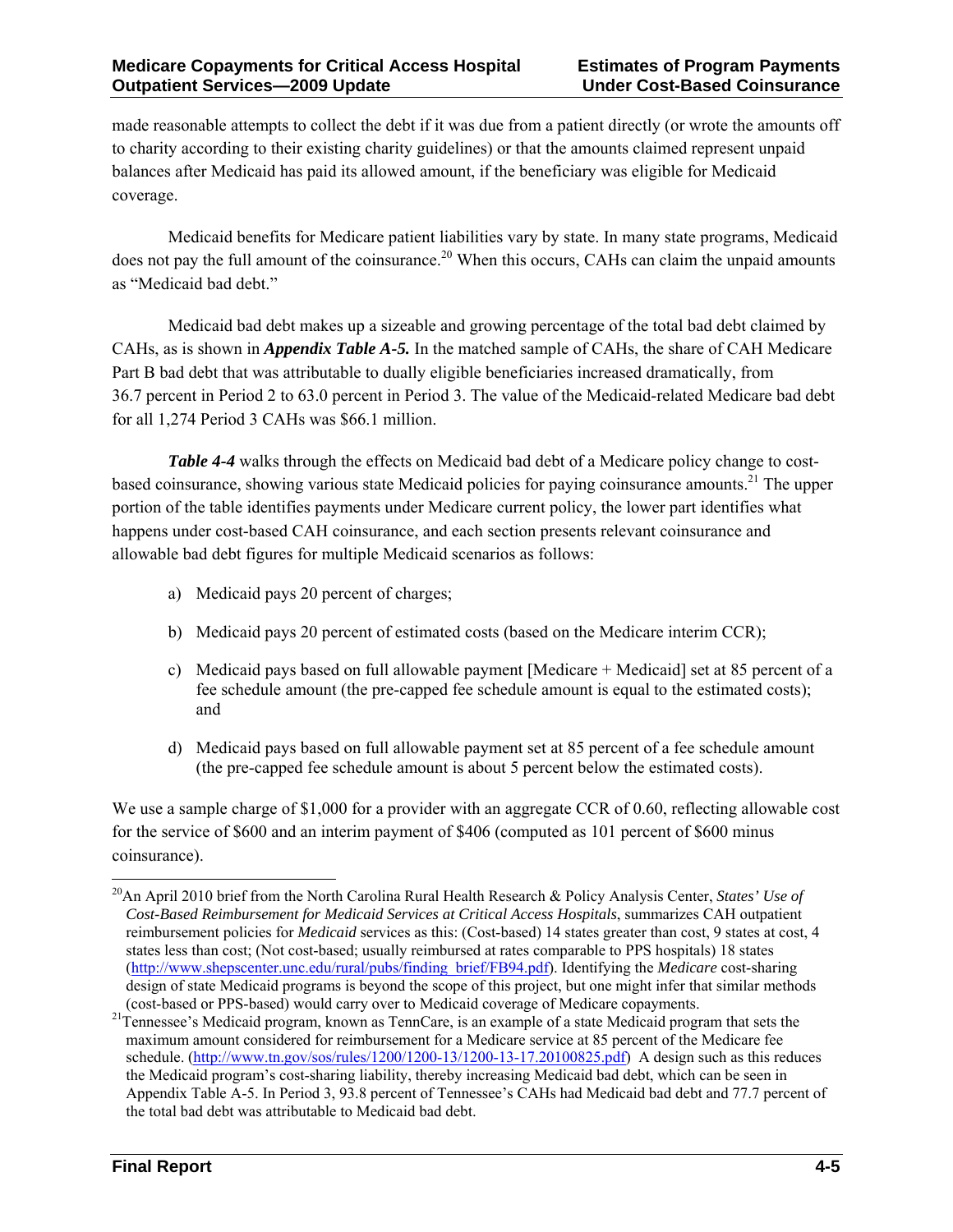made reasonable attempts to collect the debt if it was due from a patient directly (or wrote the amounts off to charity according to their existing charity guidelines) or that the amounts claimed represent unpaid balances after Medicaid has paid its allowed amount, if the beneficiary was eligible for Medicaid coverage.

Medicaid benefits for Medicare patient liabilities vary by state. In many state programs, Medicaid does not pay the full amount of the coinsurance.[20] When this occurs, CAHs can claim the unpaid amounts as "Medicaid bad debt."

Medicaid bad debt makes up a sizeable and growing percentage of the total bad debt claimed by CAHs, as is shown in ***Appendix Table A-5.*** In the matched sample of CAHs, the share of CAH Medicare Part B bad debt that was attributable to dually eligible beneficiaries increased dramatically, from 36.7 percent in Period 2 to 63.0 percent in Period 3. The value of the Medicaid-related Medicare bad debt for all 1,274 Period 3 CAHs was $66.1 million.

***Table 4-4*** walks through the effects on Medicaid bad debt of a Medicare policy change to cost-based coinsurance, showing various state Medicaid policies for paying coinsurance amounts.[21] The upper portion of the table identifies payments under Medicare current policy, the lower part identifies what happens under cost-based CAH coinsurance, and each section presents relevant coinsurance and allowable bad debt figures for multiple Medicaid scenarios as follows:

a) Medicaid pays 20 percent of charges;

b) Medicaid pays 20 percent of estimated costs (based on the Medicare interim CCR);

c) Medicaid pays based on full allowable payment [Medicare + Medicaid] set at 85 percent of a fee schedule amount (the pre-capped fee schedule amount is equal to the estimated costs); and

d) Medicaid pays based on full allowable payment set at 85 percent of a fee schedule amount (the pre-capped fee schedule amount is about 5 percent below the estimated costs).

We use a sample charge of $1,000 for a provider with an aggregate CCR of 0.60, reflecting allowable cost for the service of $600 and an interim payment of $406 (computed as 101 percent of $600 minus coinsurance).

---

[20] An April 2010 brief from the North Carolina Rural Health Research & Policy Analysis Center, *States' Use of Cost-Based Reimbursement for Medicaid Services at Critical Access Hospitals*, summarizes CAH outpatient reimbursement policies for *Medicaid* services as this: (Cost-based) 14 states greater than cost, 9 states at cost, 4 states less than cost; (Not cost-based; usually reimbursed at rates comparable to PPS hospitals) 18 states (http://www.shepscenter.unc.edu/rural/pubs/finding_brief/FB94.pdf). Identifying the *Medicare* cost-sharing design of state Medicaid programs is beyond the scope of this project, but one might infer that similar methods (cost-based or PPS-based) would carry over to Medicaid coverage of Medicare copayments.

[21] Tennessee's Medicaid program, known as TennCare, is an example of a state Medicaid program that sets the maximum amount considered for reimbursement for a Medicare service at 85 percent of the Medicare fee schedule. (http://www.tn.gov/sos/rules/1200/1200-13/1200-13-17.20100825.pdf) A design such as this reduces the Medicaid program's cost-sharing liability, thereby increasing Medicaid bad debt, which can be seen in Appendix Table A-5. In Period 3, 93.8 percent of Tennessee's CAHs had Medicaid bad debt and 77.7 percent of the total bad debt was attributable to Medicaid bad debt.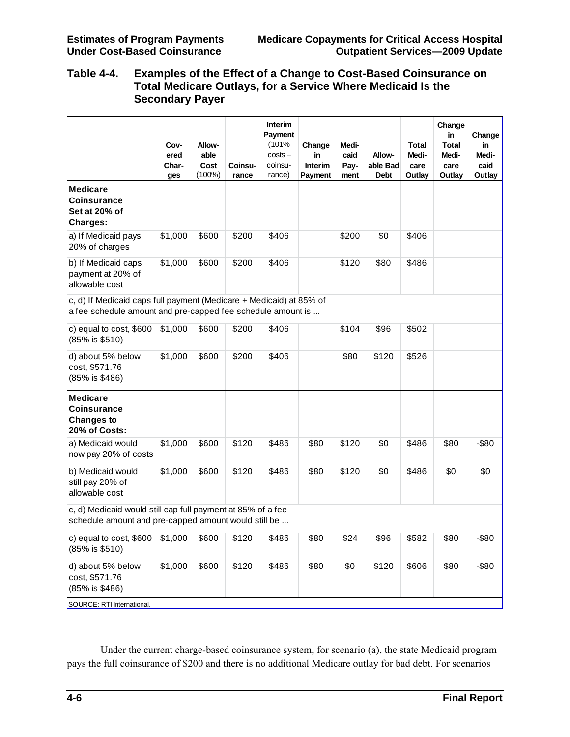## Table 4-4. Examples of the Effect of a Change to Cost-Based Coinsurance on Total Medicare Outlays, for a Service Where Medicaid Is the Secondary Payer

| | Covered Charges | Allowable Cost (100%) | Coinsurance | Interim Payment (101% costs – coinsurance) | Change in Interim Payment | Medicaid Payment | Allowable Bad Debt | Total Medicare Outlay | Change in Total Medicare Outlay | Change in Medicaid Outlay |
|---|---|---|---|---|---|---|---|---|---|---|
| **Medicare Coinsurance Set at 20% of Charges:** | | | | | | | | | | |
| a) If Medicaid pays 20% of charges | $1,000 | $600 | $200 | $406 | | $200 | $0 | $406 | | |
| b) If Medicaid caps payment at 20% of allowable cost | $1,000 | $600 | $200 | $406 | | $120 | $80 | $486 | | |
| c, d) If Medicaid caps full payment (Medicare + Medicaid) at 85% of a fee schedule amount and pre-capped fee schedule amount is ... | | | | | | | | | | |
| c) equal to cost, $600 (85% is $510) | $1,000 | $600 | $200 | $406 | | $104 | $96 | $502 | | |
| d) about 5% below cost, $571.76 (85% is $486) | $1,000 | $600 | $200 | $406 | | $80 | $120 | $526 | | |
| **Medicare Coinsurance Changes to 20% of Costs:** | | | | | | | | | | |
| a) Medicaid would now pay 20% of costs | $1,000 | $600 | $120 | $486 | $80 | $120 | $0 | $486 | $80 | -$80 |
| b) Medicaid would still pay 20% of allowable cost | $1,000 | $600 | $120 | $486 | $80 | $120 | $0 | $486 | $0 | $0 |
| c, d) Medicaid would still cap full payment at 85% of a fee schedule amount and pre-capped amount would still be ... | | | | | | | | | | |
| c) equal to cost, $600 (85% is $510) | $1,000 | $600 | $120 | $486 | $80 | $24 | $96 | $582 | $80 | -$80 |
| d) about 5% below cost, $571.76 (85% is $486) | $1,000 | $600 | $120 | $486 | $80 | $0 | $120 | $606 | $80 | -$80 |

SOURCE: RTI International.

Under the current charge-based coinsurance system, for scenario (a), the state Medicaid program pays the full coinsurance of $200 and there is no additional Medicare outlay for bad debt. For scenarios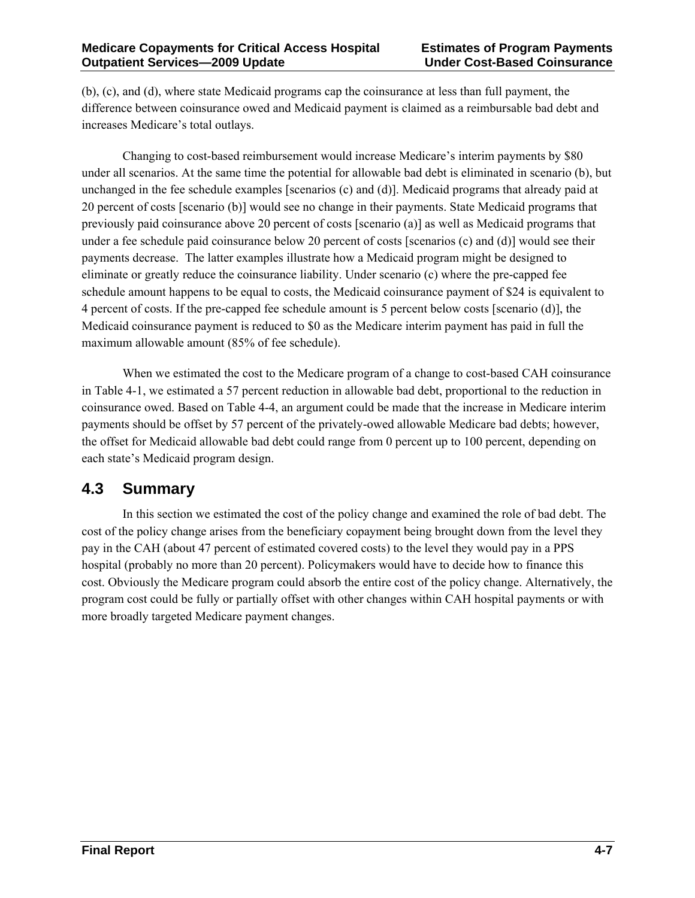(b), (c), and (d), where state Medicaid programs cap the coinsurance at less than full payment, the difference between coinsurance owed and Medicaid payment is claimed as a reimbursable bad debt and increases Medicare's total outlays.

Changing to cost-based reimbursement would increase Medicare's interim payments by $80 under all scenarios. At the same time the potential for allowable bad debt is eliminated in scenario (b), but unchanged in the fee schedule examples [scenarios (c) and (d)]. Medicaid programs that already paid at 20 percent of costs [scenario (b)] would see no change in their payments. State Medicaid programs that previously paid coinsurance above 20 percent of costs [scenario (a)] as well as Medicaid programs that under a fee schedule paid coinsurance below 20 percent of costs [scenarios (c) and (d)] would see their payments decrease. The latter examples illustrate how a Medicaid program might be designed to eliminate or greatly reduce the coinsurance liability. Under scenario (c) where the pre-capped fee schedule amount happens to be equal to costs, the Medicaid coinsurance payment of $24 is equivalent to 4 percent of costs. If the pre-capped fee schedule amount is 5 percent below costs [scenario (d)], the Medicaid coinsurance payment is reduced to $0 as the Medicare interim payment has paid in full the maximum allowable amount (85% of fee schedule).

When we estimated the cost to the Medicare program of a change to cost-based CAH coinsurance in Table 4-1, we estimated a 57 percent reduction in allowable bad debt, proportional to the reduction in coinsurance owed. Based on Table 4-4, an argument could be made that the increase in Medicare interim payments should be offset by 57 percent of the privately-owed allowable Medicare bad debts; however, the offset for Medicaid allowable bad debt could range from 0 percent up to 100 percent, depending on each state's Medicaid program design.

## 4.3 Summary

In this section we estimated the cost of the policy change and examined the role of bad debt. The cost of the policy change arises from the beneficiary copayment being brought down from the level they pay in the CAH (about 47 percent of estimated covered costs) to the level they would pay in a PPS hospital (probably no more than 20 percent). Policymakers would have to decide how to finance this cost. Obviously the Medicare program could absorb the entire cost of the policy change. Alternatively, the program cost could be fully or partially offset with other changes within CAH hospital payments or with more broadly targeted Medicare payment changes.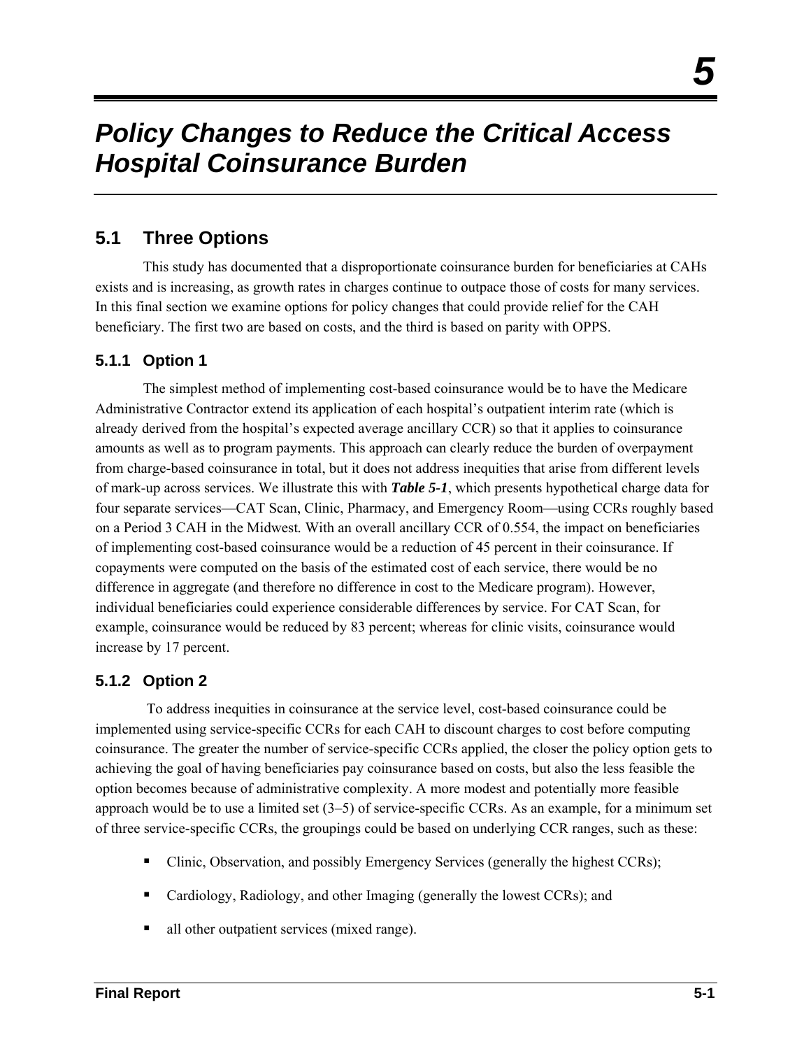# 5

# Policy Changes to Reduce the Critical Access Hospital Coinsurance Burden

## 5.1 Three Options

This study has documented that a disproportionate coinsurance burden for beneficiaries at CAHs exists and is increasing, as growth rates in charges continue to outpace those of costs for many services. In this final section we examine options for policy changes that could provide relief for the CAH beneficiary. The first two are based on costs, and the third is based on parity with OPPS.

### 5.1.1 Option 1

The simplest method of implementing cost-based coinsurance would be to have the Medicare Administrative Contractor extend its application of each hospital's outpatient interim rate (which is already derived from the hospital's expected average ancillary CCR) so that it applies to coinsurance amounts as well as to program payments. This approach can clearly reduce the burden of overpayment from charge-based coinsurance in total, but it does not address inequities that arise from different levels of mark-up across services. We illustrate this with ***Table 5-1***, which presents hypothetical charge data for four separate services—CAT Scan, Clinic, Pharmacy, and Emergency Room—using CCRs roughly based on a Period 3 CAH in the Midwest. With an overall ancillary CCR of 0.554, the impact on beneficiaries of implementing cost-based coinsurance would be a reduction of 45 percent in their coinsurance. If copayments were computed on the basis of the estimated cost of each service, there would be no difference in aggregate (and therefore no difference in cost to the Medicare program). However, individual beneficiaries could experience considerable differences by service. For CAT Scan, for example, coinsurance would be reduced by 83 percent; whereas for clinic visits, coinsurance would increase by 17 percent.

### 5.1.2 Option 2

To address inequities in coinsurance at the service level, cost-based coinsurance could be implemented using service-specific CCRs for each CAH to discount charges to cost before computing coinsurance. The greater the number of service-specific CCRs applied, the closer the policy option gets to achieving the goal of having beneficiaries pay coinsurance based on costs, but also the less feasible the option becomes because of administrative complexity. A more modest and potentially more feasible approach would be to use a limited set (3–5) of service-specific CCRs. As an example, for a minimum set of three service-specific CCRs, the groupings could be based on underlying CCR ranges, such as these:

- Clinic, Observation, and possibly Emergency Services (generally the highest CCRs);
- Cardiology, Radiology, and other Imaging (generally the lowest CCRs); and
- all other outpatient services (mixed range).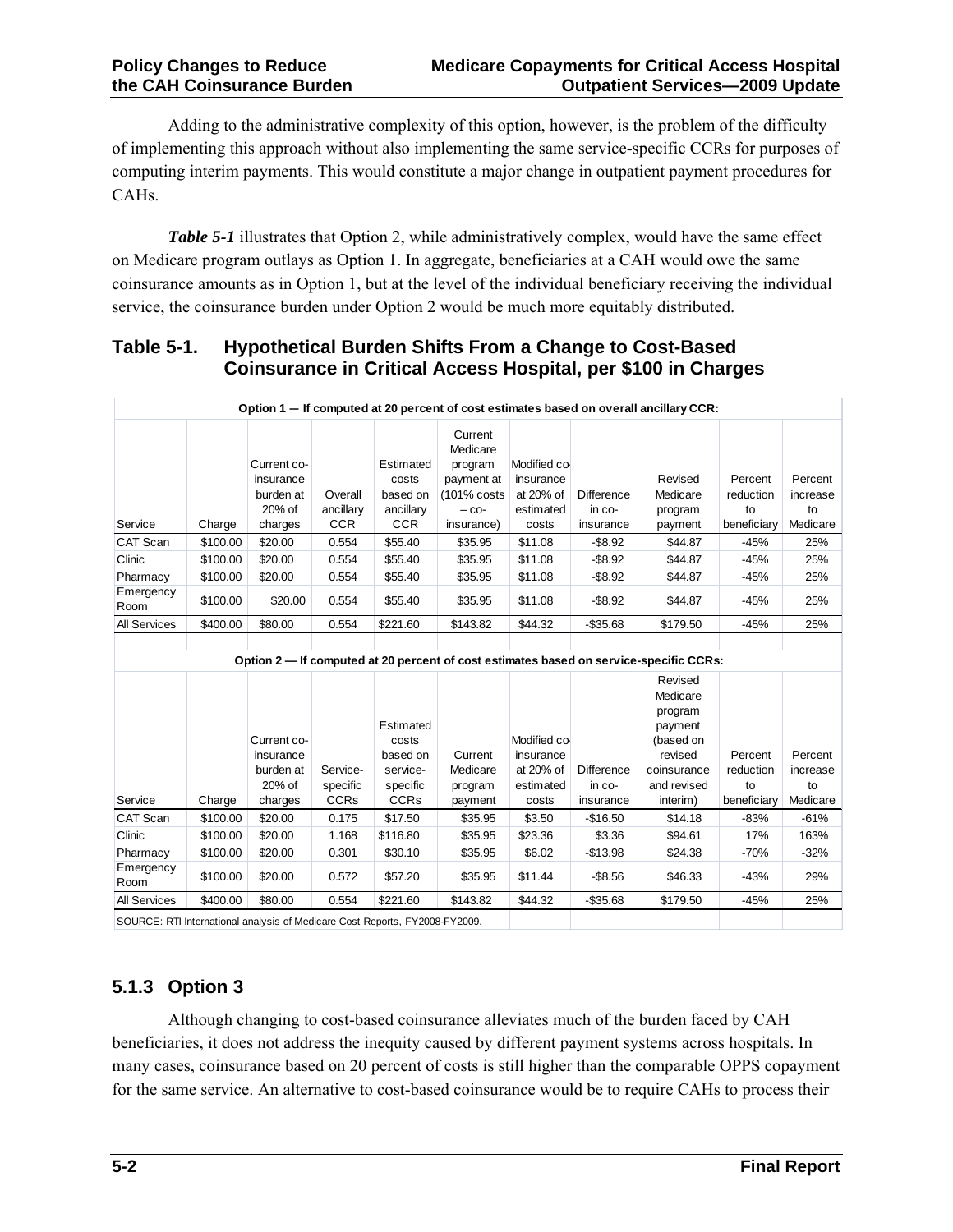Adding to the administrative complexity of this option, however, is the problem of the difficulty of implementing this approach without also implementing the same service-specific CCRs for purposes of computing interim payments. This would constitute a major change in outpatient payment procedures for CAHs.

***Table 5-1*** illustrates that Option 2, while administratively complex, would have the same effect on Medicare program outlays as Option 1. In aggregate, beneficiaries at a CAH would owe the same coinsurance amounts as in Option 1, but at the level of the individual beneficiary receiving the individual service, the coinsurance burden under Option 2 would be much more equitably distributed.

**Table 5-1. Hypothetical Burden Shifts From a Change to Cost-Based Coinsurance in Critical Access Hospital, per $100 in Charges**

| Option 1 — If computed at 20 percent of cost estimates based on overall ancillary CCR: | | | | | | | | | | |
|---|---|---|---|---|---|---|---|---|---|---|
| Service | Charge | Current co-insurance burden at 20% of charges | Overall ancillary CCR | Estimated costs based on ancillary CCR | Current Medicare program payment at (101% costs – co-insurance) | Modified co-insurance at 20% of estimated costs | Difference in co-insurance | Revised Medicare program payment | Percent reduction to beneficiary | Percent increase to Medicare |
| CAT Scan | $100.00 | $20.00 | 0.554 | $55.40 | $35.95 | $11.08 | -$8.92 | $44.87 | -45% | 25% |
| Clinic | $100.00 | $20.00 | 0.554 | $55.40 | $35.95 | $11.08 | -$8.92 | $44.87 | -45% | 25% |
| Pharmacy | $100.00 | $20.00 | 0.554 | $55.40 | $35.95 | $11.08 | -$8.92 | $44.87 | -45% | 25% |
| Emergency Room | $100.00 | $20.00 | 0.554 | $55.40 | $35.95 | $11.08 | -$8.92 | $44.87 | -45% | 25% |
| All Services | $400.00 | $80.00 | 0.554 | $221.60 | $143.82 | $44.32 | -$35.68 | $179.50 | -45% | 25% |
| Option 2 — If computed at 20 percent of cost estimates based on service-specific CCRs: | | | | | | | | | | |
| Service | Charge | Current co-insurance burden at 20% of charges | Service-specific CCRs | Estimated costs based on service-specific CCRs | Current Medicare program payment | Modified co-insurance at 20% of estimated costs | Difference in co-insurance | Revised Medicare program payment (based on revised coinsurance and revised interim) | Percent reduction to beneficiary | Percent increase to Medicare |
| CAT Scan | $100.00 | $20.00 | 0.175 | $17.50 | $35.95 | $3.50 | -$16.50 | $14.18 | -83% | -61% |
| Clinic | $100.00 | $20.00 | 1.168 | $116.80 | $35.95 | $23.36 | $3.36 | $94.61 | 17% | 163% |
| Pharmacy | $100.00 | $20.00 | 0.301 | $30.10 | $35.95 | $6.02 | -$13.98 | $24.38 | -70% | -32% |
| Emergency Room | $100.00 | $20.00 | 0.572 | $57.20 | $35.95 | $11.44 | -$8.56 | $46.33 | -43% | 29% |
| All Services | $400.00 | $80.00 | 0.554 | $221.60 | $143.82 | $44.32 | -$35.68 | $179.50 | -45% | 25% |

SOURCE: RTI International analysis of Medicare Cost Reports, FY2008-FY2009.

### 5.1.3 Option 3

Although changing to cost-based coinsurance alleviates much of the burden faced by CAH beneficiaries, it does not address the inequity caused by different payment systems across hospitals. In many cases, coinsurance based on 20 percent of costs is still higher than the comparable OPPS copayment for the same service. An alternative to cost-based coinsurance would be to require CAHs to process their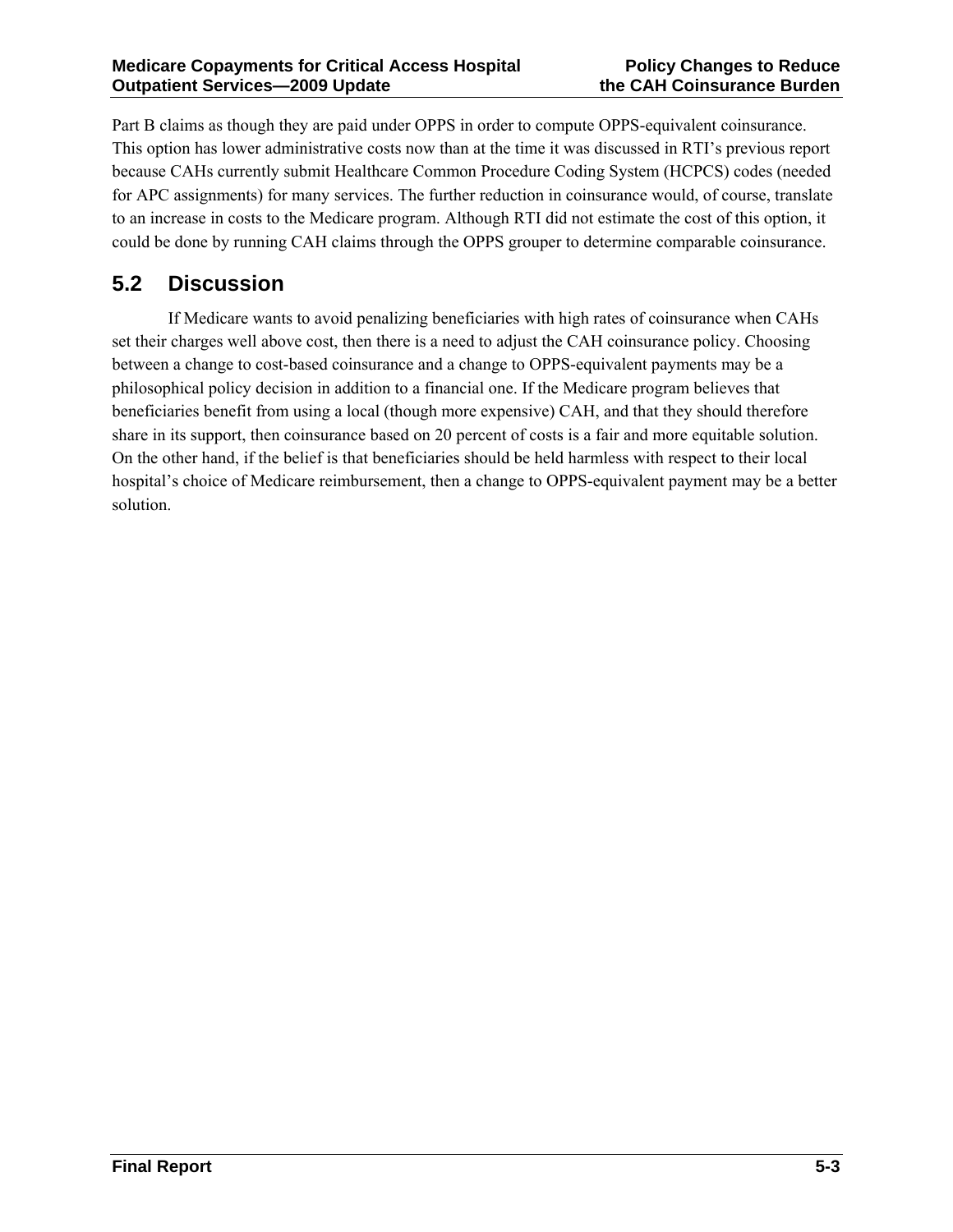Part B claims as though they are paid under OPPS in order to compute OPPS-equivalent coinsurance. This option has lower administrative costs now than at the time it was discussed in RTI's previous report because CAHs currently submit Healthcare Common Procedure Coding System (HCPCS) codes (needed for APC assignments) for many services. The further reduction in coinsurance would, of course, translate to an increase in costs to the Medicare program. Although RTI did not estimate the cost of this option, it could be done by running CAH claims through the OPPS grouper to determine comparable coinsurance.

## 5.2 Discussion

If Medicare wants to avoid penalizing beneficiaries with high rates of coinsurance when CAHs set their charges well above cost, then there is a need to adjust the CAH coinsurance policy. Choosing between a change to cost-based coinsurance and a change to OPPS-equivalent payments may be a philosophical policy decision in addition to a financial one. If the Medicare program believes that beneficiaries benefit from using a local (though more expensive) CAH, and that they should therefore share in its support, then coinsurance based on 20 percent of costs is a fair and more equitable solution. On the other hand, if the belief is that beneficiaries should be held harmless with respect to their local hospital's choice of Medicare reimbursement, then a change to OPPS-equivalent payment may be a better solution.